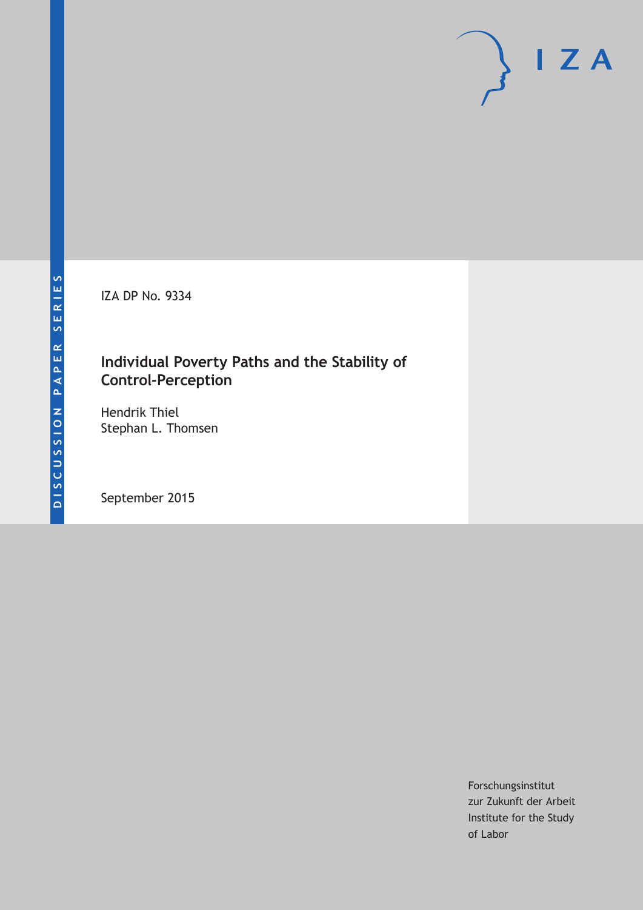DISCUSSION PAPER SERIES

IZA DP No. 9334

# Individual Poverty Paths and the Stability of Control-Perception

Hendrik Thiel
Stephan L. Thomsen

September 2015

Forschungsinstitut
zur Zukunft der Arbeit
Institute for the Study
of Labor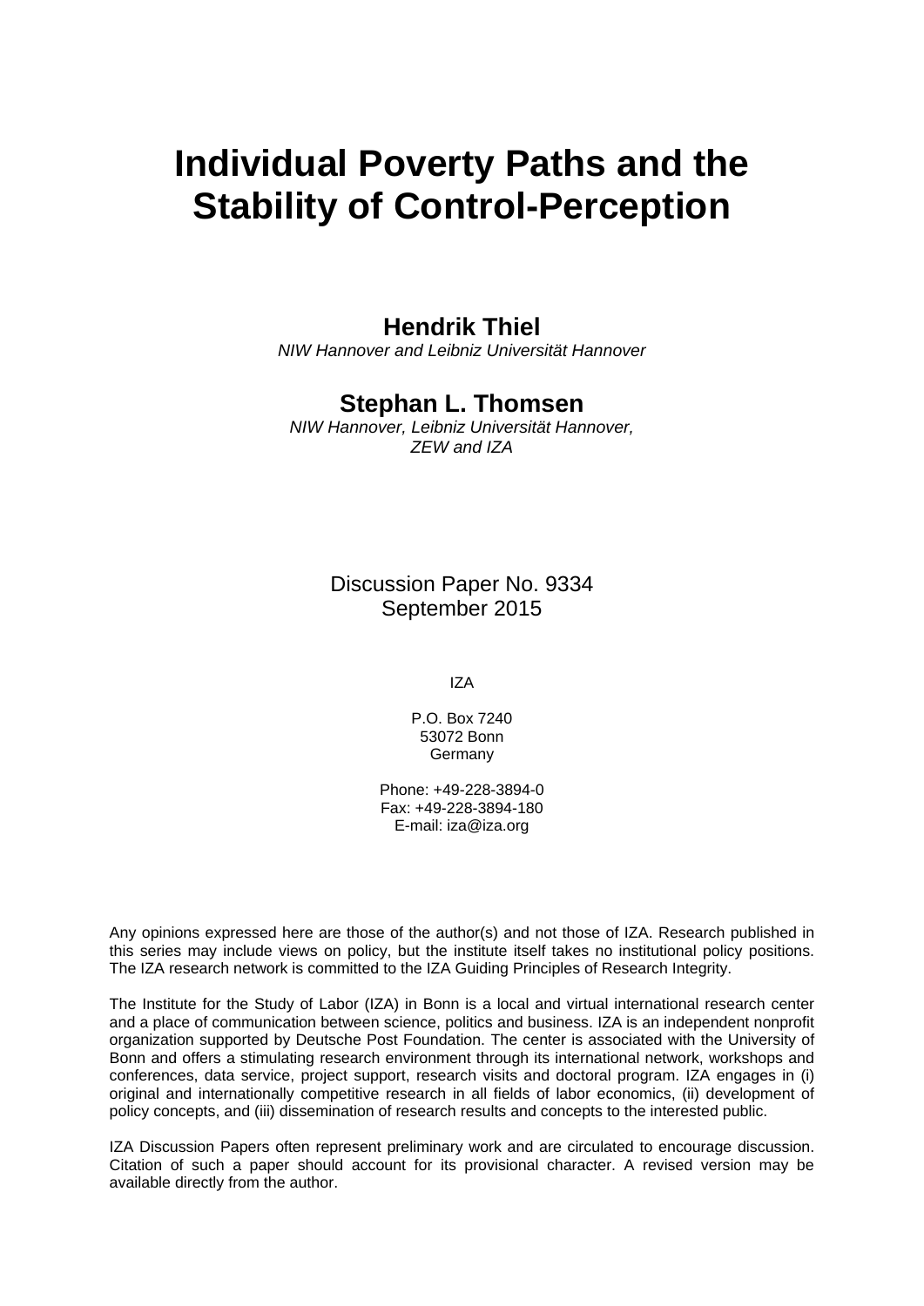# Individual Poverty Paths and the Stability of Control-Perception

**Hendrik Thiel**
*NIW Hannover and Leibniz Universität Hannover*

**Stephan L. Thomsen**
*NIW Hannover, Leibniz Universität Hannover, ZEW and IZA*

Discussion Paper No. 9334
September 2015

IZA

P.O. Box 7240
53072 Bonn
Germany

Phone: +49-228-3894-0
Fax: +49-228-3894-180
E-mail: iza@iza.org

Any opinions expressed here are those of the author(s) and not those of IZA. Research published in this series may include views on policy, but the institute itself takes no institutional policy positions. The IZA research network is committed to the IZA Guiding Principles of Research Integrity.

The Institute for the Study of Labor (IZA) in Bonn is a local and virtual international research center and a place of communication between science, politics and business. IZA is an independent nonprofit organization supported by Deutsche Post Foundation. The center is associated with the University of Bonn and offers a stimulating research environment through its international network, workshops and conferences, data service, project support, research visits and doctoral program. IZA engages in (i) original and internationally competitive research in all fields of labor economics, (ii) development of policy concepts, and (iii) dissemination of research results and concepts to the interested public.

IZA Discussion Papers often represent preliminary work and are circulated to encourage discussion. Citation of such a paper should account for its provisional character. A revised version may be available directly from the author.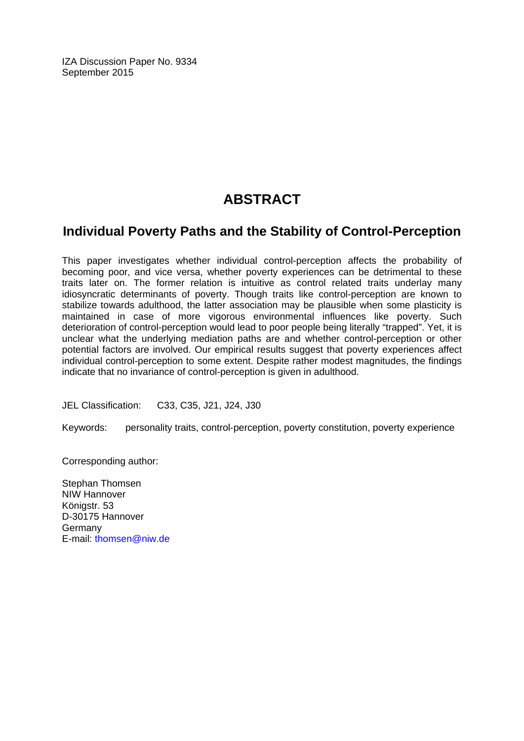IZA Discussion Paper No. 9334
September 2015

# ABSTRACT

## Individual Poverty Paths and the Stability of Control-Perception

This paper investigates whether individual control-perception affects the probability of becoming poor, and vice versa, whether poverty experiences can be detrimental to these traits later on. The former relation is intuitive as control related traits underlay many idiosyncratic determinants of poverty. Though traits like control-perception are known to stabilize towards adulthood, the latter association may be plausible when some plasticity is maintained in case of more vigorous environmental influences like poverty. Such deterioration of control-perception would lead to poor people being literally "trapped". Yet, it is unclear what the underlying mediation paths are and whether control-perception or other potential factors are involved. Our empirical results suggest that poverty experiences affect individual control-perception to some extent. Despite rather modest magnitudes, the findings indicate that no invariance of control-perception is given in adulthood.

JEL Classification: C33, C35, J21, J24, J30

Keywords: personality traits, control-perception, poverty constitution, poverty experience

Corresponding author:

Stephan Thomsen
NIW Hannover
Königstr. 53
D-30175 Hannover
Germany
E-mail: thomsen@niw.de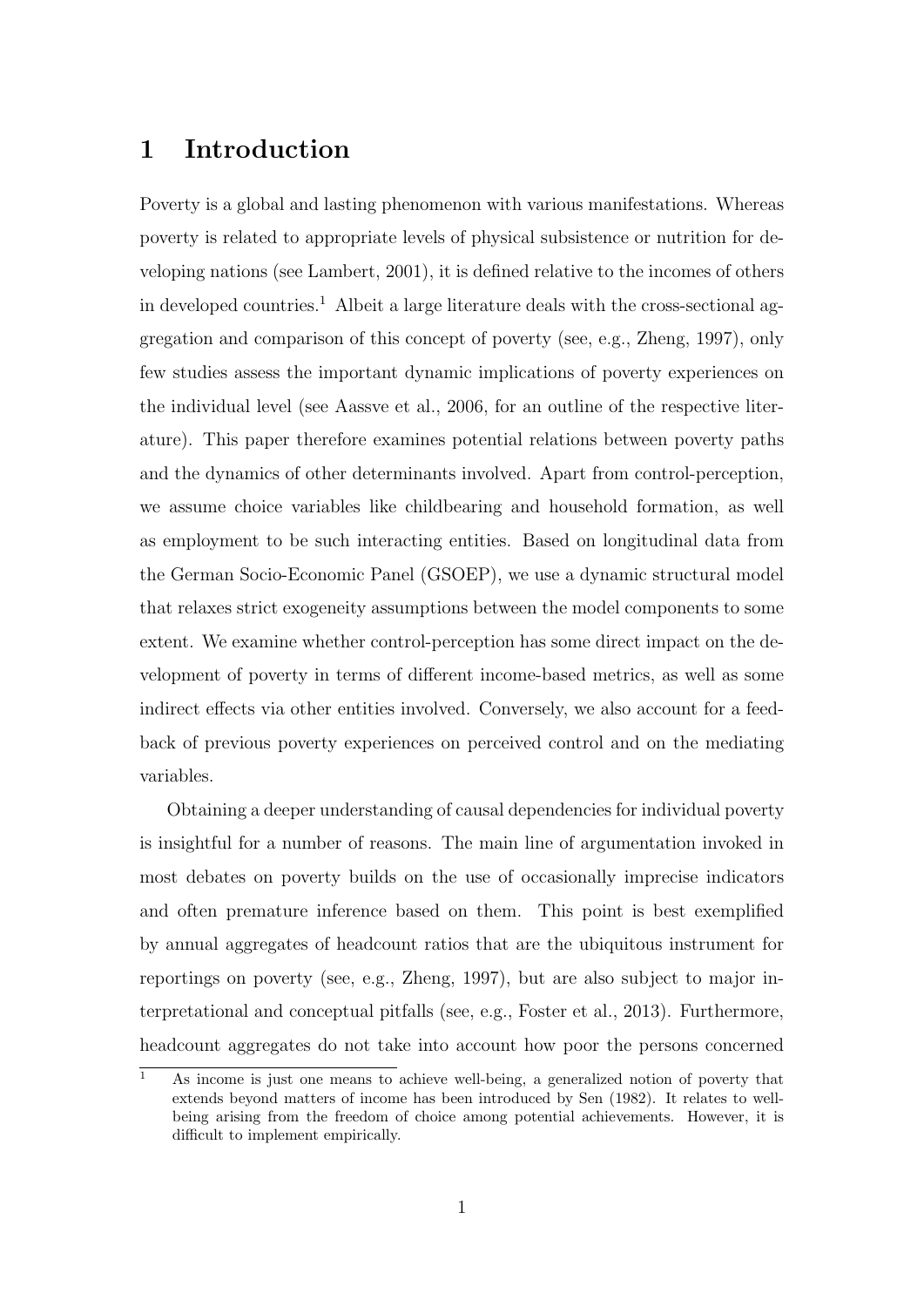# 1 Introduction

Poverty is a global and lasting phenomenon with various manifestations. Whereas poverty is related to appropriate levels of physical subsistence or nutrition for developing nations (see Lambert, 2001), it is defined relative to the incomes of others in developed countries.[1] Albeit a large literature deals with the cross-sectional aggregation and comparison of this concept of poverty (see, e.g., Zheng, 1997), only few studies assess the important dynamic implications of poverty experiences on the individual level (see Aassve et al., 2006, for an outline of the respective literature). This paper therefore examines potential relations between poverty paths and the dynamics of other determinants involved. Apart from control-perception, we assume choice variables like childbearing and household formation, as well as employment to be such interacting entities. Based on longitudinal data from the German Socio-Economic Panel (GSOEP), we use a dynamic structural model that relaxes strict exogeneity assumptions between the model components to some extent. We examine whether control-perception has some direct impact on the development of poverty in terms of different income-based metrics, as well as some indirect effects via other entities involved. Conversely, we also account for a feedback of previous poverty experiences on perceived control and on the mediating variables.

Obtaining a deeper understanding of causal dependencies for individual poverty is insightful for a number of reasons. The main line of argumentation invoked in most debates on poverty builds on the use of occasionally imprecise indicators and often premature inference based on them. This point is best exemplified by annual aggregates of headcount ratios that are the ubiquitous instrument for reportings on poverty (see, e.g., Zheng, 1997), but are also subject to major interpretational and conceptual pitfalls (see, e.g., Foster et al., 2013). Furthermore, headcount aggregates do not take into account how poor the persons concerned

[1] As income is just one means to achieve well-being, a generalized notion of poverty that extends beyond matters of income has been introduced by Sen (1982). It relates to well-being arising from the freedom of choice among potential achievements. However, it is difficult to implement empirically.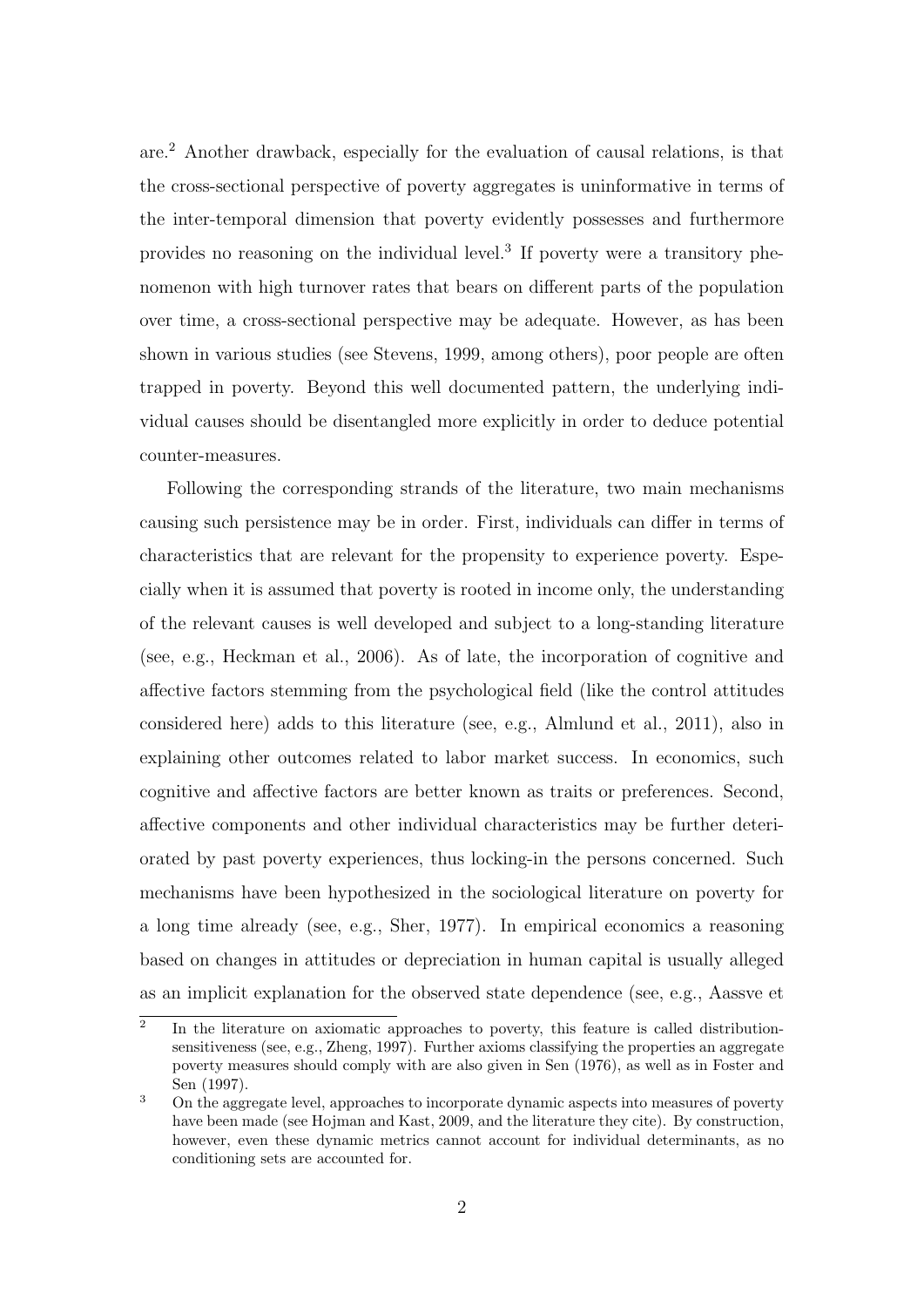are.[2] Another drawback, especially for the evaluation of causal relations, is that the cross-sectional perspective of poverty aggregates is uninformative in terms of the inter-temporal dimension that poverty evidently possesses and furthermore provides no reasoning on the individual level.[3] If poverty were a transitory phenomenon with high turnover rates that bears on different parts of the population over time, a cross-sectional perspective may be adequate. However, as has been shown in various studies (see Stevens, 1999, among others), poor people are often trapped in poverty. Beyond this well documented pattern, the underlying individual causes should be disentangled more explicitly in order to deduce potential counter-measures.

Following the corresponding strands of the literature, two main mechanisms causing such persistence may be in order. First, individuals can differ in terms of characteristics that are relevant for the propensity to experience poverty. Especially when it is assumed that poverty is rooted in income only, the understanding of the relevant causes is well developed and subject to a long-standing literature (see, e.g., Heckman et al., 2006). As of late, the incorporation of cognitive and affective factors stemming from the psychological field (like the control attitudes considered here) adds to this literature (see, e.g., Almlund et al., 2011), also in explaining other outcomes related to labor market success. In economics, such cognitive and affective factors are better known as traits or preferences. Second, affective components and other individual characteristics may be further deteriorated by past poverty experiences, thus locking-in the persons concerned. Such mechanisms have been hypothesized in the sociological literature on poverty for a long time already (see, e.g., Sher, 1977). In empirical economics a reasoning based on changes in attitudes or depreciation in human capital is usually alleged as an implicit explanation for the observed state dependence (see, e.g., Aassve et

[2] In the literature on axiomatic approaches to poverty, this feature is called distribution-sensitiveness (see, e.g., Zheng, 1997). Further axioms classifying the properties an aggregate poverty measures should comply with are also given in Sen (1976), as well as in Foster and Sen (1997).

[3] On the aggregate level, approaches to incorporate dynamic aspects into measures of poverty have been made (see Hojman and Kast, 2009, and the literature they cite). By construction, however, even these dynamic metrics cannot account for individual determinants, as no conditioning sets are accounted for.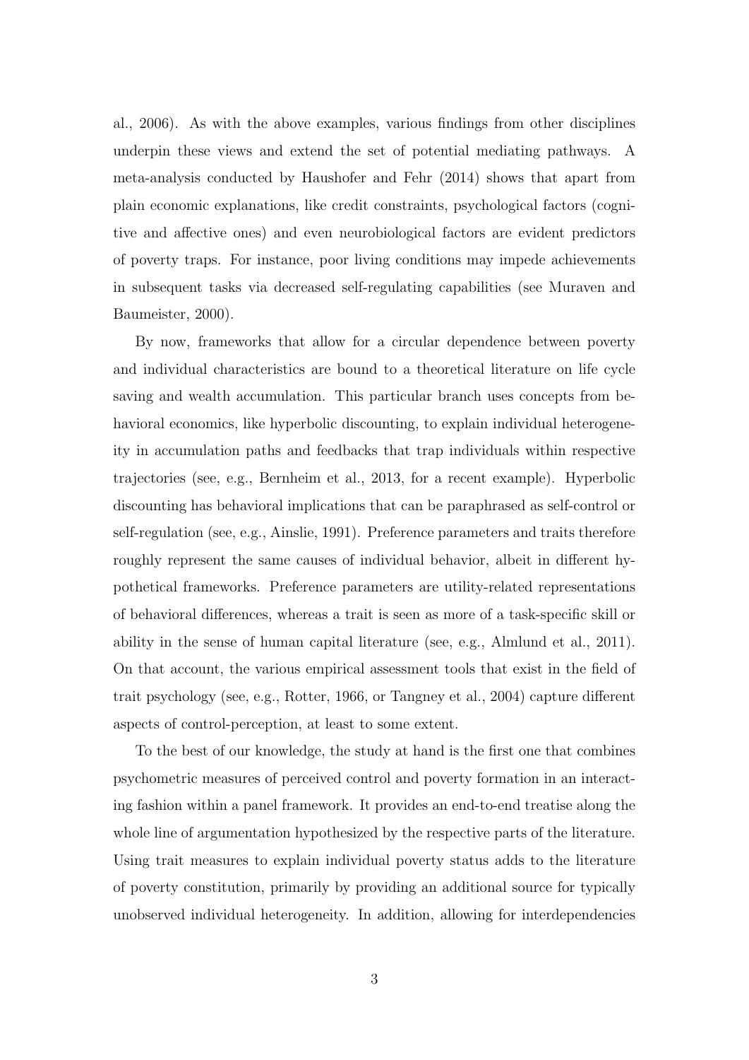al., 2006). As with the above examples, various findings from other disciplines underpin these views and extend the set of potential mediating pathways. A meta-analysis conducted by Haushofer and Fehr (2014) shows that apart from plain economic explanations, like credit constraints, psychological factors (cognitive and affective ones) and even neurobiological factors are evident predictors of poverty traps. For instance, poor living conditions may impede achievements in subsequent tasks via decreased self-regulating capabilities (see Muraven and Baumeister, 2000).

By now, frameworks that allow for a circular dependence between poverty and individual characteristics are bound to a theoretical literature on life cycle saving and wealth accumulation. This particular branch uses concepts from behavioral economics, like hyperbolic discounting, to explain individual heterogeneity in accumulation paths and feedbacks that trap individuals within respective trajectories (see, e.g., Bernheim et al., 2013, for a recent example). Hyperbolic discounting has behavioral implications that can be paraphrased as self-control or self-regulation (see, e.g., Ainslie, 1991). Preference parameters and traits therefore roughly represent the same causes of individual behavior, albeit in different hypothetical frameworks. Preference parameters are utility-related representations of behavioral differences, whereas a trait is seen as more of a task-specific skill or ability in the sense of human capital literature (see, e.g., Almlund et al., 2011). On that account, the various empirical assessment tools that exist in the field of trait psychology (see, e.g., Rotter, 1966, or Tangney et al., 2004) capture different aspects of control-perception, at least to some extent.

To the best of our knowledge, the study at hand is the first one that combines psychometric measures of perceived control and poverty formation in an interacting fashion within a panel framework. It provides an end-to-end treatise along the whole line of argumentation hypothesized by the respective parts of the literature. Using trait measures to explain individual poverty status adds to the literature of poverty constitution, primarily by providing an additional source for typically unobserved individual heterogeneity. In addition, allowing for interdependencies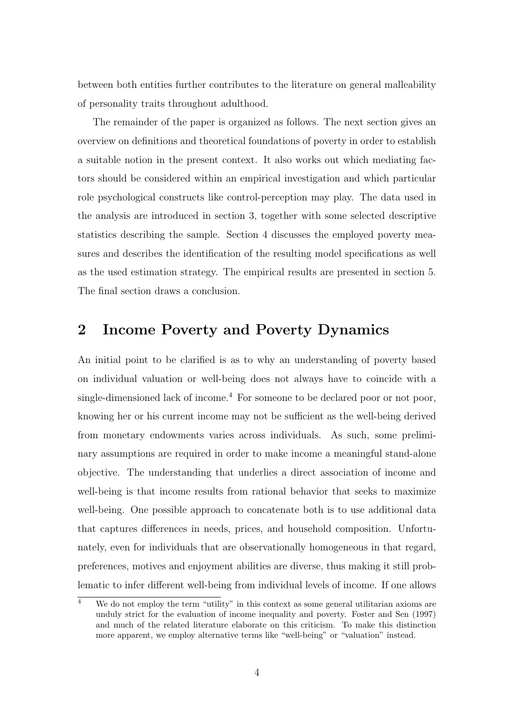between both entities further contributes to the literature on general malleability of personality traits throughout adulthood.

The remainder of the paper is organized as follows. The next section gives an overview on definitions and theoretical foundations of poverty in order to establish a suitable notion in the present context. It also works out which mediating factors should be considered within an empirical investigation and which particular role psychological constructs like control-perception may play. The data used in the analysis are introduced in section 3, together with some selected descriptive statistics describing the sample. Section 4 discusses the employed poverty measures and describes the identification of the resulting model specifications as well as the used estimation strategy. The empirical results are presented in section 5. The final section draws a conclusion.

## 2 Income Poverty and Poverty Dynamics

An initial point to be clarified is as to why an understanding of poverty based on individual valuation or well-being does not always have to coincide with a single-dimensioned lack of income.[4] For someone to be declared poor or not poor, knowing her or his current income may not be sufficient as the well-being derived from monetary endowments varies across individuals. As such, some preliminary assumptions are required in order to make income a meaningful stand-alone objective. The understanding that underlies a direct association of income and well-being is that income results from rational behavior that seeks to maximize well-being. One possible approach to concatenate both is to use additional data that captures differences in needs, prices, and household composition. Unfortunately, even for individuals that are observationally homogeneous in that regard, preferences, motives and enjoyment abilities are diverse, thus making it still problematic to infer different well-being from individual levels of income. If one allows

[4] We do not employ the term "utility" in this context as some general utilitarian axioms are unduly strict for the evaluation of income inequality and poverty. Foster and Sen (1997) and much of the related literature elaborate on this criticism. To make this distinction more apparent, we employ alternative terms like "well-being" or "valuation" instead.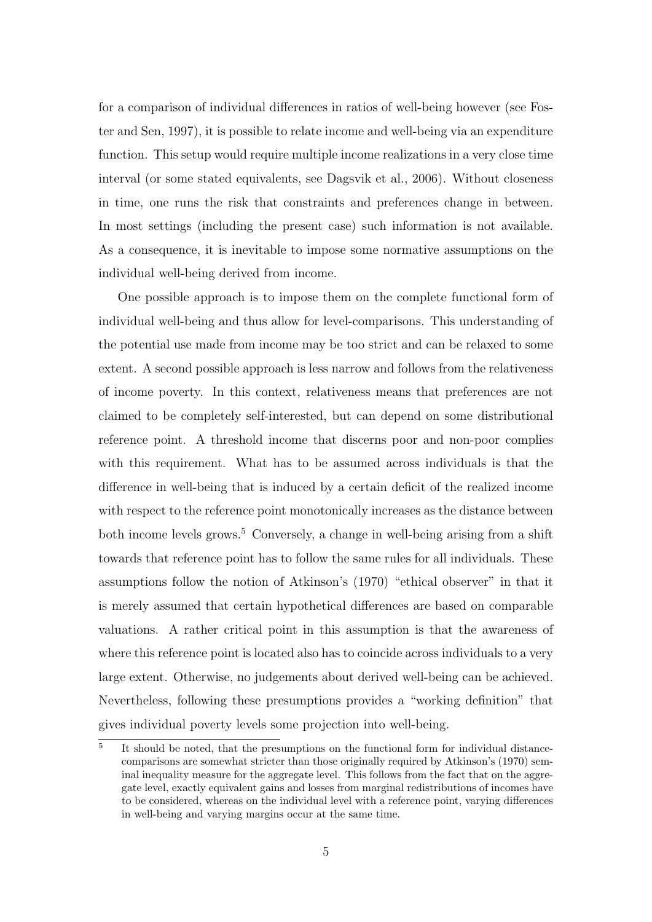for a comparison of individual differences in ratios of well-being however (see Foster and Sen, 1997), it is possible to relate income and well-being via an expenditure function. This setup would require multiple income realizations in a very close time interval (or some stated equivalents, see Dagsvik et al., 2006). Without closeness in time, one runs the risk that constraints and preferences change in between. In most settings (including the present case) such information is not available. As a consequence, it is inevitable to impose some normative assumptions on the individual well-being derived from income.

One possible approach is to impose them on the complete functional form of individual well-being and thus allow for level-comparisons. This understanding of the potential use made from income may be too strict and can be relaxed to some extent. A second possible approach is less narrow and follows from the relativeness of income poverty. In this context, relativeness means that preferences are not claimed to be completely self-interested, but can depend on some distributional reference point. A threshold income that discerns poor and non-poor complies with this requirement. What has to be assumed across individuals is that the difference in well-being that is induced by a certain deficit of the realized income with respect to the reference point monotonically increases as the distance between both income levels grows.[5] Conversely, a change in well-being arising from a shift towards that reference point has to follow the same rules for all individuals. These assumptions follow the notion of Atkinson's (1970) "ethical observer" in that it is merely assumed that certain hypothetical differences are based on comparable valuations. A rather critical point in this assumption is that the awareness of where this reference point is located also has to coincide across individuals to a very large extent. Otherwise, no judgements about derived well-being can be achieved. Nevertheless, following these presumptions provides a "working definition" that gives individual poverty levels some projection into well-being.

[5] It should be noted, that the presumptions on the functional form for individual distance-comparisons are somewhat stricter than those originally required by Atkinson's (1970) seminal inequality measure for the aggregate level. This follows from the fact that on the aggregate level, exactly equivalent gains and losses from marginal redistributions of incomes have to be considered, whereas on the individual level with a reference point, varying differences in well-being and varying margins occur at the same time.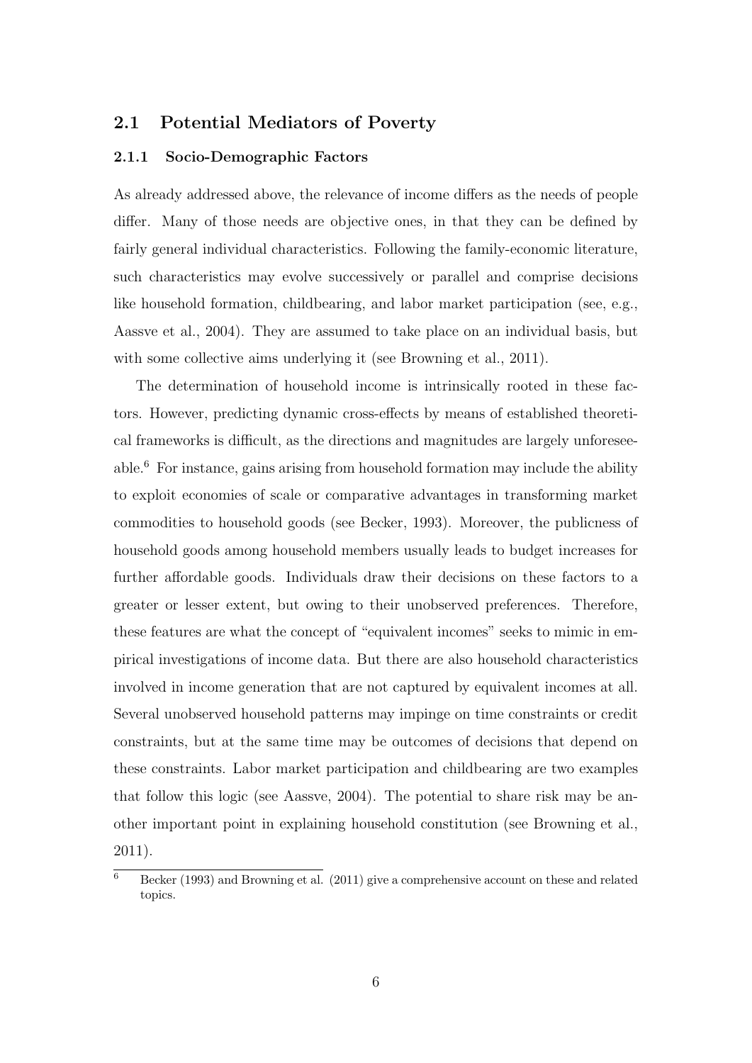## 2.1 Potential Mediators of Poverty

### 2.1.1 Socio-Demographic Factors

As already addressed above, the relevance of income differs as the needs of people differ. Many of those needs are objective ones, in that they can be defined by fairly general individual characteristics. Following the family-economic literature, such characteristics may evolve successively or parallel and comprise decisions like household formation, childbearing, and labor market participation (see, e.g., Aassve et al., 2004). They are assumed to take place on an individual basis, but with some collective aims underlying it (see Browning et al., 2011).

The determination of household income is intrinsically rooted in these factors. However, predicting dynamic cross-effects by means of established theoretical frameworks is difficult, as the directions and magnitudes are largely unforeseeable.[6] For instance, gains arising from household formation may include the ability to exploit economies of scale or comparative advantages in transforming market commodities to household goods (see Becker, 1993). Moreover, the publicness of household goods among household members usually leads to budget increases for further affordable goods. Individuals draw their decisions on these factors to a greater or lesser extent, but owing to their unobserved preferences. Therefore, these features are what the concept of "equivalent incomes" seeks to mimic in empirical investigations of income data. But there are also household characteristics involved in income generation that are not captured by equivalent incomes at all. Several unobserved household patterns may impinge on time constraints or credit constraints, but at the same time may be outcomes of decisions that depend on these constraints. Labor market participation and childbearing are two examples that follow this logic (see Aassve, 2004). The potential to share risk may be another important point in explaining household constitution (see Browning et al., 2011).

[6] Becker (1993) and Browning et al. (2011) give a comprehensive account on these and related topics.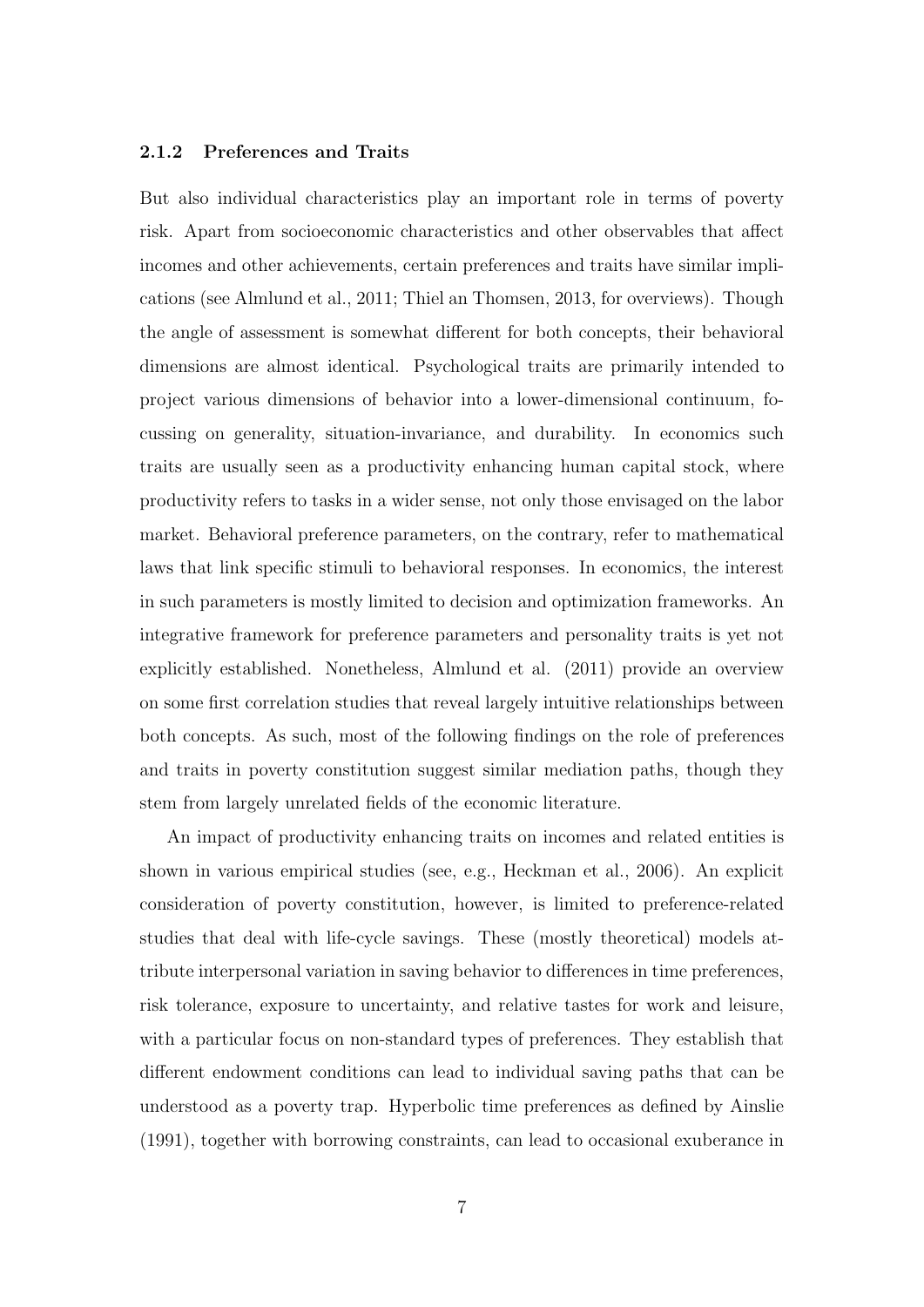### 2.1.2 Preferences and Traits

But also individual characteristics play an important role in terms of poverty risk. Apart from socioeconomic characteristics and other observables that affect incomes and other achievements, certain preferences and traits have similar implications (see Almlund et al., 2011; Thiel an Thomsen, 2013, for overviews). Though the angle of assessment is somewhat different for both concepts, their behavioral dimensions are almost identical. Psychological traits are primarily intended to project various dimensions of behavior into a lower-dimensional continuum, focussing on generality, situation-invariance, and durability. In economics such traits are usually seen as a productivity enhancing human capital stock, where productivity refers to tasks in a wider sense, not only those envisaged on the labor market. Behavioral preference parameters, on the contrary, refer to mathematical laws that link specific stimuli to behavioral responses. In economics, the interest in such parameters is mostly limited to decision and optimization frameworks. An integrative framework for preference parameters and personality traits is yet not explicitly established. Nonetheless, Almlund et al. (2011) provide an overview on some first correlation studies that reveal largely intuitive relationships between both concepts. As such, most of the following findings on the role of preferences and traits in poverty constitution suggest similar mediation paths, though they stem from largely unrelated fields of the economic literature.

An impact of productivity enhancing traits on incomes and related entities is shown in various empirical studies (see, e.g., Heckman et al., 2006). An explicit consideration of poverty constitution, however, is limited to preference-related studies that deal with life-cycle savings. These (mostly theoretical) models attribute interpersonal variation in saving behavior to differences in time preferences, risk tolerance, exposure to uncertainty, and relative tastes for work and leisure, with a particular focus on non-standard types of preferences. They establish that different endowment conditions can lead to individual saving paths that can be understood as a poverty trap. Hyperbolic time preferences as defined by Ainslie (1991), together with borrowing constraints, can lead to occasional exuberance in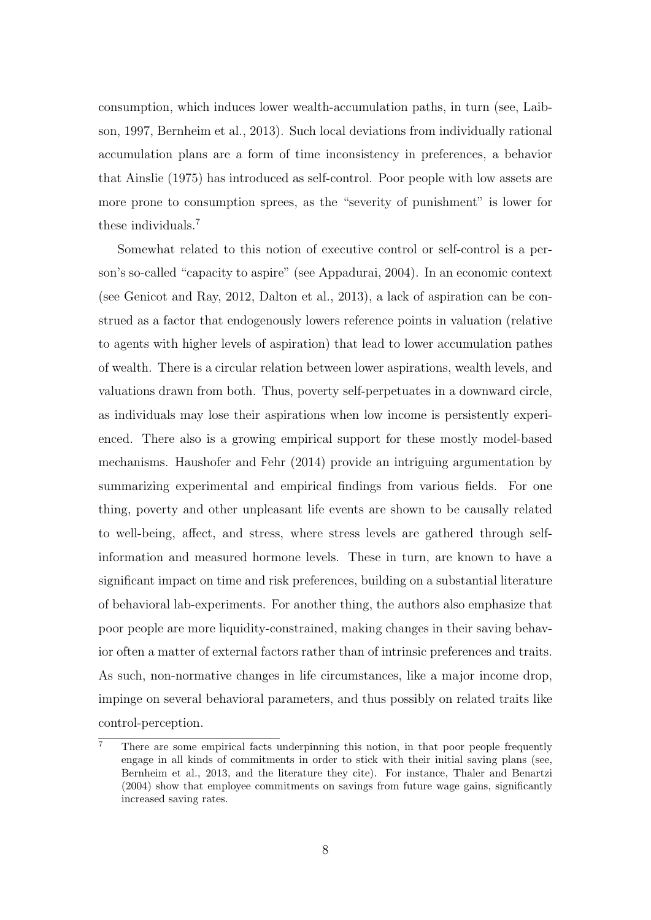consumption, which induces lower wealth-accumulation paths, in turn (see, Laibson, 1997, Bernheim et al., 2013). Such local deviations from individually rational accumulation plans are a form of time inconsistency in preferences, a behavior that Ainslie (1975) has introduced as self-control. Poor people with low assets are more prone to consumption sprees, as the "severity of punishment" is lower for these individuals.[7]

Somewhat related to this notion of executive control or self-control is a person's so-called "capacity to aspire" (see Appadurai, 2004). In an economic context (see Genicot and Ray, 2012, Dalton et al., 2013), a lack of aspiration can be construed as a factor that endogenously lowers reference points in valuation (relative to agents with higher levels of aspiration) that lead to lower accumulation pathes of wealth. There is a circular relation between lower aspirations, wealth levels, and valuations drawn from both. Thus, poverty self-perpetuates in a downward circle, as individuals may lose their aspirations when low income is persistently experienced. There also is a growing empirical support for these mostly model-based mechanisms. Haushofer and Fehr (2014) provide an intriguing argumentation by summarizing experimental and empirical findings from various fields. For one thing, poverty and other unpleasant life events are shown to be causally related to well-being, affect, and stress, where stress levels are gathered through self-information and measured hormone levels. These in turn, are known to have a significant impact on time and risk preferences, building on a substantial literature of behavioral lab-experiments. For another thing, the authors also emphasize that poor people are more liquidity-constrained, making changes in their saving behavior often a matter of external factors rather than of intrinsic preferences and traits. As such, non-normative changes in life circumstances, like a major income drop, impinge on several behavioral parameters, and thus possibly on related traits like control-perception.

[7] There are some empirical facts underpinning this notion, in that poor people frequently engage in all kinds of commitments in order to stick with their initial saving plans (see, Bernheim et al., 2013, and the literature they cite). For instance, Thaler and Benartzi (2004) show that employee commitments on savings from future wage gains, significantly increased saving rates.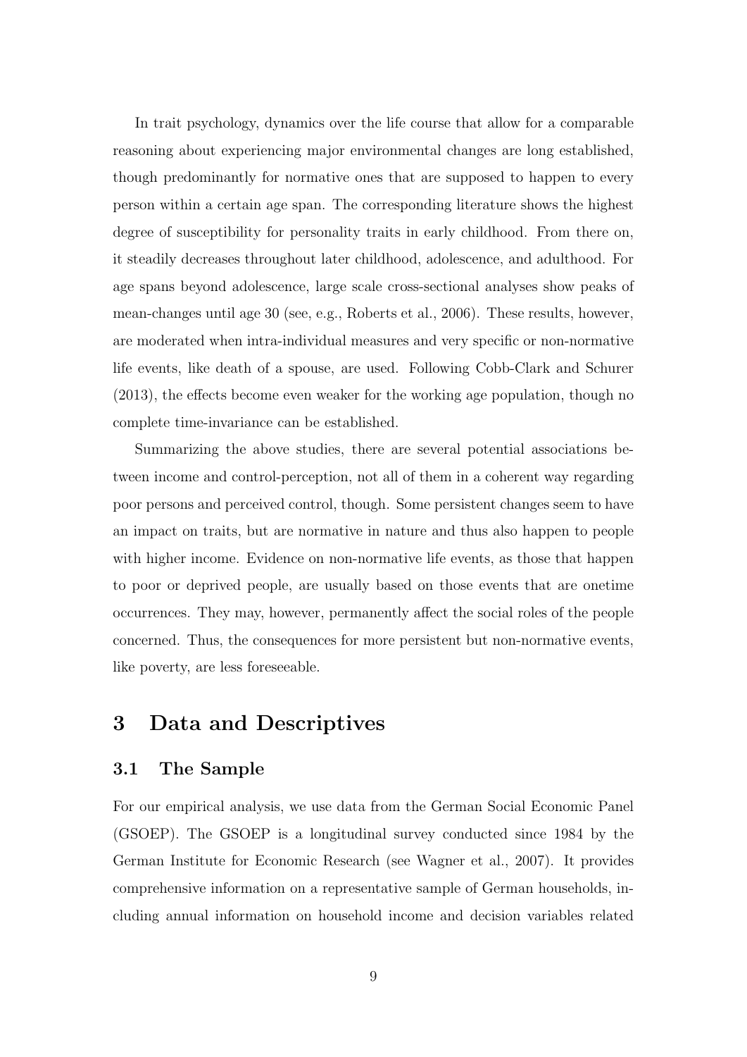In trait psychology, dynamics over the life course that allow for a comparable reasoning about experiencing major environmental changes are long established, though predominantly for normative ones that are supposed to happen to every person within a certain age span. The corresponding literature shows the highest degree of susceptibility for personality traits in early childhood. From there on, it steadily decreases throughout later childhood, adolescence, and adulthood. For age spans beyond adolescence, large scale cross-sectional analyses show peaks of mean-changes until age 30 (see, e.g., Roberts et al., 2006). These results, however, are moderated when intra-individual measures and very specific or non-normative life events, like death of a spouse, are used. Following Cobb-Clark and Schurer (2013), the effects become even weaker for the working age population, though no complete time-invariance can be established.

Summarizing the above studies, there are several potential associations between income and control-perception, not all of them in a coherent way regarding poor persons and perceived control, though. Some persistent changes seem to have an impact on traits, but are normative in nature and thus also happen to people with higher income. Evidence on non-normative life events, as those that happen to poor or deprived people, are usually based on those events that are onetime occurrences. They may, however, permanently affect the social roles of the people concerned. Thus, the consequences for more persistent but non-normative events, like poverty, are less foreseeable.

# 3 Data and Descriptives

## 3.1 The Sample

For our empirical analysis, we use data from the German Social Economic Panel (GSOEP). The GSOEP is a longitudinal survey conducted since 1984 by the German Institute for Economic Research (see Wagner et al., 2007). It provides comprehensive information on a representative sample of German households, including annual information on household income and decision variables related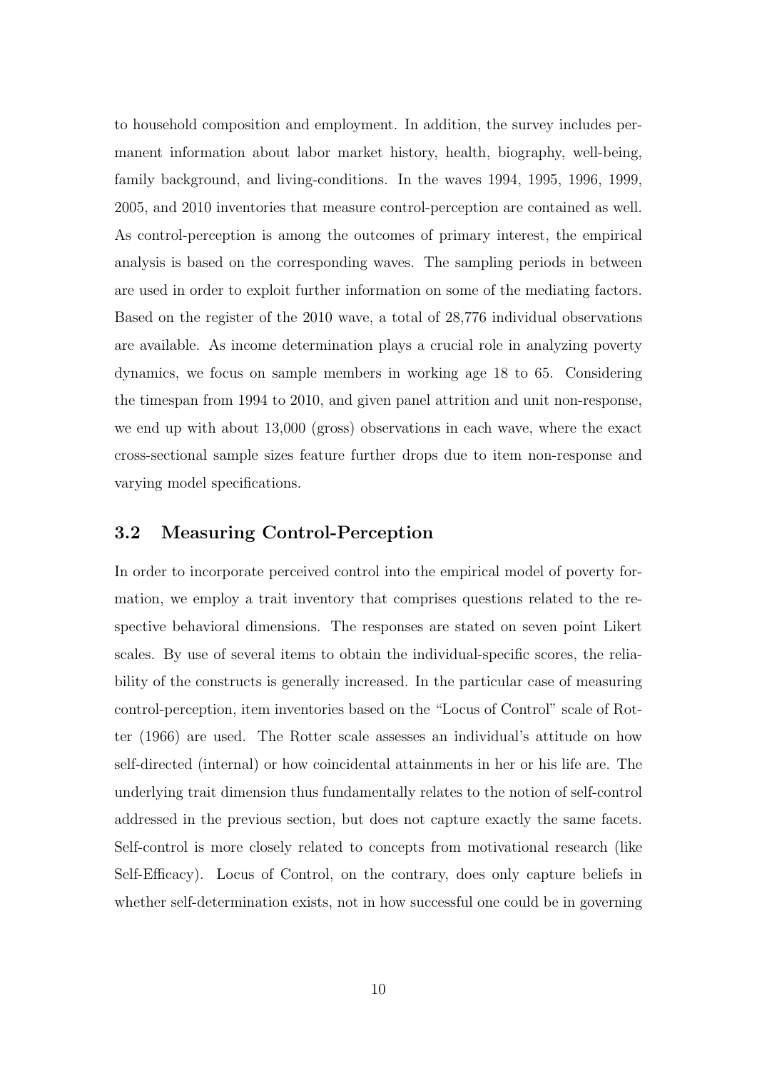to household composition and employment. In addition, the survey includes permanent information about labor market history, health, biography, well-being, family background, and living-conditions. In the waves 1994, 1995, 1996, 1999, 2005, and 2010 inventories that measure control-perception are contained as well. As control-perception is among the outcomes of primary interest, the empirical analysis is based on the corresponding waves. The sampling periods in between are used in order to exploit further information on some of the mediating factors. Based on the register of the 2010 wave, a total of 28,776 individual observations are available. As income determination plays a crucial role in analyzing poverty dynamics, we focus on sample members in working age 18 to 65. Considering the timespan from 1994 to 2010, and given panel attrition and unit non-response, we end up with about 13,000 (gross) observations in each wave, where the exact cross-sectional sample sizes feature further drops due to item non-response and varying model specifications.

## 3.2 Measuring Control-Perception

In order to incorporate perceived control into the empirical model of poverty formation, we employ a trait inventory that comprises questions related to the respective behavioral dimensions. The responses are stated on seven point Likert scales. By use of several items to obtain the individual-specific scores, the reliability of the constructs is generally increased. In the particular case of measuring control-perception, item inventories based on the "Locus of Control" scale of Rotter (1966) are used. The Rotter scale assesses an individual's attitude on how self-directed (internal) or how coincidental attainments in her or his life are. The underlying trait dimension thus fundamentally relates to the notion of self-control addressed in the previous section, but does not capture exactly the same facets. Self-control is more closely related to concepts from motivational research (like Self-Efficacy). Locus of Control, on the contrary, does only capture beliefs in whether self-determination exists, not in how successful one could be in governing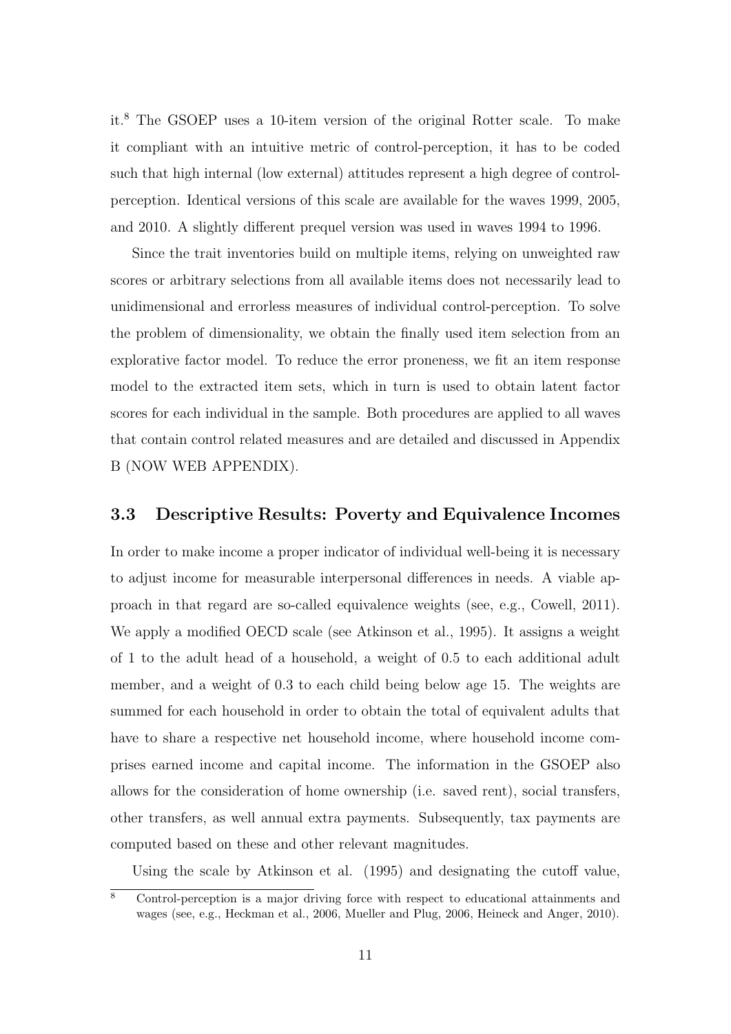it.[8] The GSOEP uses a 10-item version of the original Rotter scale. To make it compliant with an intuitive metric of control-perception, it has to be coded such that high internal (low external) attitudes represent a high degree of control-perception. Identical versions of this scale are available for the waves 1999, 2005, and 2010. A slightly different prequel version was used in waves 1994 to 1996.

Since the trait inventories build on multiple items, relying on unweighted raw scores or arbitrary selections from all available items does not necessarily lead to unidimensional and errorless measures of individual control-perception. To solve the problem of dimensionality, we obtain the finally used item selection from an explorative factor model. To reduce the error proneness, we fit an item response model to the extracted item sets, which in turn is used to obtain latent factor scores for each individual in the sample. Both procedures are applied to all waves that contain control related measures and are detailed and discussed in Appendix B (NOW WEB APPENDIX).

### 3.3 Descriptive Results: Poverty and Equivalence Incomes

In order to make income a proper indicator of individual well-being it is necessary to adjust income for measurable interpersonal differences in needs. A viable approach in that regard are so-called equivalence weights (see, e.g., Cowell, 2011). We apply a modified OECD scale (see Atkinson et al., 1995). It assigns a weight of 1 to the adult head of a household, a weight of 0.5 to each additional adult member, and a weight of 0.3 to each child being below age 15. The weights are summed for each household in order to obtain the total of equivalent adults that have to share a respective net household income, where household income comprises earned income and capital income. The information in the GSOEP also allows for the consideration of home ownership (i.e. saved rent), social transfers, other transfers, as well annual extra payments. Subsequently, tax payments are computed based on these and other relevant magnitudes.

Using the scale by Atkinson et al. (1995) and designating the cutoff value,

[8] Control-perception is a major driving force with respect to educational attainments and wages (see, e.g., Heckman et al., 2006, Mueller and Plug, 2006, Heineck and Anger, 2010).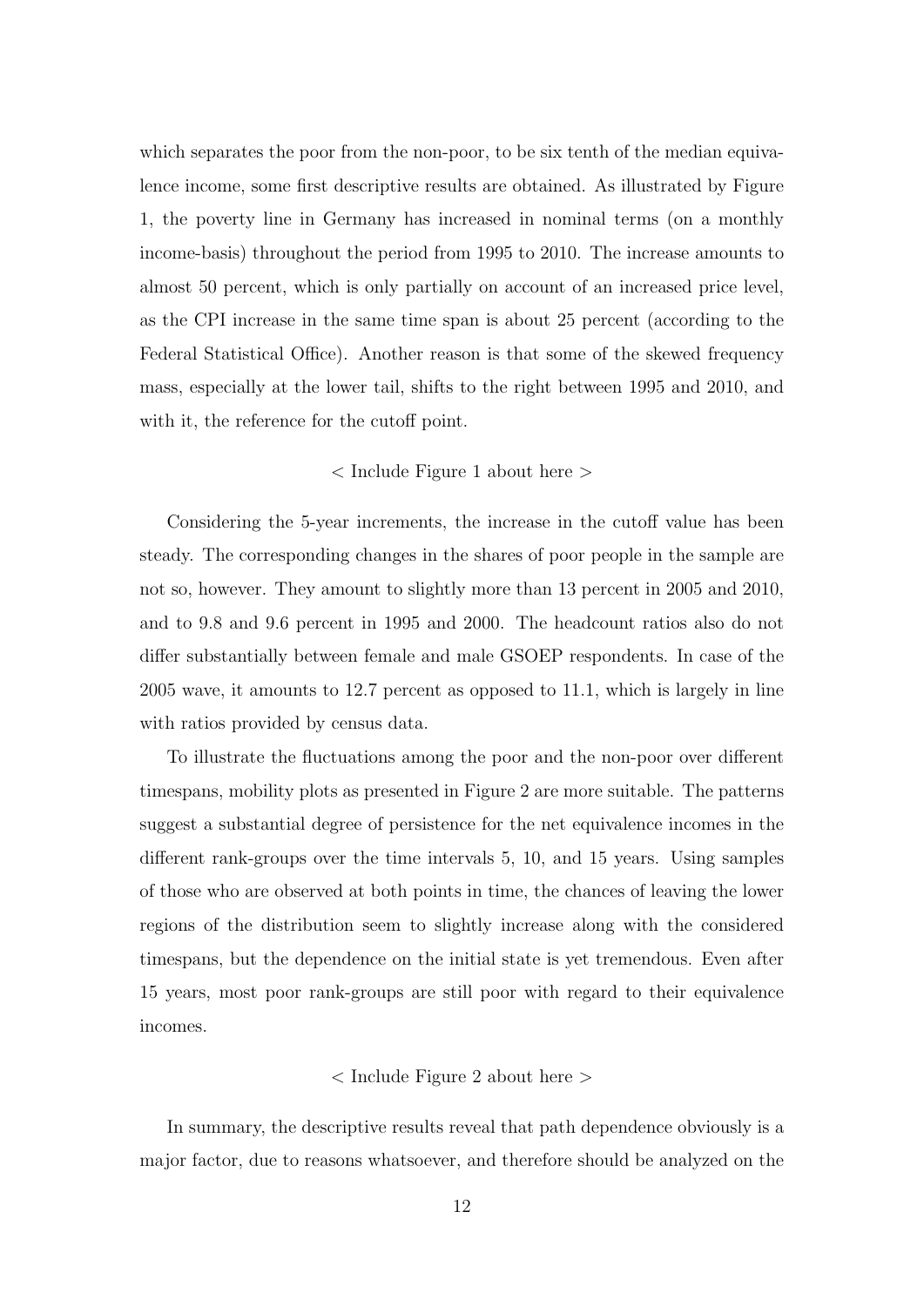which separates the poor from the non-poor, to be six tenth of the median equivalence income, some first descriptive results are obtained. As illustrated by Figure 1, the poverty line in Germany has increased in nominal terms (on a monthly income-basis) throughout the period from 1995 to 2010. The increase amounts to almost 50 percent, which is only partially on account of an increased price level, as the CPI increase in the same time span is about 25 percent (according to the Federal Statistical Office). Another reason is that some of the skewed frequency mass, especially at the lower tail, shifts to the right between 1995 and 2010, and with it, the reference for the cutoff point.

< Include Figure 1 about here >

Considering the 5-year increments, the increase in the cutoff value has been steady. The corresponding changes in the shares of poor people in the sample are not so, however. They amount to slightly more than 13 percent in 2005 and 2010, and to 9.8 and 9.6 percent in 1995 and 2000. The headcount ratios also do not differ substantially between female and male GSOEP respondents. In case of the 2005 wave, it amounts to 12.7 percent as opposed to 11.1, which is largely in line with ratios provided by census data.

To illustrate the fluctuations among the poor and the non-poor over different timespans, mobility plots as presented in Figure 2 are more suitable. The patterns suggest a substantial degree of persistence for the net equivalence incomes in the different rank-groups over the time intervals 5, 10, and 15 years. Using samples of those who are observed at both points in time, the chances of leaving the lower regions of the distribution seem to slightly increase along with the considered timespans, but the dependence on the initial state is yet tremendous. Even after 15 years, most poor rank-groups are still poor with regard to their equivalence incomes.

< Include Figure 2 about here >

In summary, the descriptive results reveal that path dependence obviously is a major factor, due to reasons whatsoever, and therefore should be analyzed on the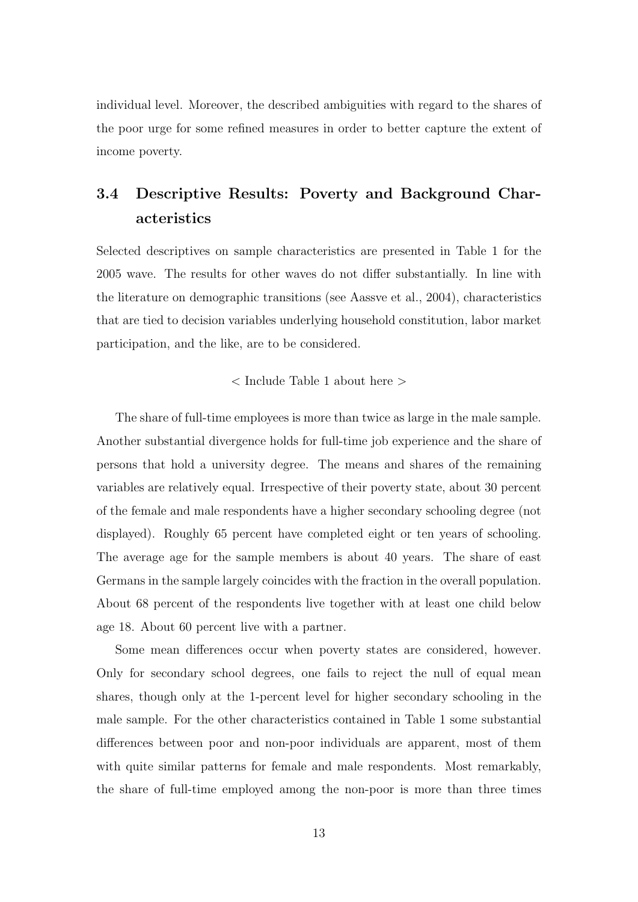individual level. Moreover, the described ambiguities with regard to the shares of the poor urge for some refined measures in order to better capture the extent of income poverty.

## 3.4 Descriptive Results: Poverty and Background Characteristics

Selected descriptives on sample characteristics are presented in Table 1 for the 2005 wave. The results for other waves do not differ substantially. In line with the literature on demographic transitions (see Aassve et al., 2004), characteristics that are tied to decision variables underlying household constitution, labor market participation, and the like, are to be considered.

< Include Table 1 about here >

The share of full-time employees is more than twice as large in the male sample. Another substantial divergence holds for full-time job experience and the share of persons that hold a university degree. The means and shares of the remaining variables are relatively equal. Irrespective of their poverty state, about 30 percent of the female and male respondents have a higher secondary schooling degree (not displayed). Roughly 65 percent have completed eight or ten years of schooling. The average age for the sample members is about 40 years. The share of east Germans in the sample largely coincides with the fraction in the overall population. About 68 percent of the respondents live together with at least one child below age 18. About 60 percent live with a partner.

Some mean differences occur when poverty states are considered, however. Only for secondary school degrees, one fails to reject the null of equal mean shares, though only at the 1-percent level for higher secondary schooling in the male sample. For the other characteristics contained in Table 1 some substantial differences between poor and non-poor individuals are apparent, most of them with quite similar patterns for female and male respondents. Most remarkably, the share of full-time employed among the non-poor is more than three times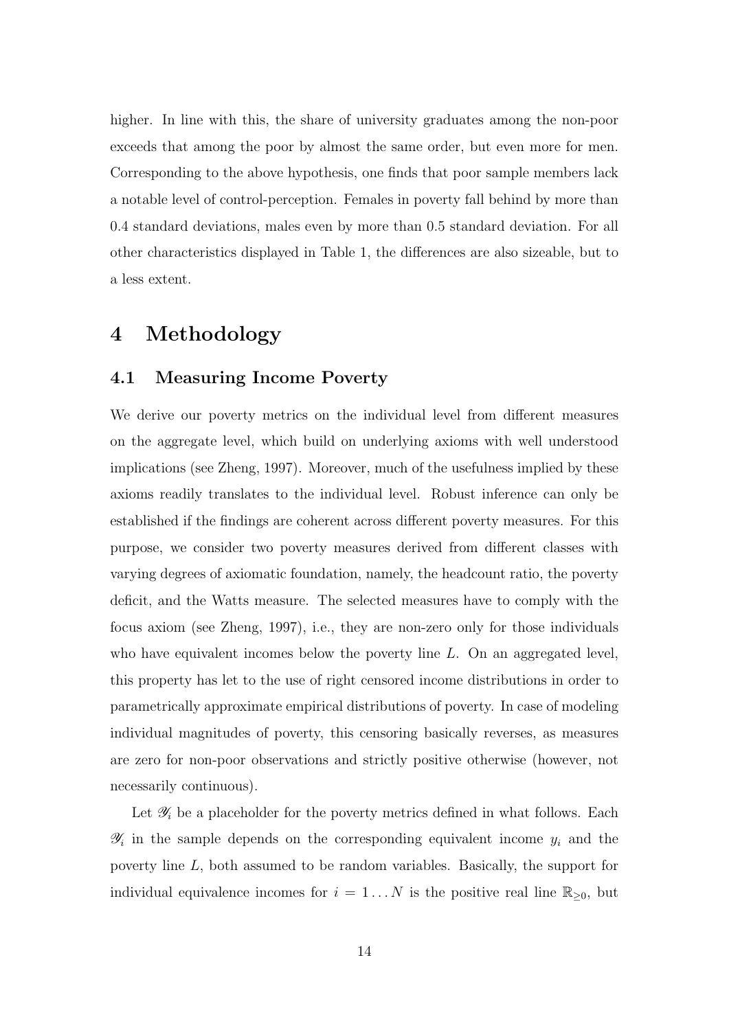higher. In line with this, the share of university graduates among the non-poor exceeds that among the poor by almost the same order, but even more for men. Corresponding to the above hypothesis, one finds that poor sample members lack a notable level of control-perception. Females in poverty fall behind by more than 0.4 standard deviations, males even by more than 0.5 standard deviation. For all other characteristics displayed in Table 1, the differences are also sizeable, but to a less extent.

# 4 Methodology

## 4.1 Measuring Income Poverty

We derive our poverty metrics on the individual level from different measures on the aggregate level, which build on underlying axioms with well understood implications (see Zheng, 1997). Moreover, much of the usefulness implied by these axioms readily translates to the individual level. Robust inference can only be established if the findings are coherent across different poverty measures. For this purpose, we consider two poverty measures derived from different classes with varying degrees of axiomatic foundation, namely, the headcount ratio, the poverty deficit, and the Watts measure. The selected measures have to comply with the focus axiom (see Zheng, 1997), i.e., they are non-zero only for those individuals who have equivalent incomes below the poverty line $L$. On an aggregated level, this property has let to the use of right censored income distributions in order to parametrically approximate empirical distributions of poverty. In case of modeling individual magnitudes of poverty, this censoring basically reverses, as measures are zero for non-poor observations and strictly positive otherwise (however, not necessarily continuous).

Let $\mathscr{Y}_i$ be a placeholder for the poverty metrics defined in what follows. Each $\mathscr{Y}_i$ in the sample depends on the corresponding equivalent income $y_i$ and the poverty line $L$, both assumed to be random variables. Basically, the support for individual equivalence incomes for $i = 1 \dots N$ is the positive real line $\mathbb{R}_{\geq 0}$, but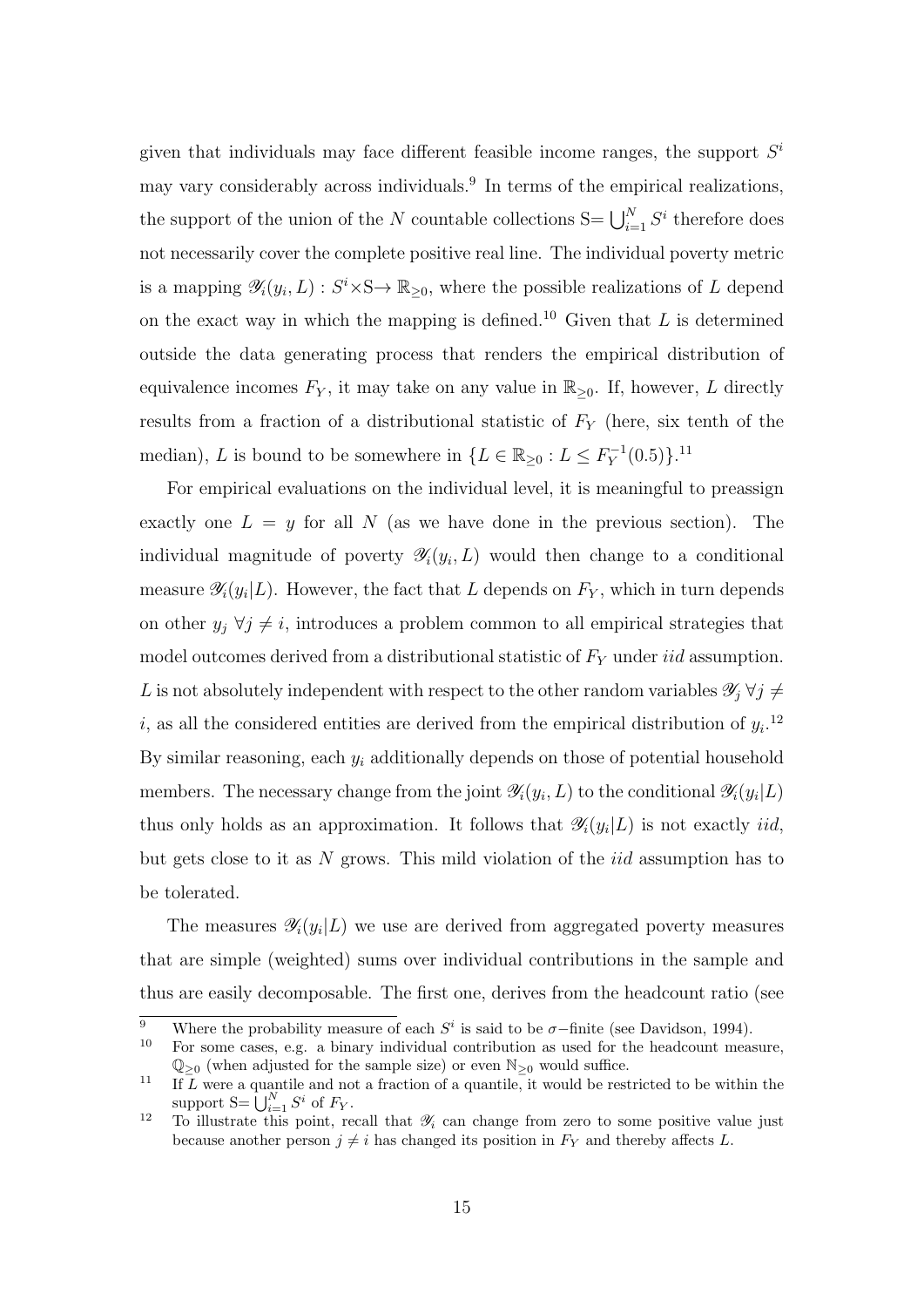given that individuals may face different feasible income ranges, the support $S^i$ may vary considerably across individuals.[9] In terms of the empirical realizations, the support of the union of the $N$ countable collections $\mathrm{S}= \bigcup_{i=1}^{N} S^i$ therefore does not necessarily cover the complete positive real line. The individual poverty metric is a mapping $\mathscr{Y}_i(y_i, L) : S^i \times \mathrm{S} \rightarrow \mathbb{R}_{\geq 0}$, where the possible realizations of $L$ depend on the exact way in which the mapping is defined.[10] Given that $L$ is determined outside the data generating process that renders the empirical distribution of equivalence incomes $F_Y$, it may take on any value in $\mathbb{R}_{\geq 0}$. If, however, $L$ directly results from a fraction of a distributional statistic of $F_Y$ (here, six tenth of the median), $L$ is bound to be somewhere in $\{L \in \mathbb{R}_{\geq 0} : L \leq F_Y^{-1}(0.5)\}$.[11]

For empirical evaluations on the individual level, it is meaningful to preassign exactly one $L = y$ for all $N$ (as we have done in the previous section). The individual magnitude of poverty $\mathscr{Y}_i(y_i, L)$ would then change to a conditional measure $\mathscr{Y}_i(y_i|L)$. However, the fact that $L$ depends on $F_Y$, which in turn depends on other $y_j$ $\forall j \neq i$, introduces a problem common to all empirical strategies that model outcomes derived from a distributional statistic of $F_Y$ under *iid* assumption. $L$ is not absolutely independent with respect to the other random variables $\mathscr{Y}_j$ $\forall j \neq i$, as all the considered entities are derived from the empirical distribution of $y_i$.[12] By similar reasoning, each $y_i$ additionally depends on those of potential household members. The necessary change from the joint $\mathscr{Y}_i(y_i, L)$ to the conditional $\mathscr{Y}_i(y_i|L)$ thus only holds as an approximation. It follows that $\mathscr{Y}_i(y_i|L)$ is not exactly *iid*, but gets close to it as $N$ grows. This mild violation of the *iid* assumption has to be tolerated.

The measures $\mathscr{Y}_i(y_i|L)$ we use are derived from aggregated poverty measures that are simple (weighted) sums over individual contributions in the sample and thus are easily decomposable. The first one, derives from the headcount ratio (see

---

[9] Where the probability measure of each $S^i$ is said to be $\sigma-$finite (see Davidson, 1994).

[10] For some cases, e.g. a binary individual contribution as used for the headcount measure, $\mathbb{Q}_{\geq 0}$ (when adjusted for the sample size) or even $\mathbb{N}_{\geq 0}$ would suffice.

[11] If $L$ were a quantile and not a fraction of a quantile, it would be restricted to be within the support $\mathrm{S}= \bigcup_{i=1}^{N} S^i$ of $F_Y$.

[12] To illustrate this point, recall that $\mathscr{Y}_i$ can change from zero to some positive value just because another person $j \neq i$ has changed its position in $F_Y$ and thereby affects $L$.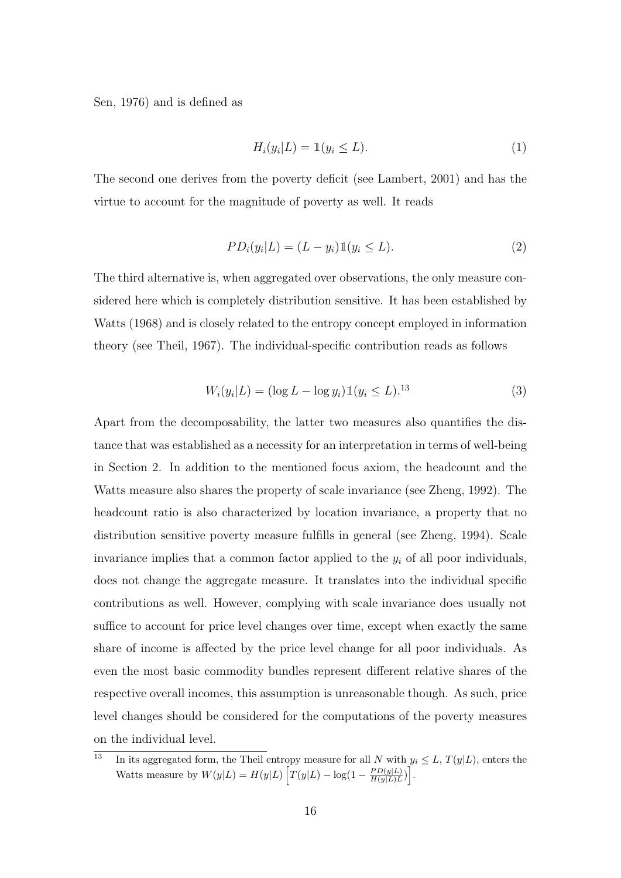Sen, 1976) and is defined as

$$H_i(y_i|L) = \mathbb{1}(y_i \leq L). \tag{1}$$

The second one derives from the poverty deficit (see Lambert, 2001) and has the virtue to account for the magnitude of poverty as well. It reads

$$PD_i(y_i|L) = (L - y_i)\mathbb{1}(y_i \leq L). \tag{2}$$

The third alternative is, when aggregated over observations, the only measure considered here which is completely distribution sensitive. It has been established by Watts (1968) and is closely related to the entropy concept employed in information theory (see Theil, 1967). The individual-specific contribution reads as follows

$$W_i(y_i|L) = (\log L - \log y_i)\mathbb{1}(y_i \leq L).^{13} \tag{3}$$

Apart from the decomposability, the latter two measures also quantifies the distance that was established as a necessity for an interpretation in terms of well-being in Section 2. In addition to the mentioned focus axiom, the headcount and the Watts measure also shares the property of scale invariance (see Zheng, 1992). The headcount ratio is also characterized by location invariance, a property that no distribution sensitive poverty measure fulfills in general (see Zheng, 1994). Scale invariance implies that a common factor applied to the $y_i$ of all poor individuals, does not change the aggregate measure. It translates into the individual specific contributions as well. However, complying with scale invariance does usually not suffice to account for price level changes over time, except when exactly the same share of income is affected by the price level change for all poor individuals. As even the most basic commodity bundles represent different relative shares of the respective overall incomes, this assumption is unreasonable though. As such, price level changes should be considered for the computations of the poverty measures on the individual level.

---

[13] In its aggregated form, the Theil entropy measure for all $N$ with $y_i \leq L$, $T(y|L)$, enters the Watts measure by $W(y|L) = H(y|L)\left[T(y|L) - \log(1 - \frac{PD(y|L)}{H(y|L)L})\right]$.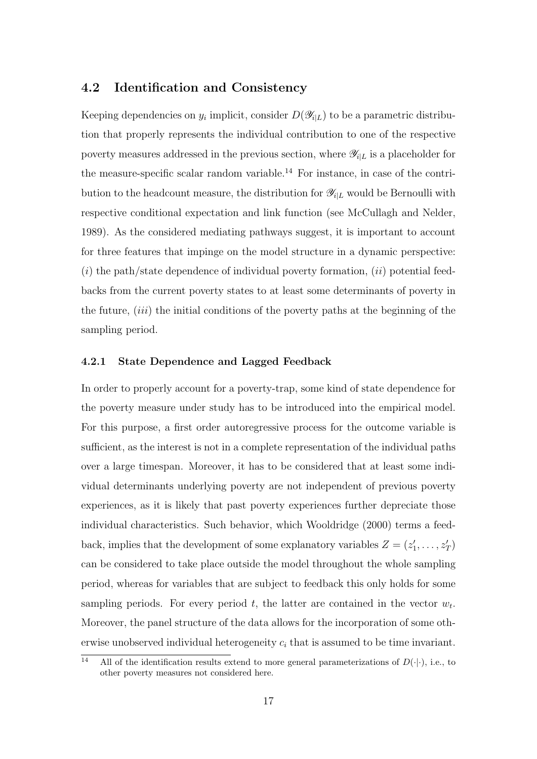## 4.2 Identification and Consistency

Keeping dependencies on $y_i$ implicit, consider $D(\mathscr{Y}_{i|L})$ to be a parametric distribution that properly represents the individual contribution to one of the respective poverty measures addressed in the previous section, where $\mathscr{Y}_{i|L}$ is a placeholder for the measure-specific scalar random variable.[14] For instance, in case of the contribution to the headcount measure, the distribution for $\mathscr{Y}_{i|L}$ would be Bernoulli with respective conditional expectation and link function (see McCullagh and Nelder, 1989). As the considered mediating pathways suggest, it is important to account for three features that impinge on the model structure in a dynamic perspective: ($i$) the path/state dependence of individual poverty formation, ($ii$) potential feedbacks from the current poverty states to at least some determinants of poverty in the future, ($iii$) the initial conditions of the poverty paths at the beginning of the sampling period.

### 4.2.1 State Dependence and Lagged Feedback

In order to properly account for a poverty-trap, some kind of state dependence for the poverty measure under study has to be introduced into the empirical model. For this purpose, a first order autoregressive process for the outcome variable is sufficient, as the interest is not in a complete representation of the individual paths over a large timespan. Moreover, it has to be considered that at least some individual determinants underlying poverty are not independent of previous poverty experiences, as it is likely that past poverty experiences further depreciate those individual characteristics. Such behavior, which Wooldridge (2000) terms a feedback, implies that the development of some explanatory variables $Z = (z_1', \ldots, z_T')$ can be considered to take place outside the model throughout the whole sampling period, whereas for variables that are subject to feedback this only holds for some sampling periods. For every period $t$, the latter are contained in the vector $w_t$. Moreover, the panel structure of the data allows for the incorporation of some otherwise unobserved individual heterogeneity $c_i$ that is assumed to be time invariant.

[14] All of the identification results extend to more general parameterizations of $D(\cdot|\cdot)$, i.e., to other poverty measures not considered here.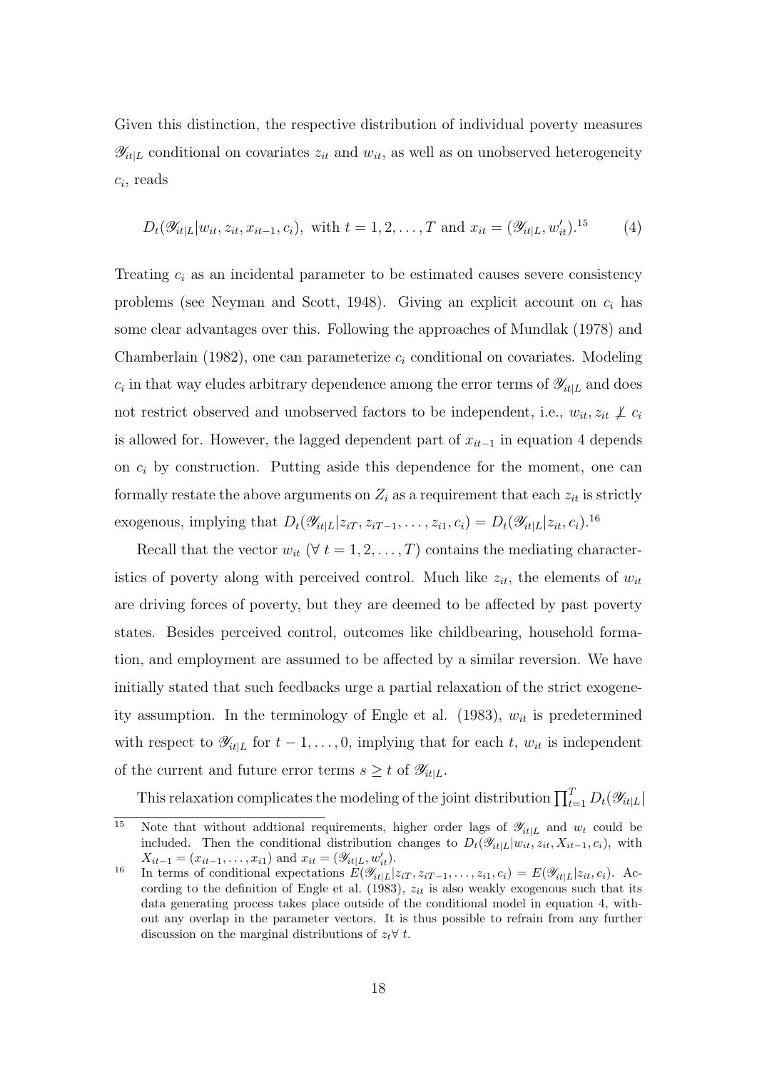Given this distinction, the respective distribution of individual poverty measures $\mathscr{Y}_{it|L}$ conditional on covariates $z_{it}$ and $w_{it}$, as well as on unobserved heterogeneity $c_i$, reads

$$D_t(\mathscr{Y}_{it|L}|w_{it}, z_{it}, x_{it-1}, c_i), \text{ with } t = 1, 2, \ldots, T \text{ and } x_{it} = (\mathscr{Y}_{it|L}, w'_{it}).^{15} \qquad (4)$$

Treating $c_i$ as an incidental parameter to be estimated causes severe consistency problems (see Neyman and Scott, 1948). Giving an explicit account on $c_i$ has some clear advantages over this. Following the approaches of Mundlak (1978) and Chamberlain (1982), one can parameterize $c_i$ conditional on covariates. Modeling $c_i$ in that way eludes arbitrary dependence among the error terms of $\mathscr{Y}_{it|L}$ and does not restrict observed and unobserved factors to be independent, i.e., $w_{it}, z_{it} \not\perp c_i$ is allowed for. However, the lagged dependent part of $x_{it-1}$ in equation 4 depends on $c_i$ by construction. Putting aside this dependence for the moment, one can formally restate the above arguments on $Z_i$ as a requirement that each $z_{it}$ is strictly exogenous, implying that $D_t(\mathscr{Y}_{it|L}|z_{iT}, z_{iT-1}, \ldots, z_{i1}, c_i) = D_t(\mathscr{Y}_{it|L}|z_{it}, c_i)$.[16]

Recall that the vector $w_{it}$ ($\forall\, t = 1, 2, \ldots, T$) contains the mediating characteristics of poverty along with perceived control. Much like $z_{it}$, the elements of $w_{it}$ are driving forces of poverty, but they are deemed to be affected by past poverty states. Besides perceived control, outcomes like childbearing, household formation, and employment are assumed to be affected by a similar reversion. We have initially stated that such feedbacks urge a partial relaxation of the strict exogeneity assumption. In the terminology of Engle et al. (1983), $w_{it}$ is predetermined with respect to $\mathscr{Y}_{it|L}$ for $t-1, \ldots, 0$, implying that for each $t$, $w_{it}$ is independent of the current and future error terms $s \geq t$ of $\mathscr{Y}_{it|L}$.

This relaxation complicates the modeling of the joint distribution $\prod_{t=1}^{T} D_t(\mathscr{Y}_{it|L}|$

---

[15] Note that without addtional requirements, higher order lags of $\mathscr{Y}_{it|L}$ and $w_t$ could be included. Then the conditional distribution changes to $D_t(\mathscr{Y}_{it|L}|w_{it}, z_{it}, X_{it-1}, c_i)$, with $X_{it-1} = (x_{it-1}, \ldots, x_{i1})$ and $x_{it} = (\mathscr{Y}_{it|L}, w'_{it})$.

[16] In terms of conditional expectations $E(\mathscr{Y}_{it|L}|z_{iT}, z_{iT-1}, \ldots, z_{i1}, c_i) = E(\mathscr{Y}_{it|L}|z_{it}, c_i)$. According to the definition of Engle et al. (1983), $z_{it}$ is also weakly exogenous such that its data generating process takes place outside of the conditional model in equation 4, without any overlap in the parameter vectors. It is thus possible to refrain from any further discussion on the marginal distributions of $z_t \forall\, t$.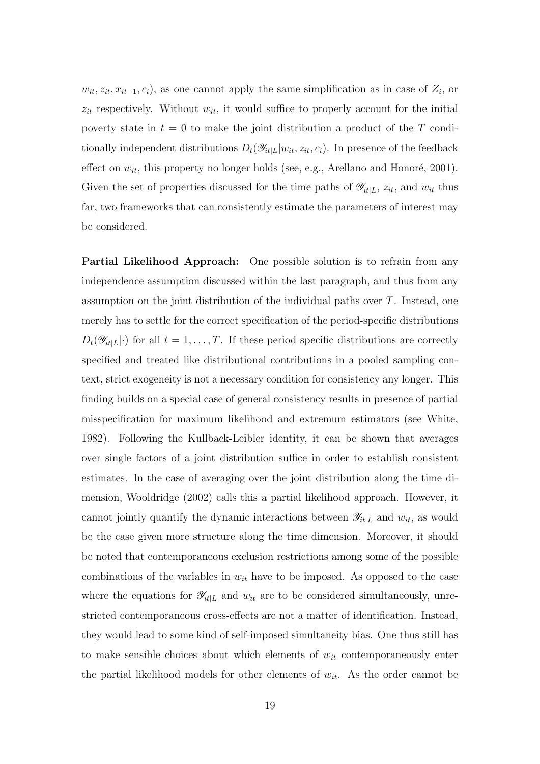$w_{it}, z_{it}, x_{it-1}, c_i)$, as one cannot apply the same simplification as in case of $Z_i$, or $z_{it}$ respectively. Without $w_{it}$, it would suffice to properly account for the initial poverty state in $t = 0$ to make the joint distribution a product of the $T$ conditionally independent distributions $D_t(\mathscr{Y}_{it|L}|w_{it}, z_{it}, c_i)$. In presence of the feedback effect on $w_{it}$, this property no longer holds (see, e.g., Arellano and Honoré, 2001). Given the set of properties discussed for the time paths of $\mathscr{Y}_{it|L}$, $z_{it}$, and $w_{it}$ thus far, two frameworks that can consistently estimate the parameters of interest may be considered.

**Partial Likelihood Approach:** One possible solution is to refrain from any independence assumption discussed within the last paragraph, and thus from any assumption on the joint distribution of the individual paths over $T$. Instead, one merely has to settle for the correct specification of the period-specific distributions $D_t(\mathscr{Y}_{it|L}|\cdot)$ for all $t = 1, \ldots, T$. If these period specific distributions are correctly specified and treated like distributional contributions in a pooled sampling context, strict exogeneity is not a necessary condition for consistency any longer. This finding builds on a special case of general consistency results in presence of partial misspecification for maximum likelihood and extremum estimators (see White, 1982). Following the Kullback-Leibler identity, it can be shown that averages over single factors of a joint distribution suffice in order to establish consistent estimates. In the case of averaging over the joint distribution along the time dimension, Wooldridge (2002) calls this a partial likelihood approach. However, it cannot jointly quantify the dynamic interactions between $\mathscr{Y}_{it|L}$ and $w_{it}$, as would be the case given more structure along the time dimension. Moreover, it should be noted that contemporaneous exclusion restrictions among some of the possible combinations of the variables in $w_{it}$ have to be imposed. As opposed to the case where the equations for $\mathscr{Y}_{it|L}$ and $w_{it}$ are to be considered simultaneously, unrestricted contemporaneous cross-effects are not a matter of identification. Instead, they would lead to some kind of self-imposed simultaneity bias. One thus still has to make sensible choices about which elements of $w_{it}$ contemporaneously enter the partial likelihood models for other elements of $w_{it}$. As the order cannot be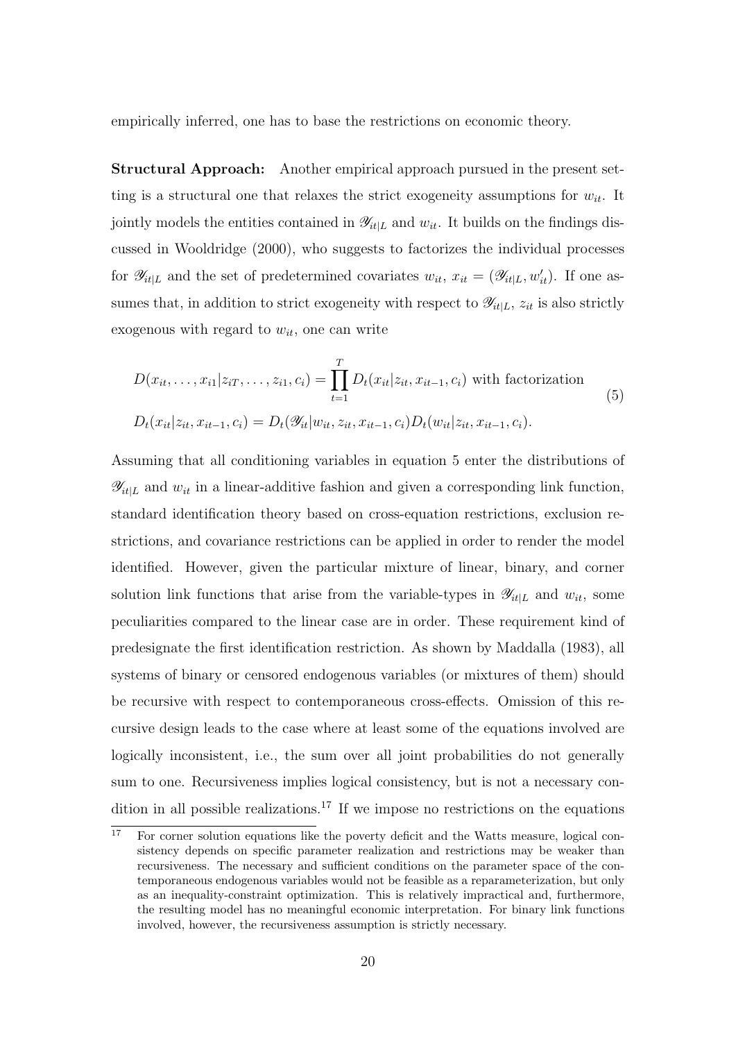empirically inferred, one has to base the restrictions on economic theory.

**Structural Approach:** Another empirical approach pursued in the present setting is a structural one that relaxes the strict exogeneity assumptions for $w_{it}$. It jointly models the entities contained in $\mathscr{Y}_{it|L}$ and $w_{it}$. It builds on the findings discussed in Wooldridge (2000), who suggests to factorizes the individual processes for $\mathscr{Y}_{it|L}$ and the set of predetermined covariates $w_{it}$, $x_{it} = (\mathscr{Y}_{it|L}, w'_{it})$. If one assumes that, in addition to strict exogeneity with respect to $\mathscr{Y}_{it|L}$, $z_{it}$ is also strictly exogenous with regard to $w_{it}$, one can write

$$
\begin{aligned}
&D(x_{it}, \ldots, x_{i1}|z_{iT}, \ldots, z_{i1}, c_i) = \prod_{t=1}^{T} D_t(x_{it}|z_{it}, x_{it-1}, c_i) \text{ with factorization} \\
&D_t(x_{it}|z_{it}, x_{it-1}, c_i) = D_t(\mathscr{Y}_{it}|w_{it}, z_{it}, x_{it-1}, c_i) D_t(w_{it}|z_{it}, x_{it-1}, c_i).
\end{aligned} \tag{5}
$$

Assuming that all conditioning variables in equation 5 enter the distributions of $\mathscr{Y}_{it|L}$ and $w_{it}$ in a linear-additive fashion and given a corresponding link function, standard identification theory based on cross-equation restrictions, exclusion restrictions, and covariance restrictions can be applied in order to render the model identified. However, given the particular mixture of linear, binary, and corner solution link functions that arise from the variable-types in $\mathscr{Y}_{it|L}$ and $w_{it}$, some peculiarities compared to the linear case are in order. These requirement kind of predesignate the first identification restriction. As shown by Maddalla (1983), all systems of binary or censored endogenous variables (or mixtures of them) should be recursive with respect to contemporaneous cross-effects. Omission of this recursive design leads to the case where at least some of the equations involved are logically inconsistent, i.e., the sum over all joint probabilities do not generally sum to one. Recursiveness implies logical consistency, but is not a necessary condition in all possible realizations.[17] If we impose no restrictions on the equations

[17] For corner solution equations like the poverty deficit and the Watts measure, logical consistency depends on specific parameter realization and restrictions may be weaker than recursiveness. The necessary and sufficient conditions on the parameter space of the contemporaneous endogenous variables would not be feasible as a reparameterization, but only as an inequality-constraint optimization. This is relatively impractical and, furthermore, the resulting model has no meaningful economic interpretation. For binary link functions involved, however, the recursiveness assumption is strictly necessary.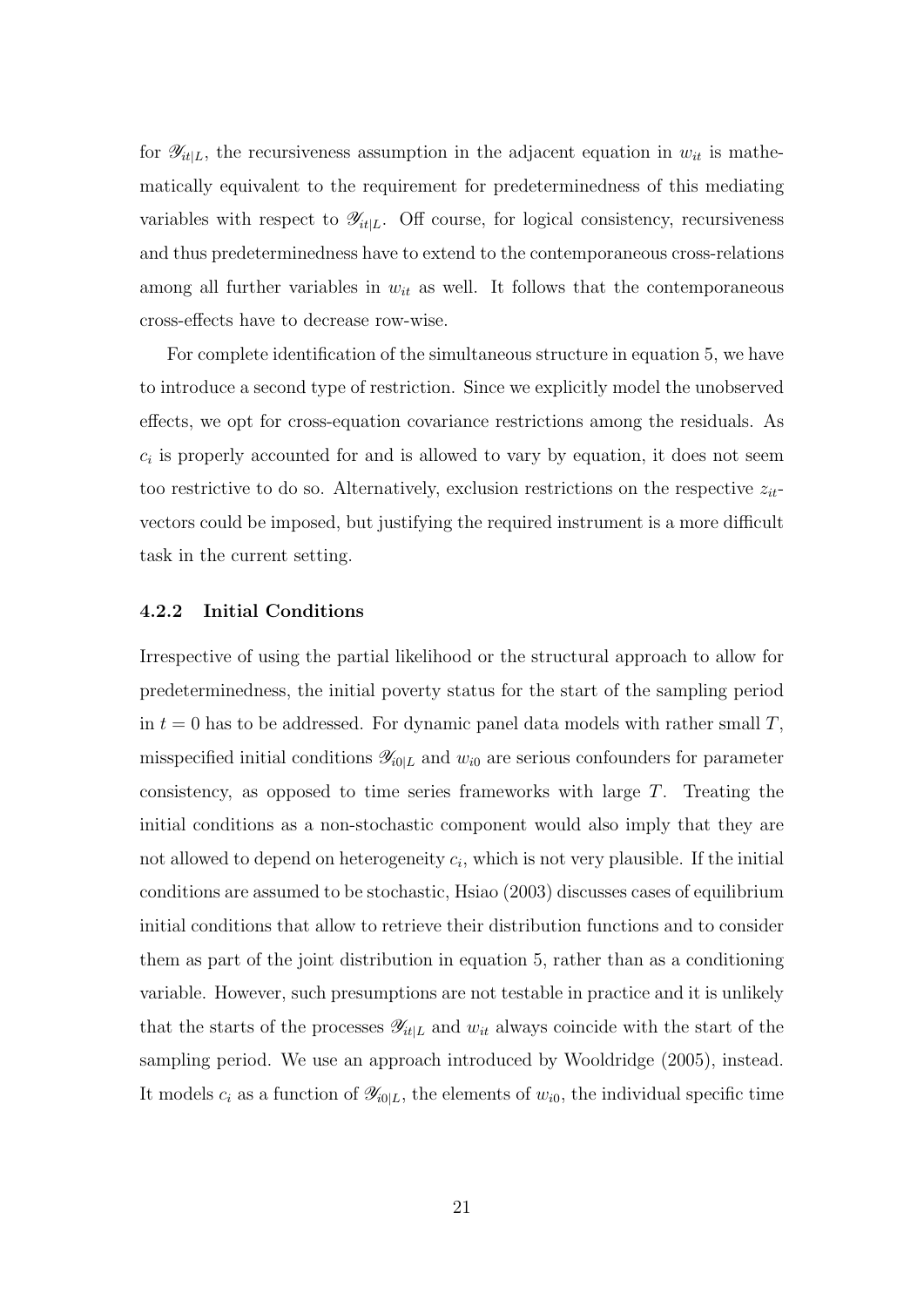for $\mathscr{Y}_{it|L}$, the recursiveness assumption in the adjacent equation in $w_{it}$ is mathematically equivalent to the requirement for predeterminedness of this mediating variables with respect to $\mathscr{Y}_{it|L}$. Off course, for logical consistency, recursiveness and thus predeterminedness have to extend to the contemporaneous cross-relations among all further variables in $w_{it}$ as well. It follows that the contemporaneous cross-effects have to decrease row-wise.

For complete identification of the simultaneous structure in equation 5, we have to introduce a second type of restriction. Since we explicitly model the unobserved effects, we opt for cross-equation covariance restrictions among the residuals. As $c_i$ is properly accounted for and is allowed to vary by equation, it does not seem too restrictive to do so. Alternatively, exclusion restrictions on the respective $z_{it}$-vectors could be imposed, but justifying the required instrument is a more difficult task in the current setting.

### 4.2.2 Initial Conditions

Irrespective of using the partial likelihood or the structural approach to allow for predeterminedness, the initial poverty status for the start of the sampling period in $t = 0$ has to be addressed. For dynamic panel data models with rather small $T$, misspecified initial conditions $\mathscr{Y}_{i0|L}$ and $w_{i0}$ are serious confounders for parameter consistency, as opposed to time series frameworks with large $T$. Treating the initial conditions as a non-stochastic component would also imply that they are not allowed to depend on heterogeneity $c_i$, which is not very plausible. If the initial conditions are assumed to be stochastic, Hsiao (2003) discusses cases of equilibrium initial conditions that allow to retrieve their distribution functions and to consider them as part of the joint distribution in equation 5, rather than as a conditioning variable. However, such presumptions are not testable in practice and it is unlikely that the starts of the processes $\mathscr{Y}_{it|L}$ and $w_{it}$ always coincide with the start of the sampling period. We use an approach introduced by Wooldridge (2005), instead. It models $c_i$ as a function of $\mathscr{Y}_{i0|L}$, the elements of $w_{i0}$, the individual specific time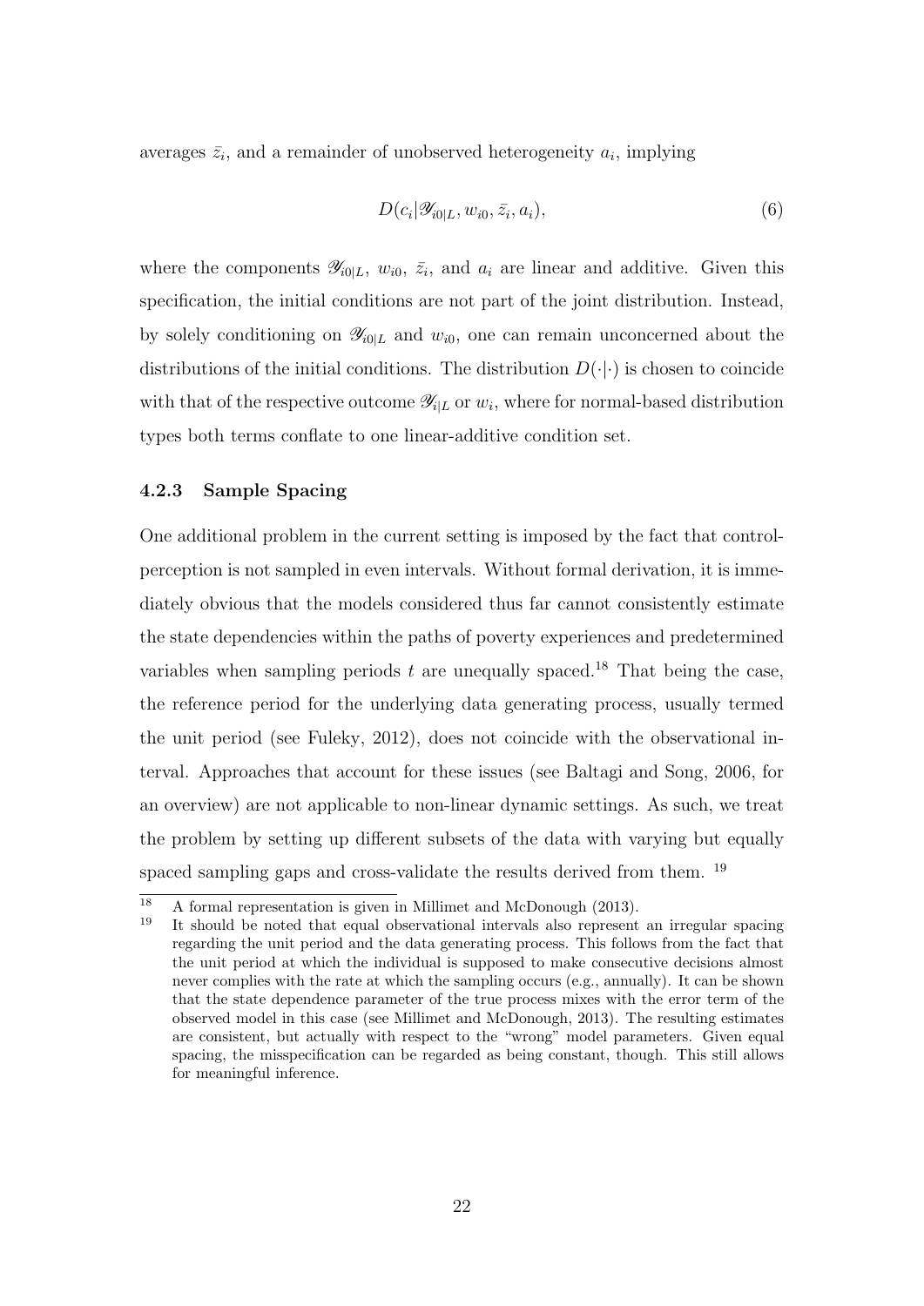averages $\bar{z}_i$, and a remainder of unobserved heterogeneity $a_i$, implying

$$D(c_i|\mathscr{Y}_{i0|L}, w_{i0}, \bar{z}_i, a_i), \tag{6}$$

where the components $\mathscr{Y}_{i0|L}$, $w_{i0}$, $\bar{z}_i$, and $a_i$ are linear and additive. Given this specification, the initial conditions are not part of the joint distribution. Instead, by solely conditioning on $\mathscr{Y}_{i0|L}$ and $w_{i0}$, one can remain unconcerned about the distributions of the initial conditions. The distribution $D(\cdot|\cdot)$ is chosen to coincide with that of the respective outcome $\mathscr{Y}_{i|L}$ or $w_i$, where for normal-based distribution types both terms conflate to one linear-additive condition set.

### 4.2.3 Sample Spacing

One additional problem in the current setting is imposed by the fact that control-perception is not sampled in even intervals. Without formal derivation, it is immediately obvious that the models considered thus far cannot consistently estimate the state dependencies within the paths of poverty experiences and predetermined variables when sampling periods $t$ are unequally spaced.[18] That being the case, the reference period for the underlying data generating process, usually termed the unit period (see Fuleky, 2012), does not coincide with the observational interval. Approaches that account for these issues (see Baltagi and Song, 2006, for an overview) are not applicable to non-linear dynamic settings. As such, we treat the problem by setting up different subsets of the data with varying but equally spaced sampling gaps and cross-validate the results derived from them. [19]

[18] A formal representation is given in Millimet and McDonough (2013).

[19] It should be noted that equal observational intervals also represent an irregular spacing regarding the unit period and the data generating process. This follows from the fact that the unit period at which the individual is supposed to make consecutive decisions almost never complies with the rate at which the sampling occurs (e.g., annually). It can be shown that the state dependence parameter of the true process mixes with the error term of the observed model in this case (see Millimet and McDonough, 2013). The resulting estimates are consistent, but actually with respect to the "wrong" model parameters. Given equal spacing, the misspecification can be regarded as being constant, though. This still allows for meaningful inference.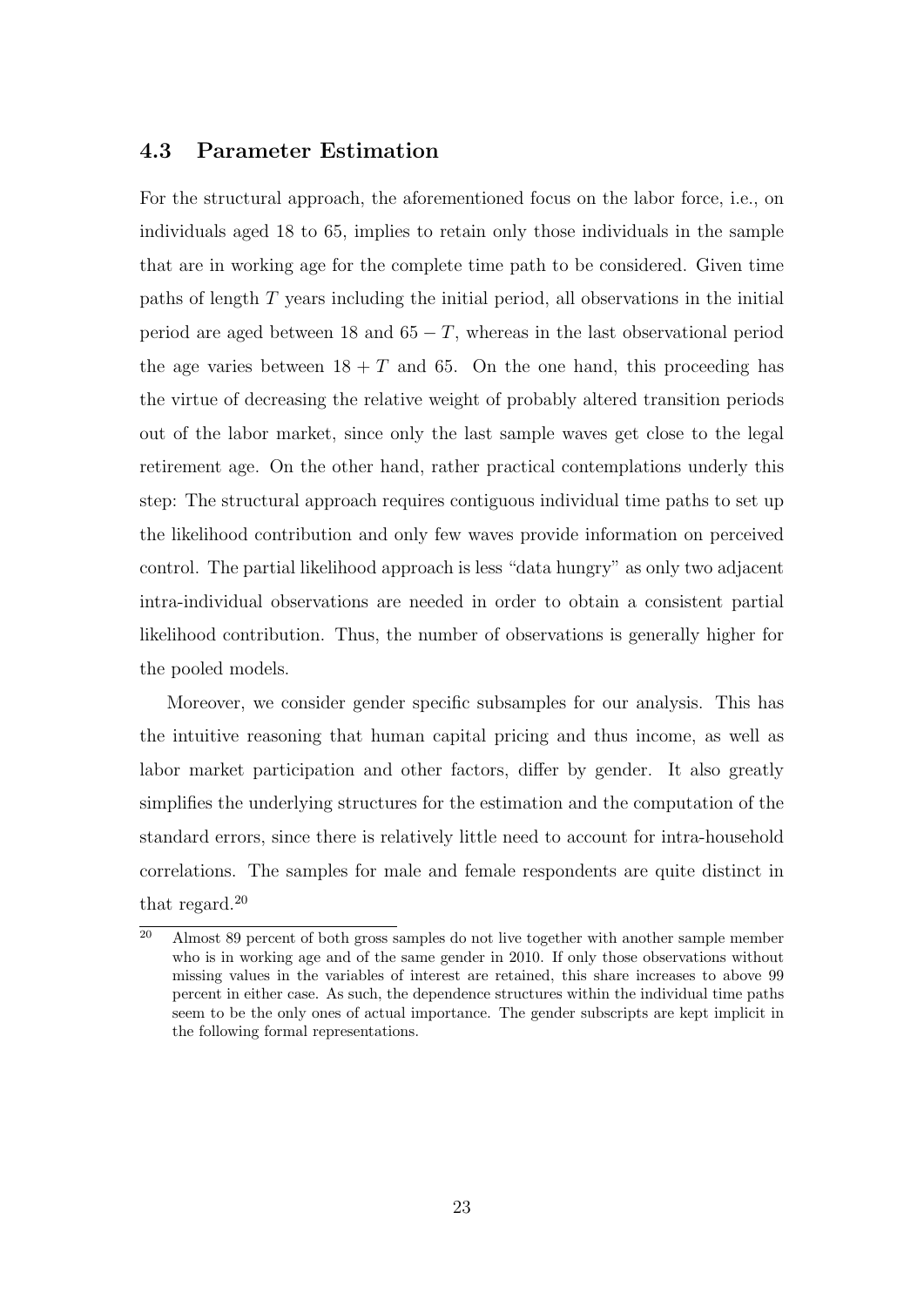### 4.3 Parameter Estimation

For the structural approach, the aforementioned focus on the labor force, i.e., on individuals aged 18 to 65, implies to retain only those individuals in the sample that are in working age for the complete time path to be considered. Given time paths of length $T$ years including the initial period, all observations in the initial period are aged between 18 and $65 - T$, whereas in the last observational period the age varies between $18 + T$ and 65. On the one hand, this proceeding has the virtue of decreasing the relative weight of probably altered transition periods out of the labor market, since only the last sample waves get close to the legal retirement age. On the other hand, rather practical contemplations underly this step: The structural approach requires contiguous individual time paths to set up the likelihood contribution and only few waves provide information on perceived control. The partial likelihood approach is less "data hungry" as only two adjacent intra-individual observations are needed in order to obtain a consistent partial likelihood contribution. Thus, the number of observations is generally higher for the pooled models.

Moreover, we consider gender specific subsamples for our analysis. This has the intuitive reasoning that human capital pricing and thus income, as well as labor market participation and other factors, differ by gender. It also greatly simplifies the underlying structures for the estimation and the computation of the standard errors, since there is relatively little need to account for intra-household correlations. The samples for male and female respondents are quite distinct in that regard.[20]

[20] Almost 89 percent of both gross samples do not live together with another sample member who is in working age and of the same gender in 2010. If only those observations without missing values in the variables of interest are retained, this share increases to above 99 percent in either case. As such, the dependence structures within the individual time paths seem to be the only ones of actual importance. The gender subscripts are kept implicit in the following formal representations.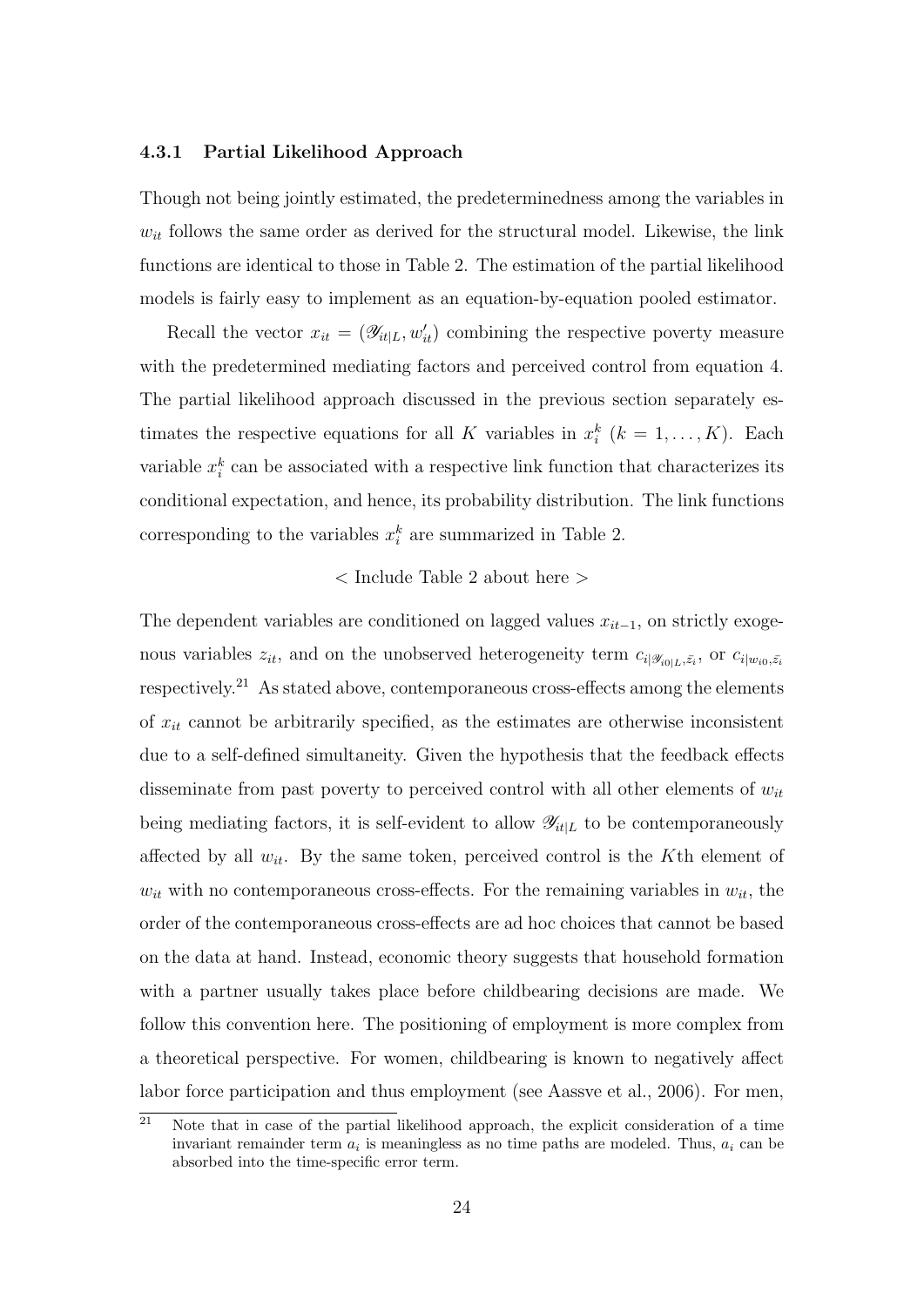### 4.3.1 Partial Likelihood Approach

Though not being jointly estimated, the predeterminedness among the variables in $w_{it}$ follows the same order as derived for the structural model. Likewise, the link functions are identical to those in Table 2. The estimation of the partial likelihood models is fairly easy to implement as an equation-by-equation pooled estimator.

Recall the vector $x_{it} = (\mathscr{Y}_{it|L}, w'_{it})$ combining the respective poverty measure with the predetermined mediating factors and perceived control from equation 4. The partial likelihood approach discussed in the previous section separately estimates the respective equations for all $K$ variables in $x_i^k$ $(k = 1, \ldots, K)$. Each variable $x_i^k$ can be associated with a respective link function that characterizes its conditional expectation, and hence, its probability distribution. The link functions corresponding to the variables $x_i^k$ are summarized in Table 2.

< Include Table 2 about here >

The dependent variables are conditioned on lagged values $x_{it-1}$, on strictly exogenous variables $z_{it}$, and on the unobserved heterogeneity term $c_{i|\mathscr{Y}_{i0|L},\bar{z}_i}$, or $c_{i|w_{i0},\bar{z}_i}$ respectively.[21] As stated above, contemporaneous cross-effects among the elements of $x_{it}$ cannot be arbitrarily specified, as the estimates are otherwise inconsistent due to a self-defined simultaneity. Given the hypothesis that the feedback effects disseminate from past poverty to perceived control with all other elements of $w_{it}$ being mediating factors, it is self-evident to allow $\mathscr{Y}_{it|L}$ to be contemporaneously affected by all $w_{it}$. By the same token, perceived control is the $K$th element of $w_{it}$ with no contemporaneous cross-effects. For the remaining variables in $w_{it}$, the order of the contemporaneous cross-effects are ad hoc choices that cannot be based on the data at hand. Instead, economic theory suggests that household formation with a partner usually takes place before childbearing decisions are made. We follow this convention here. The positioning of employment is more complex from a theoretical perspective. For women, childbearing is known to negatively affect labor force participation and thus employment (see Aassve et al., 2006). For men,

[21] Note that in case of the partial likelihood approach, the explicit consideration of a time invariant remainder term $a_i$ is meaningless as no time paths are modeled. Thus, $a_i$ can be absorbed into the time-specific error term.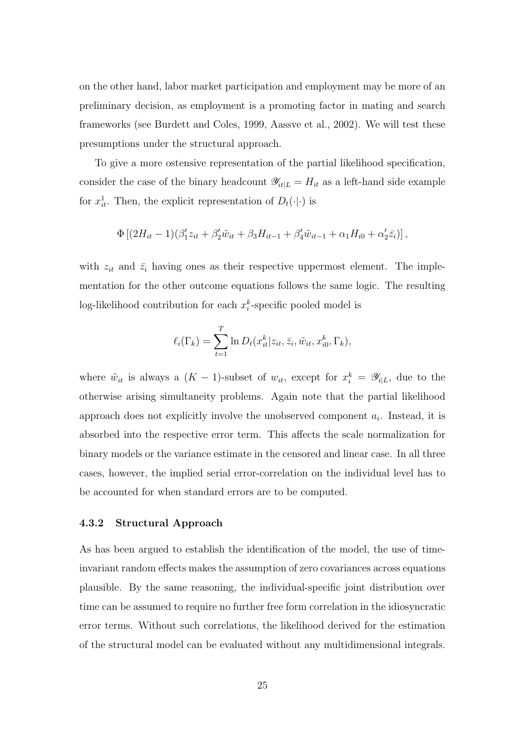on the other hand, labor market participation and employment may be more of an preliminary decision, as employment is a promoting factor in mating and search frameworks (see Burdett and Coles, 1999, Aassve et al., 2002). We will test these presumptions under the structural approach.

To give a more ostensive representation of the partial likelihood specification, consider the case of the binary headcount $\mathscr{Y}_{it|L} = H_{it}$ as a left-hand side example for $x_{it}^1$. Then, the explicit representation of $D_t(\cdot|\cdot)$ is

$$\Phi\left[(2H_{it}-1)(\beta_1' z_{it} + \beta_2' \tilde{w}_{it} + \beta_3 H_{it-1} + \beta_4' \tilde{w}_{it-1} + \alpha_1 H_{i0} + \alpha_2' \bar{z}_i)\right],$$

with $z_{it}$ and $\bar{z}_i$ having ones as their respective uppermost element. The implementation for the other outcome equations follows the same logic. The resulting log-likelihood contribution for each $x_i^k$-specific pooled model is

$$\ell_i(\Gamma_k) = \sum_{t=1}^{T} \ln D_t(x_{it}^k | z_{it}, \bar{z}_i, \tilde{w}_{it}, x_{i0}^k, \Gamma_k),$$

where $\tilde{w}_{it}$ is always a $(K-1)$-subset of $w_{it}$, except for $x_i^k = \mathscr{Y}_{i|L}$, due to the otherwise arising simultaneity problems. Again note that the partial likelihood approach does not explicitly involve the unobserved component $a_i$. Instead, it is absorbed into the respective error term. This affects the scale normalization for binary models or the variance estimate in the censored and linear case. In all three cases, however, the implied serial error-correlation on the individual level has to be accounted for when standard errors are to be computed.

### 4.3.2 Structural Approach

As has been argued to establish the identification of the model, the use of time-invariant random effects makes the assumption of zero covariances across equations plausible. By the same reasoning, the individual-specific joint distribution over time can be assumed to require no further free form correlation in the idiosyncratic error terms. Without such correlations, the likelihood derived for the estimation of the structural model can be evaluated without any multidimensional integrals.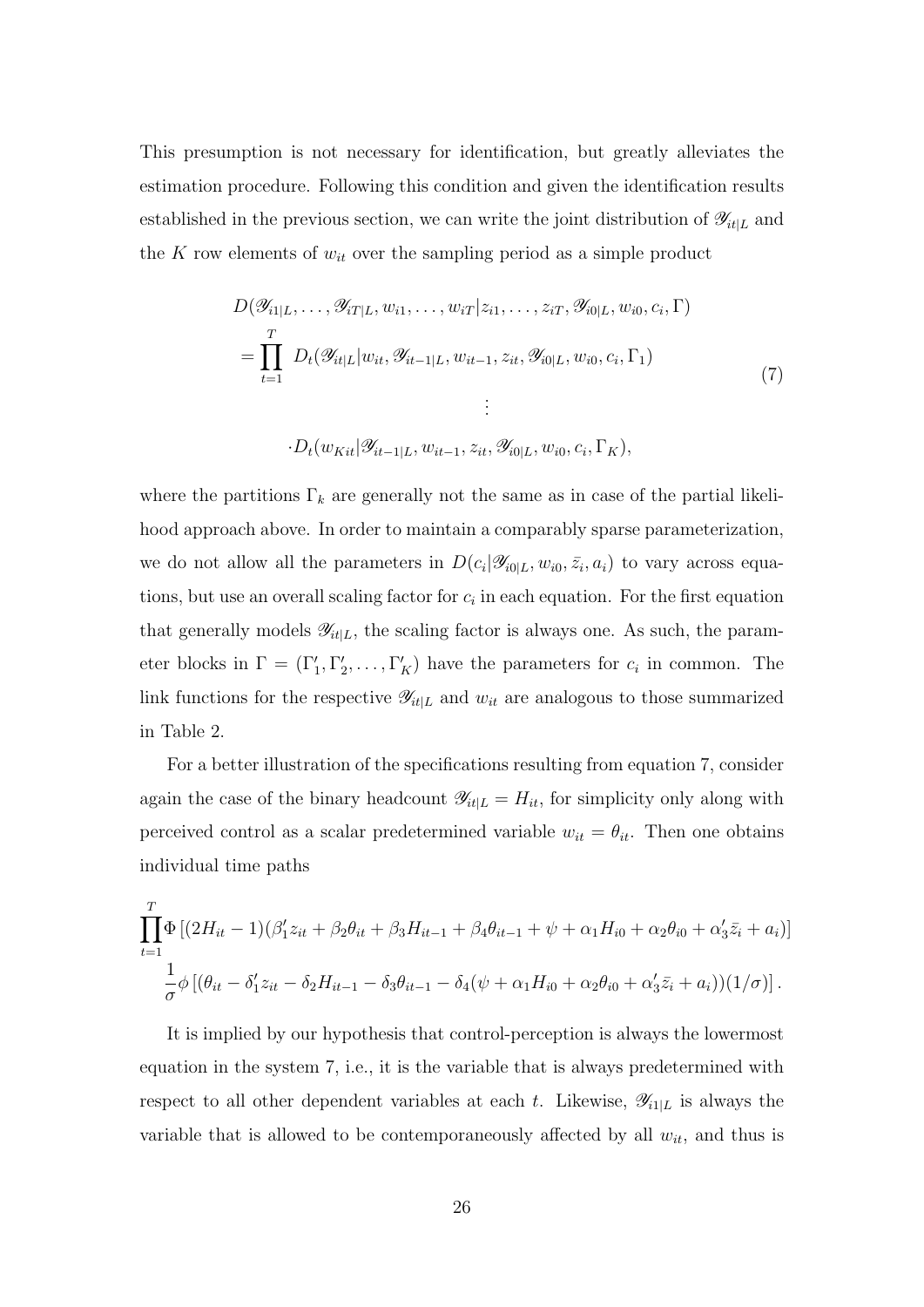This presumption is not necessary for identification, but greatly alleviates the estimation procedure. Following this condition and given the identification results established in the previous section, we can write the joint distribution of $\mathscr{Y}_{it|L}$ and the $K$ row elements of $w_{it}$ over the sampling period as a simple product

$$
\begin{aligned}
& D(\mathscr{Y}_{i1|L}, \ldots, \mathscr{Y}_{iT|L}, w_{i1}, \ldots, w_{iT} | z_{i1}, \ldots, z_{iT}, \mathscr{Y}_{i0|L}, w_{i0}, c_i, \Gamma) \\
&= \prod_{t=1}^{T} \; D_t(\mathscr{Y}_{it|L} | w_{it}, \mathscr{Y}_{it-1|L}, w_{it-1}, z_{it}, \mathscr{Y}_{i0|L}, w_{i0}, c_i, \Gamma_1) \\
& \qquad \vdots \\
& \qquad \cdot D_t(w_{Kit} | \mathscr{Y}_{it-1|L}, w_{it-1}, z_{it}, \mathscr{Y}_{i0|L}, w_{i0}, c_i, \Gamma_K),
\end{aligned}
\tag{7}
$$

where the partitions $\Gamma_k$ are generally not the same as in case of the partial likelihood approach above. In order to maintain a comparably sparse parameterization, we do not allow all the parameters in $D(c_i | \mathscr{Y}_{i0|L}, w_{i0}, \bar{z}_i, a_i)$ to vary across equations, but use an overall scaling factor for $c_i$ in each equation. For the first equation that generally models $\mathscr{Y}_{it|L}$, the scaling factor is always one. As such, the parameter blocks in $\Gamma = (\Gamma_1', \Gamma_2', \ldots, \Gamma_K')$ have the parameters for $c_i$ in common. The link functions for the respective $\mathscr{Y}_{it|L}$ and $w_{it}$ are analogous to those summarized in Table 2.

For a better illustration of the specifications resulting from equation 7, consider again the case of the binary headcount $\mathscr{Y}_{it|L} = H_{it}$, for simplicity only along with perceived control as a scalar predetermined variable $w_{it} = \theta_{it}$. Then one obtains individual time paths

$$
\begin{aligned}
& \prod_{t=1}^{T} \Phi \left[ (2H_{it} - 1)(\beta_1' z_{it} + \beta_2 \theta_{it} + \beta_3 H_{it-1} + \beta_4 \theta_{it-1} + \psi + \alpha_1 H_{i0} + \alpha_2 \theta_{i0} + \alpha_3' \bar{z}_i + a_i) \right] \\
& \quad \frac{1}{\sigma} \phi \left[ (\theta_{it} - \delta_1' z_{it} - \delta_2 H_{it-1} - \delta_3 \theta_{it-1} - \delta_4 (\psi + \alpha_1 H_{i0} + \alpha_2 \theta_{i0} + \alpha_3' \bar{z}_i + a_i))(1/\sigma) \right].
\end{aligned}
$$

It is implied by our hypothesis that control-perception is always the lowermost equation in the system 7, i.e., it is the variable that is always predetermined with respect to all other dependent variables at each $t$. Likewise, $\mathscr{Y}_{i1|L}$ is always the variable that is allowed to be contemporaneously affected by all $w_{it}$, and thus is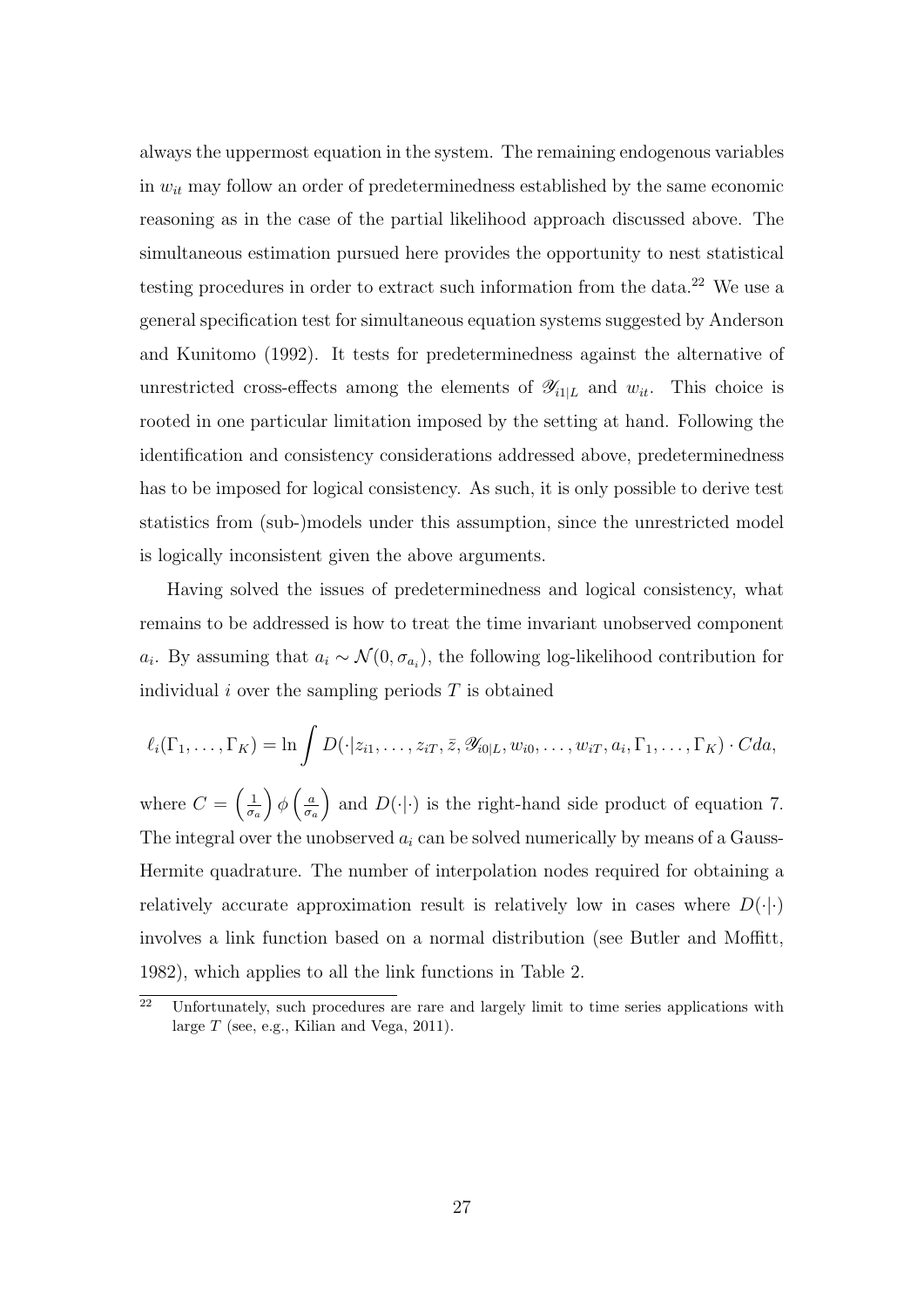always the uppermost equation in the system. The remaining endogenous variables in $w_{it}$ may follow an order of predeterminedness established by the same economic reasoning as in the case of the partial likelihood approach discussed above. The simultaneous estimation pursued here provides the opportunity to nest statistical testing procedures in order to extract such information from the data.[22] We use a general specification test for simultaneous equation systems suggested by Anderson and Kunitomo (1992). It tests for predeterminedness against the alternative of unrestricted cross-effects among the elements of $\mathscr{Y}_{i1|L}$ and $w_{it}$. This choice is rooted in one particular limitation imposed by the setting at hand. Following the identification and consistency considerations addressed above, predeterminedness has to be imposed for logical consistency. As such, it is only possible to derive test statistics from (sub-)models under this assumption, since the unrestricted model is logically inconsistent given the above arguments.

Having solved the issues of predeterminedness and logical consistency, what remains to be addressed is how to treat the time invariant unobserved component $a_i$. By assuming that $a_i \sim \mathcal{N}(0, \sigma_{a_i})$, the following log-likelihood contribution for individual $i$ over the sampling periods $T$ is obtained

$$\ell_i(\Gamma_1, \ldots, \Gamma_K) = \ln \int D(\cdot | z_{i1}, \ldots, z_{iT}, \bar{z}, \mathscr{Y}_{i0|L}, w_{i0}, \ldots, w_{iT}, a_i, \Gamma_1, \ldots, \Gamma_K) \cdot C da,$$

where $C = \left(\frac{1}{\sigma_a}\right) \phi \left(\frac{a}{\sigma_a}\right)$ and $D(\cdot|\cdot)$ is the right-hand side product of equation 7. The integral over the unobserved $a_i$ can be solved numerically by means of a Gauss-Hermite quadrature. The number of interpolation nodes required for obtaining a relatively accurate approximation result is relatively low in cases where $D(\cdot|\cdot)$ involves a link function based on a normal distribution (see Butler and Moffitt, 1982), which applies to all the link functions in Table 2.

[22] Unfortunately, such procedures are rare and largely limit to time series applications with large $T$ (see, e.g., Kilian and Vega, 2011).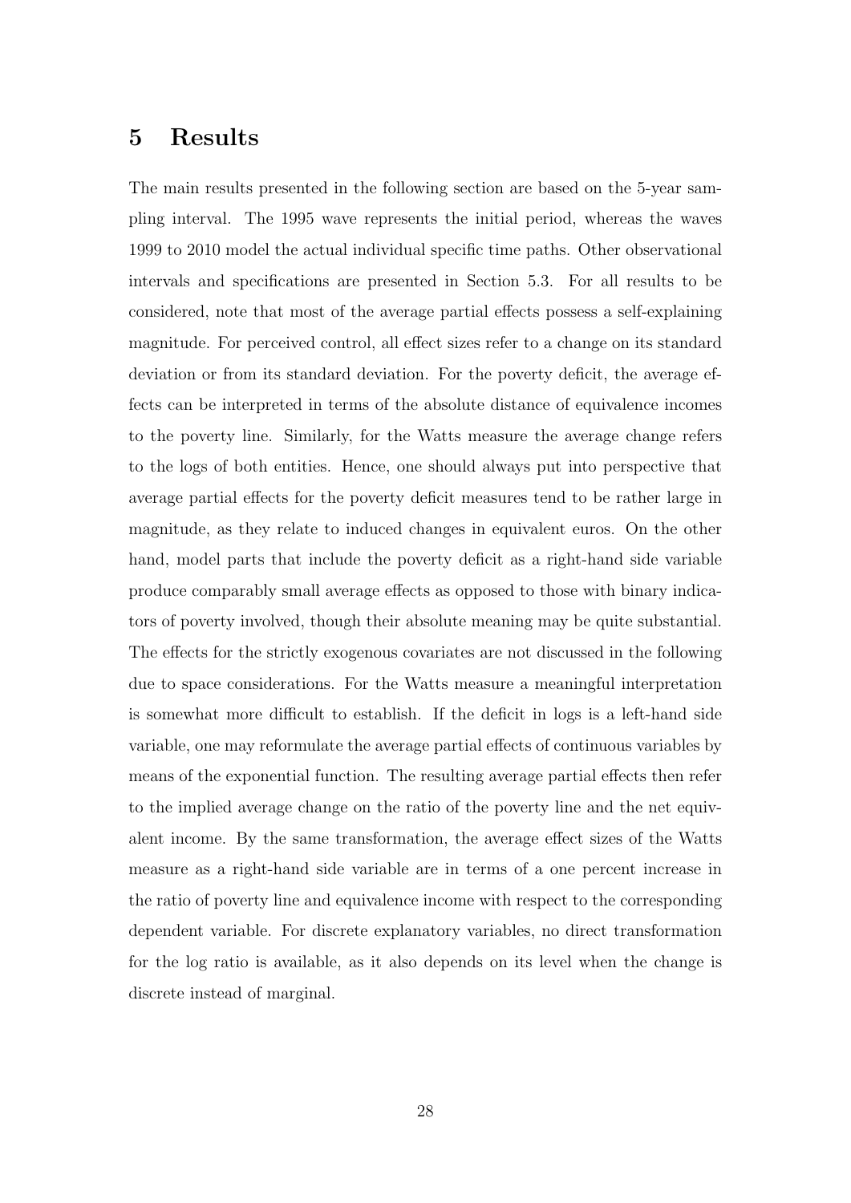# 5 Results

The main results presented in the following section are based on the 5-year sampling interval. The 1995 wave represents the initial period, whereas the waves 1999 to 2010 model the actual individual specific time paths. Other observational intervals and specifications are presented in Section 5.3. For all results to be considered, note that most of the average partial effects possess a self-explaining magnitude. For perceived control, all effect sizes refer to a change on its standard deviation or from its standard deviation. For the poverty deficit, the average effects can be interpreted in terms of the absolute distance of equivalence incomes to the poverty line. Similarly, for the Watts measure the average change refers to the logs of both entities. Hence, one should always put into perspective that average partial effects for the poverty deficit measures tend to be rather large in magnitude, as they relate to induced changes in equivalent euros. On the other hand, model parts that include the poverty deficit as a right-hand side variable produce comparably small average effects as opposed to those with binary indicators of poverty involved, though their absolute meaning may be quite substantial. The effects for the strictly exogenous covariates are not discussed in the following due to space considerations. For the Watts measure a meaningful interpretation is somewhat more difficult to establish. If the deficit in logs is a left-hand side variable, one may reformulate the average partial effects of continuous variables by means of the exponential function. The resulting average partial effects then refer to the implied average change on the ratio of the poverty line and the net equivalent income. By the same transformation, the average effect sizes of the Watts measure as a right-hand side variable are in terms of a one percent increase in the ratio of poverty line and equivalence income with respect to the corresponding dependent variable. For discrete explanatory variables, no direct transformation for the log ratio is available, as it also depends on its level when the change is discrete instead of marginal.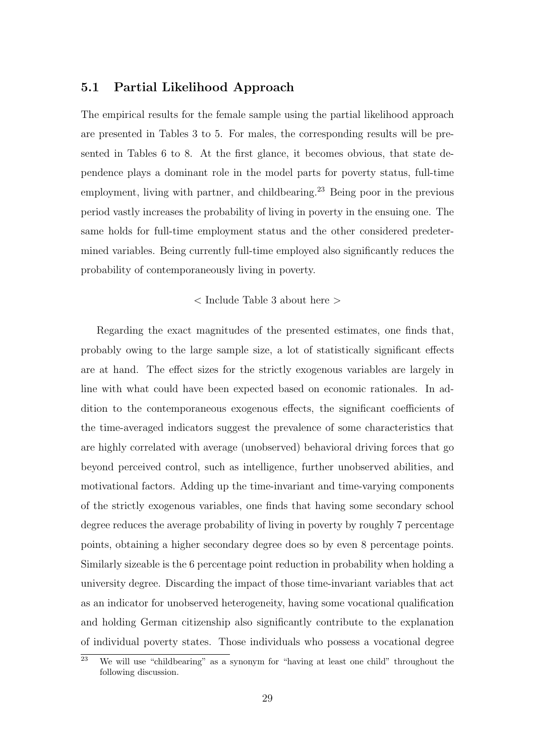### 5.1 Partial Likelihood Approach

The empirical results for the female sample using the partial likelihood approach are presented in Tables 3 to 5. For males, the corresponding results will be presented in Tables 6 to 8. At the first glance, it becomes obvious, that state dependence plays a dominant role in the model parts for poverty status, full-time employment, living with partner, and childbearing.[23] Being poor in the previous period vastly increases the probability of living in poverty in the ensuing one. The same holds for full-time employment status and the other considered predetermined variables. Being currently full-time employed also significantly reduces the probability of contemporaneously living in poverty.

< Include Table 3 about here >

Regarding the exact magnitudes of the presented estimates, one finds that, probably owing to the large sample size, a lot of statistically significant effects are at hand. The effect sizes for the strictly exogenous variables are largely in line with what could have been expected based on economic rationales. In addition to the contemporaneous exogenous effects, the significant coefficients of the time-averaged indicators suggest the prevalence of some characteristics that are highly correlated with average (unobserved) behavioral driving forces that go beyond perceived control, such as intelligence, further unobserved abilities, and motivational factors. Adding up the time-invariant and time-varying components of the strictly exogenous variables, one finds that having some secondary school degree reduces the average probability of living in poverty by roughly 7 percentage points, obtaining a higher secondary degree does so by even 8 percentage points. Similarly sizeable is the 6 percentage point reduction in probability when holding a university degree. Discarding the impact of those time-invariant variables that act as an indicator for unobserved heterogeneity, having some vocational qualification and holding German citizenship also significantly contribute to the explanation of individual poverty states. Those individuals who possess a vocational degree

[23] We will use "childbearing" as a synonym for "having at least one child" throughout the following discussion.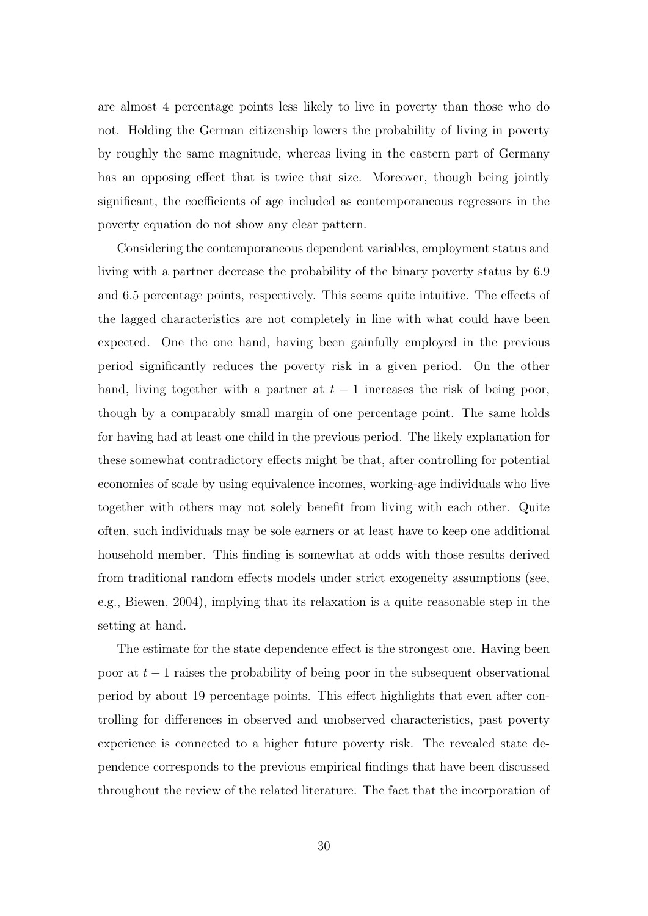are almost 4 percentage points less likely to live in poverty than those who do not. Holding the German citizenship lowers the probability of living in poverty by roughly the same magnitude, whereas living in the eastern part of Germany has an opposing effect that is twice that size. Moreover, though being jointly significant, the coefficients of age included as contemporaneous regressors in the poverty equation do not show any clear pattern.

Considering the contemporaneous dependent variables, employment status and living with a partner decrease the probability of the binary poverty status by 6.9 and 6.5 percentage points, respectively. This seems quite intuitive. The effects of the lagged characteristics are not completely in line with what could have been expected. One the one hand, having been gainfully employed in the previous period significantly reduces the poverty risk in a given period. On the other hand, living together with a partner at $t-1$ increases the risk of being poor, though by a comparably small margin of one percentage point. The same holds for having had at least one child in the previous period. The likely explanation for these somewhat contradictory effects might be that, after controlling for potential economies of scale by using equivalence incomes, working-age individuals who live together with others may not solely benefit from living with each other. Quite often, such individuals may be sole earners or at least have to keep one additional household member. This finding is somewhat at odds with those results derived from traditional random effects models under strict exogeneity assumptions (see, e.g., Biewen, 2004), implying that its relaxation is a quite reasonable step in the setting at hand.

The estimate for the state dependence effect is the strongest one. Having been poor at $t-1$ raises the probability of being poor in the subsequent observational period by about 19 percentage points. This effect highlights that even after controlling for differences in observed and unobserved characteristics, past poverty experience is connected to a higher future poverty risk. The revealed state dependence corresponds to the previous empirical findings that have been discussed throughout the review of the related literature. The fact that the incorporation of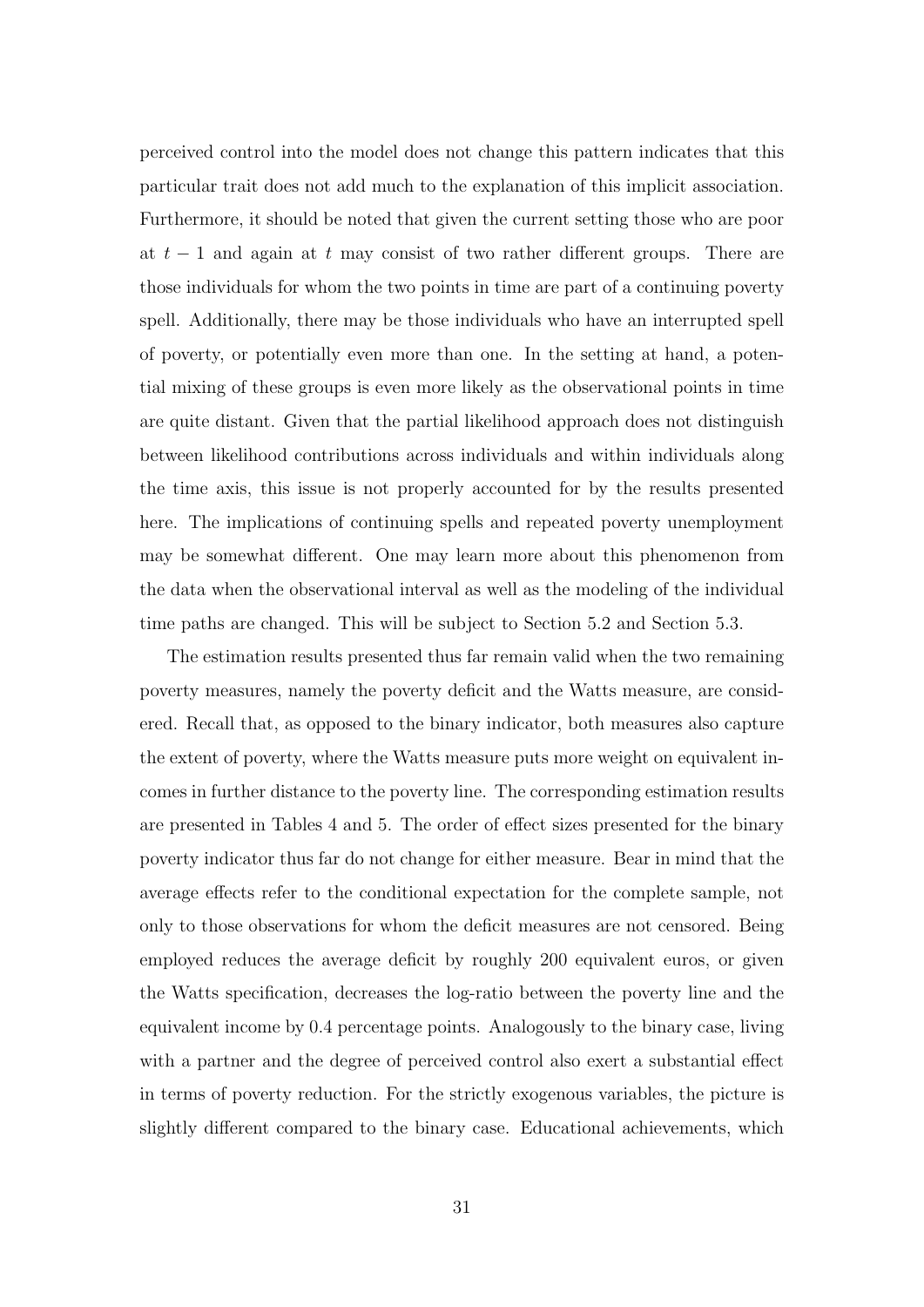perceived control into the model does not change this pattern indicates that this particular trait does not add much to the explanation of this implicit association. Furthermore, it should be noted that given the current setting those who are poor at $t-1$ and again at $t$ may consist of two rather different groups. There are those individuals for whom the two points in time are part of a continuing poverty spell. Additionally, there may be those individuals who have an interrupted spell of poverty, or potentially even more than one. In the setting at hand, a potential mixing of these groups is even more likely as the observational points in time are quite distant. Given that the partial likelihood approach does not distinguish between likelihood contributions across individuals and within individuals along the time axis, this issue is not properly accounted for by the results presented here. The implications of continuing spells and repeated poverty unemployment may be somewhat different. One may learn more about this phenomenon from the data when the observational interval as well as the modeling of the individual time paths are changed. This will be subject to Section 5.2 and Section 5.3.

The estimation results presented thus far remain valid when the two remaining poverty measures, namely the poverty deficit and the Watts measure, are considered. Recall that, as opposed to the binary indicator, both measures also capture the extent of poverty, where the Watts measure puts more weight on equivalent incomes in further distance to the poverty line. The corresponding estimation results are presented in Tables 4 and 5. The order of effect sizes presented for the binary poverty indicator thus far do not change for either measure. Bear in mind that the average effects refer to the conditional expectation for the complete sample, not only to those observations for whom the deficit measures are not censored. Being employed reduces the average deficit by roughly 200 equivalent euros, or given the Watts specification, decreases the log-ratio between the poverty line and the equivalent income by 0.4 percentage points. Analogously to the binary case, living with a partner and the degree of perceived control also exert a substantial effect in terms of poverty reduction. For the strictly exogenous variables, the picture is slightly different compared to the binary case. Educational achievements, which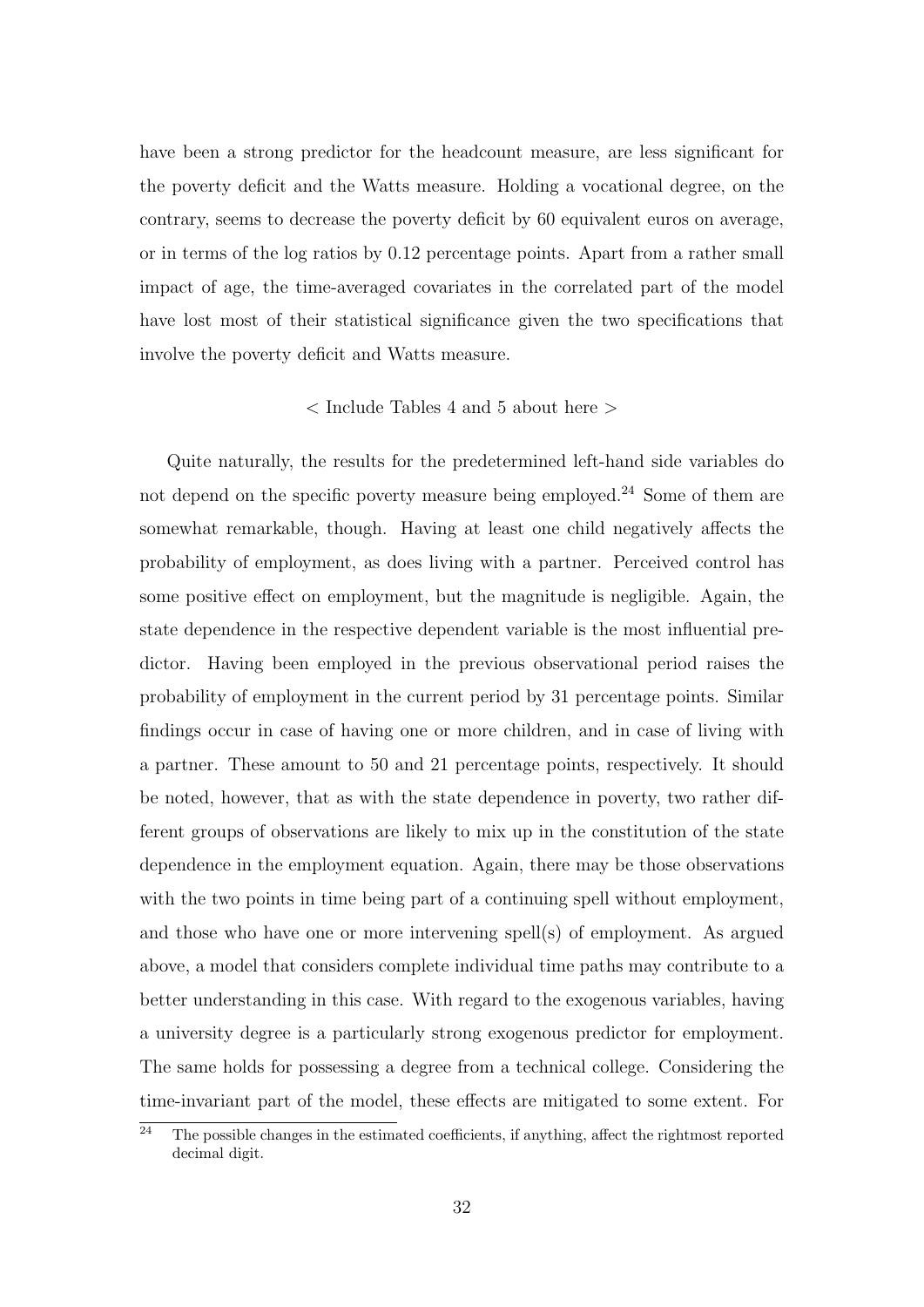have been a strong predictor for the headcount measure, are less significant for the poverty deficit and the Watts measure. Holding a vocational degree, on the contrary, seems to decrease the poverty deficit by 60 equivalent euros on average, or in terms of the log ratios by 0.12 percentage points. Apart from a rather small impact of age, the time-averaged covariates in the correlated part of the model have lost most of their statistical significance given the two specifications that involve the poverty deficit and Watts measure.

< Include Tables 4 and 5 about here >

Quite naturally, the results for the predetermined left-hand side variables do not depend on the specific poverty measure being employed.[24] Some of them are somewhat remarkable, though. Having at least one child negatively affects the probability of employment, as does living with a partner. Perceived control has some positive effect on employment, but the magnitude is negligible. Again, the state dependence in the respective dependent variable is the most influential predictor. Having been employed in the previous observational period raises the probability of employment in the current period by 31 percentage points. Similar findings occur in case of having one or more children, and in case of living with a partner. These amount to 50 and 21 percentage points, respectively. It should be noted, however, that as with the state dependence in poverty, two rather different groups of observations are likely to mix up in the constitution of the state dependence in the employment equation. Again, there may be those observations with the two points in time being part of a continuing spell without employment, and those who have one or more intervening spell(s) of employment. As argued above, a model that considers complete individual time paths may contribute to a better understanding in this case. With regard to the exogenous variables, having a university degree is a particularly strong exogenous predictor for employment. The same holds for possessing a degree from a technical college. Considering the time-invariant part of the model, these effects are mitigated to some extent. For

[24] The possible changes in the estimated coefficients, if anything, affect the rightmost reported decimal digit.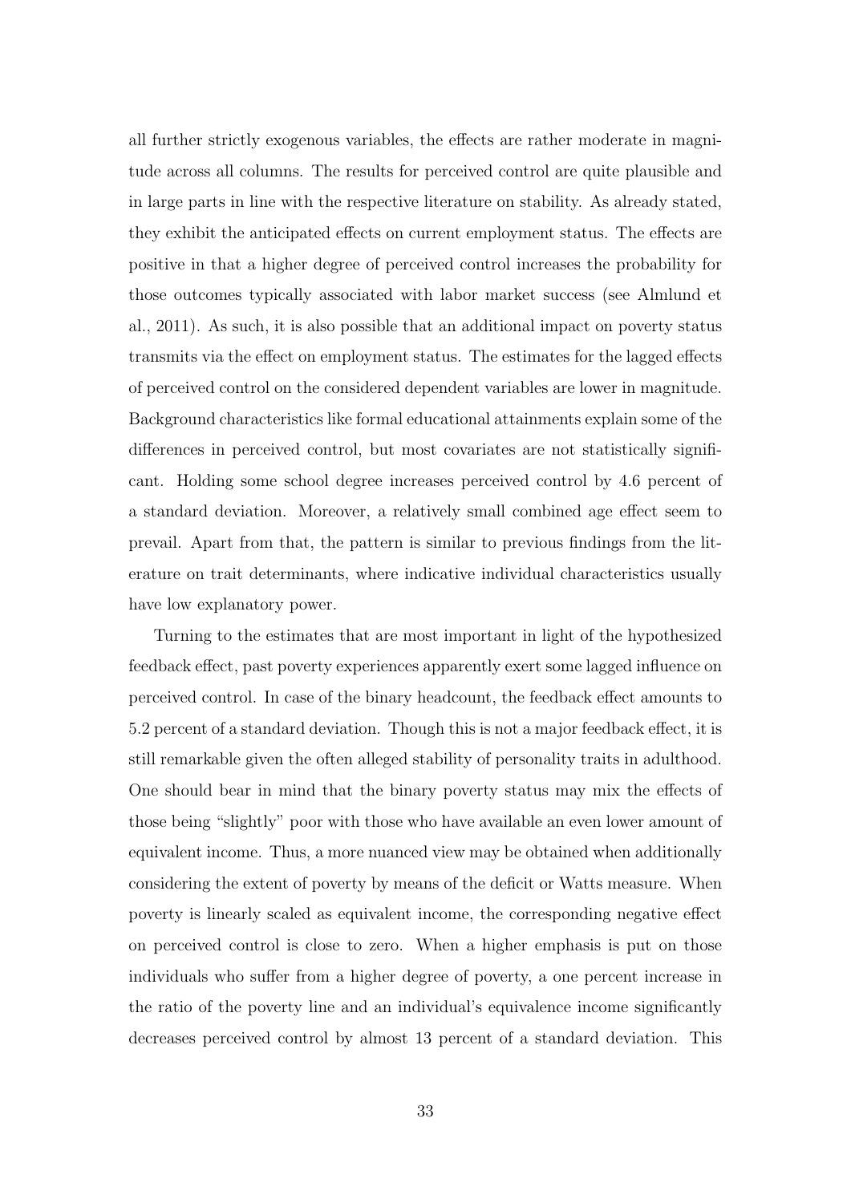all further strictly exogenous variables, the effects are rather moderate in magnitude across all columns. The results for perceived control are quite plausible and in large parts in line with the respective literature on stability. As already stated, they exhibit the anticipated effects on current employment status. The effects are positive in that a higher degree of perceived control increases the probability for those outcomes typically associated with labor market success (see Almlund et al., 2011). As such, it is also possible that an additional impact on poverty status transmits via the effect on employment status. The estimates for the lagged effects of perceived control on the considered dependent variables are lower in magnitude. Background characteristics like formal educational attainments explain some of the differences in perceived control, but most covariates are not statistically significant. Holding some school degree increases perceived control by 4.6 percent of a standard deviation. Moreover, a relatively small combined age effect seem to prevail. Apart from that, the pattern is similar to previous findings from the literature on trait determinants, where indicative individual characteristics usually have low explanatory power.

Turning to the estimates that are most important in light of the hypothesized feedback effect, past poverty experiences apparently exert some lagged influence on perceived control. In case of the binary headcount, the feedback effect amounts to 5.2 percent of a standard deviation. Though this is not a major feedback effect, it is still remarkable given the often alleged stability of personality traits in adulthood. One should bear in mind that the binary poverty status may mix the effects of those being "slightly" poor with those who have available an even lower amount of equivalent income. Thus, a more nuanced view may be obtained when additionally considering the extent of poverty by means of the deficit or Watts measure. When poverty is linearly scaled as equivalent income, the corresponding negative effect on perceived control is close to zero. When a higher emphasis is put on those individuals who suffer from a higher degree of poverty, a one percent increase in the ratio of the poverty line and an individual's equivalence income significantly decreases perceived control by almost 13 percent of a standard deviation. This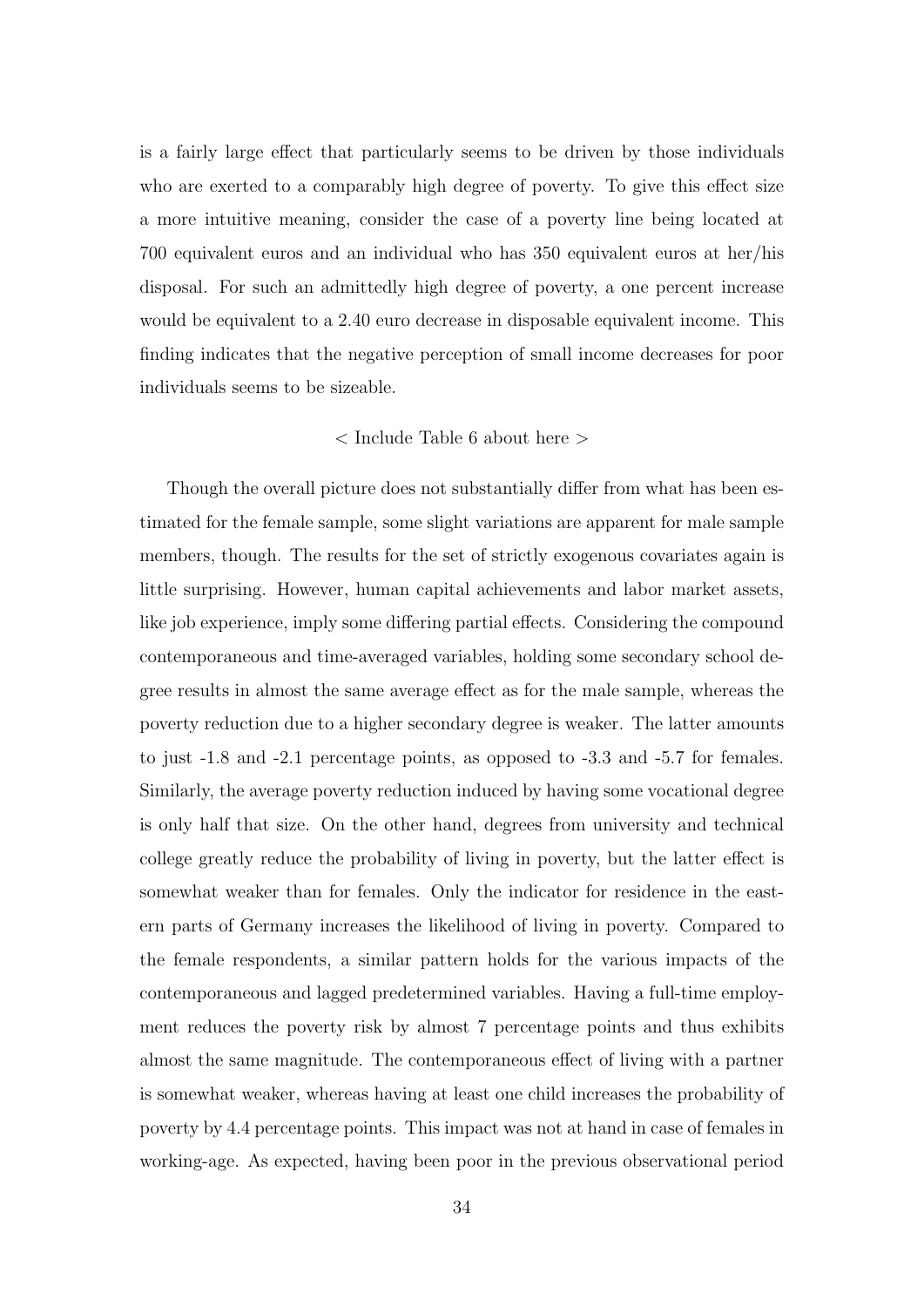is a fairly large effect that particularly seems to be driven by those individuals who are exerted to a comparably high degree of poverty. To give this effect size a more intuitive meaning, consider the case of a poverty line being located at 700 equivalent euros and an individual who has 350 equivalent euros at her/his disposal. For such an admittedly high degree of poverty, a one percent increase would be equivalent to a 2.40 euro decrease in disposable equivalent income. This finding indicates that the negative perception of small income decreases for poor individuals seems to be sizeable.

< Include Table 6 about here >

Though the overall picture does not substantially differ from what has been estimated for the female sample, some slight variations are apparent for male sample members, though. The results for the set of strictly exogenous covariates again is little surprising. However, human capital achievements and labor market assets, like job experience, imply some differing partial effects. Considering the compound contemporaneous and time-averaged variables, holding some secondary school degree results in almost the same average effect as for the male sample, whereas the poverty reduction due to a higher secondary degree is weaker. The latter amounts to just -1.8 and -2.1 percentage points, as opposed to -3.3 and -5.7 for females. Similarly, the average poverty reduction induced by having some vocational degree is only half that size. On the other hand, degrees from university and technical college greatly reduce the probability of living in poverty, but the latter effect is somewhat weaker than for females. Only the indicator for residence in the eastern parts of Germany increases the likelihood of living in poverty. Compared to the female respondents, a similar pattern holds for the various impacts of the contemporaneous and lagged predetermined variables. Having a full-time employment reduces the poverty risk by almost 7 percentage points and thus exhibits almost the same magnitude. The contemporaneous effect of living with a partner is somewhat weaker, whereas having at least one child increases the probability of poverty by 4.4 percentage points. This impact was not at hand in case of females in working-age. As expected, having been poor in the previous observational period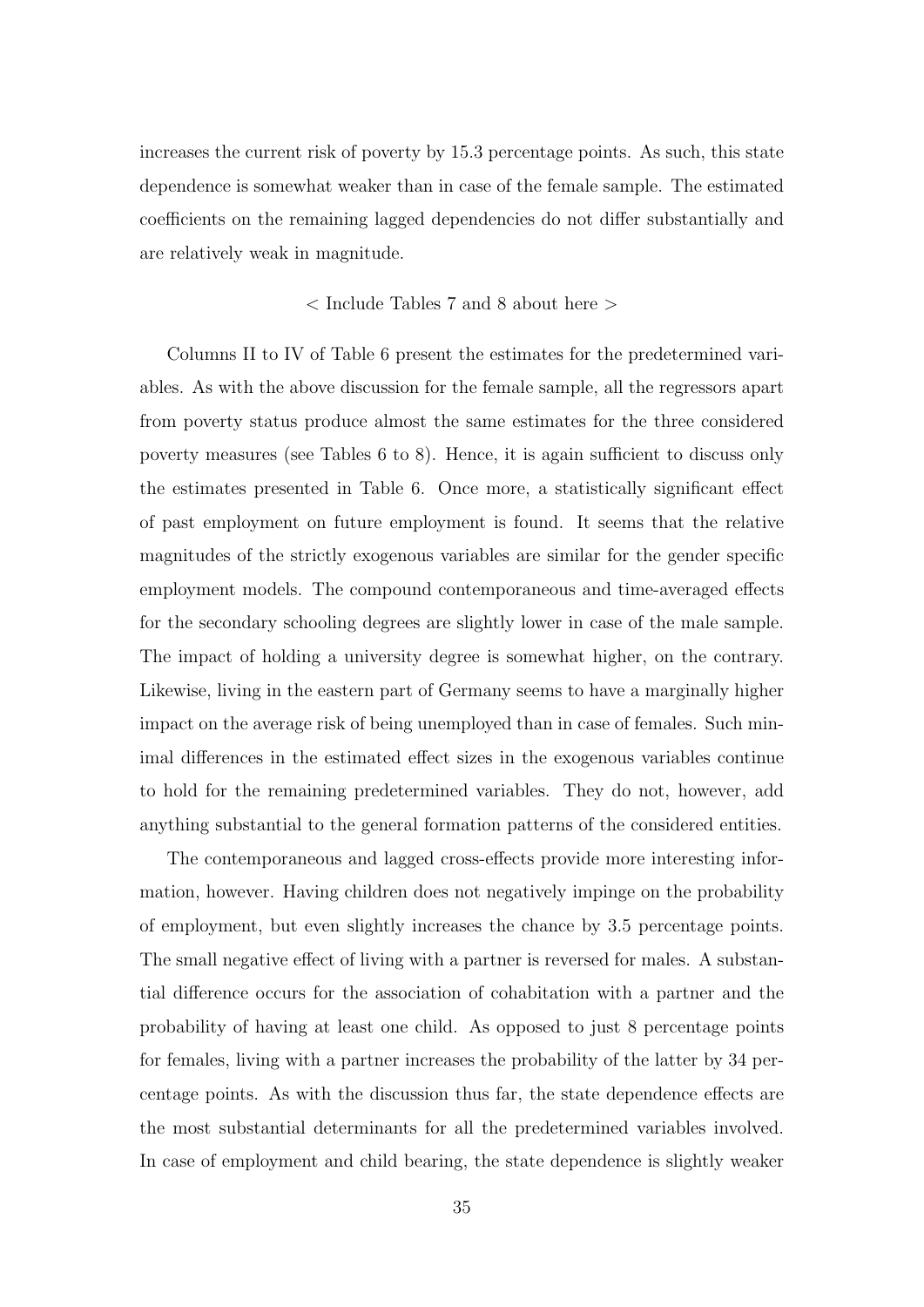increases the current risk of poverty by 15.3 percentage points. As such, this state dependence is somewhat weaker than in case of the female sample. The estimated coefficients on the remaining lagged dependencies do not differ substantially and are relatively weak in magnitude.

< Include Tables 7 and 8 about here >

Columns II to IV of Table 6 present the estimates for the predetermined variables. As with the above discussion for the female sample, all the regressors apart from poverty status produce almost the same estimates for the three considered poverty measures (see Tables 6 to 8). Hence, it is again sufficient to discuss only the estimates presented in Table 6. Once more, a statistically significant effect of past employment on future employment is found. It seems that the relative magnitudes of the strictly exogenous variables are similar for the gender specific employment models. The compound contemporaneous and time-averaged effects for the secondary schooling degrees are slightly lower in case of the male sample. The impact of holding a university degree is somewhat higher, on the contrary. Likewise, living in the eastern part of Germany seems to have a marginally higher impact on the average risk of being unemployed than in case of females. Such minimal differences in the estimated effect sizes in the exogenous variables continue to hold for the remaining predetermined variables. They do not, however, add anything substantial to the general formation patterns of the considered entities.

The contemporaneous and lagged cross-effects provide more interesting information, however. Having children does not negatively impinge on the probability of employment, but even slightly increases the chance by 3.5 percentage points. The small negative effect of living with a partner is reversed for males. A substantial difference occurs for the association of cohabitation with a partner and the probability of having at least one child. As opposed to just 8 percentage points for females, living with a partner increases the probability of the latter by 34 percentage points. As with the discussion thus far, the state dependence effects are the most substantial determinants for all the predetermined variables involved. In case of employment and child bearing, the state dependence is slightly weaker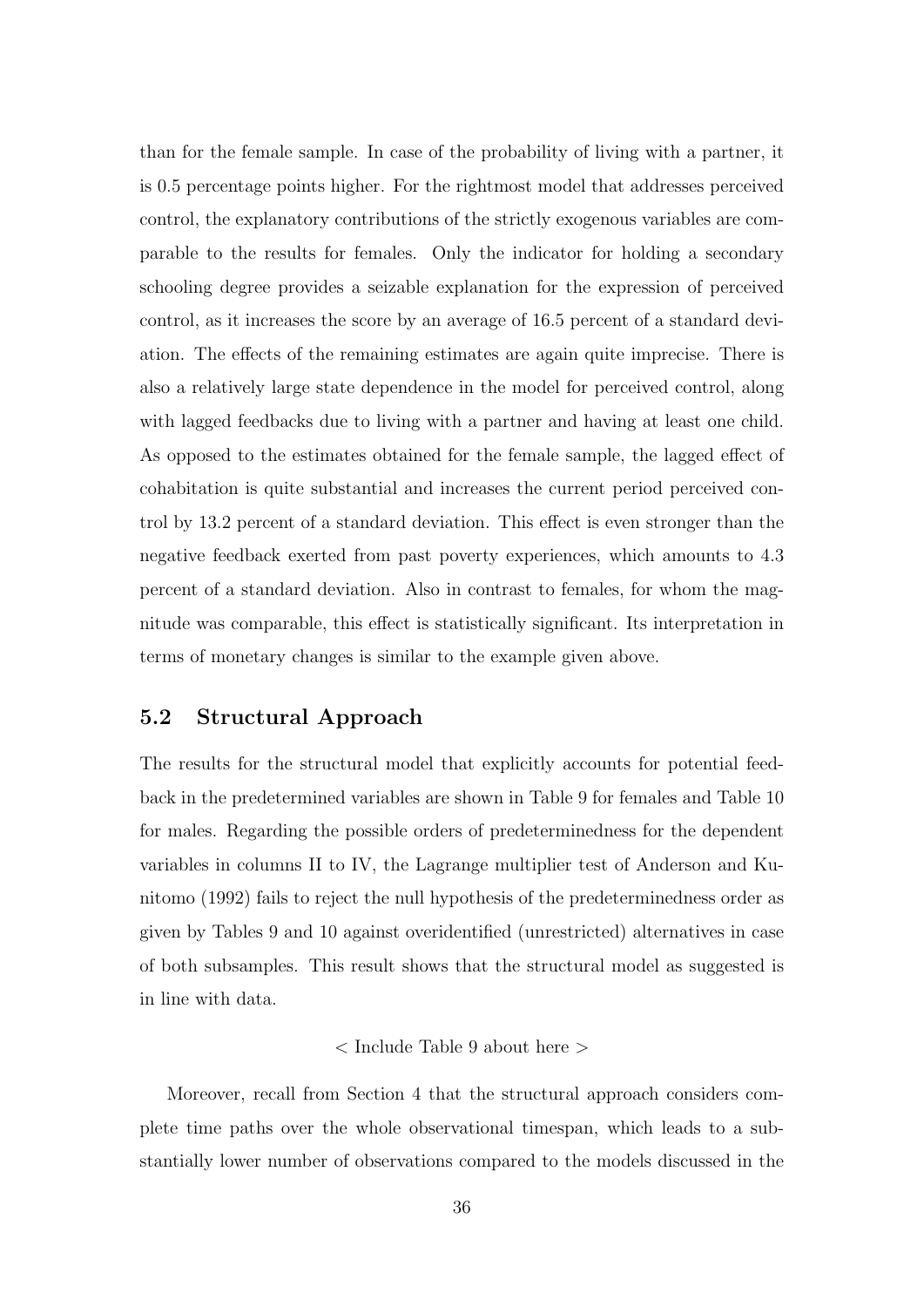than for the female sample. In case of the probability of living with a partner, it is 0.5 percentage points higher. For the rightmost model that addresses perceived control, the explanatory contributions of the strictly exogenous variables are comparable to the results for females. Only the indicator for holding a secondary schooling degree provides a seizable explanation for the expression of perceived control, as it increases the score by an average of 16.5 percent of a standard deviation. The effects of the remaining estimates are again quite imprecise. There is also a relatively large state dependence in the model for perceived control, along with lagged feedbacks due to living with a partner and having at least one child. As opposed to the estimates obtained for the female sample, the lagged effect of cohabitation is quite substantial and increases the current period perceived control by 13.2 percent of a standard deviation. This effect is even stronger than the negative feedback exerted from past poverty experiences, which amounts to 4.3 percent of a standard deviation. Also in contrast to females, for whom the magnitude was comparable, this effect is statistically significant. Its interpretation in terms of monetary changes is similar to the example given above.

## 5.2 Structural Approach

The results for the structural model that explicitly accounts for potential feedback in the predetermined variables are shown in Table 9 for females and Table 10 for males. Regarding the possible orders of predeterminedness for the dependent variables in columns II to IV, the Lagrange multiplier test of Anderson and Kunitomo (1992) fails to reject the null hypothesis of the predeterminedness order as given by Tables 9 and 10 against overidentified (unrestricted) alternatives in case of both subsamples. This result shows that the structural model as suggested is in line with data.

< Include Table 9 about here >

Moreover, recall from Section 4 that the structural approach considers complete time paths over the whole observational timespan, which leads to a substantially lower number of observations compared to the models discussed in the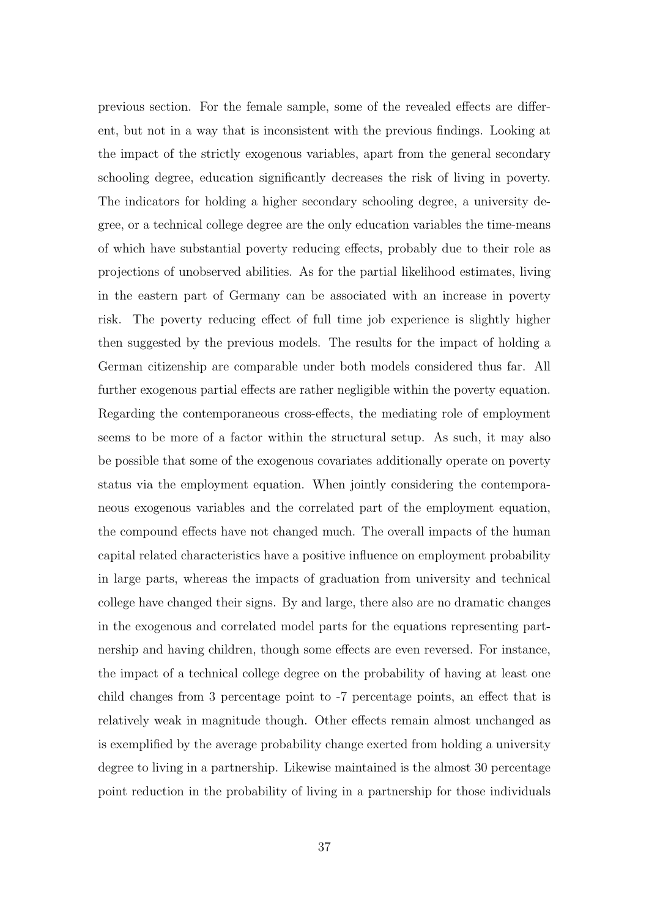previous section. For the female sample, some of the revealed effects are different, but not in a way that is inconsistent with the previous findings. Looking at the impact of the strictly exogenous variables, apart from the general secondary schooling degree, education significantly decreases the risk of living in poverty. The indicators for holding a higher secondary schooling degree, a university degree, or a technical college degree are the only education variables the time-means of which have substantial poverty reducing effects, probably due to their role as projections of unobserved abilities. As for the partial likelihood estimates, living in the eastern part of Germany can be associated with an increase in poverty risk. The poverty reducing effect of full time job experience is slightly higher then suggested by the previous models. The results for the impact of holding a German citizenship are comparable under both models considered thus far. All further exogenous partial effects are rather negligible within the poverty equation. Regarding the contemporaneous cross-effects, the mediating role of employment seems to be more of a factor within the structural setup. As such, it may also be possible that some of the exogenous covariates additionally operate on poverty status via the employment equation. When jointly considering the contemporaneous exogenous variables and the correlated part of the employment equation, the compound effects have not changed much. The overall impacts of the human capital related characteristics have a positive influence on employment probability in large parts, whereas the impacts of graduation from university and technical college have changed their signs. By and large, there also are no dramatic changes in the exogenous and correlated model parts for the equations representing partnership and having children, though some effects are even reversed. For instance, the impact of a technical college degree on the probability of having at least one child changes from 3 percentage point to -7 percentage points, an effect that is relatively weak in magnitude though. Other effects remain almost unchanged as is exemplified by the average probability change exerted from holding a university degree to living in a partnership. Likewise maintained is the almost 30 percentage point reduction in the probability of living in a partnership for those individuals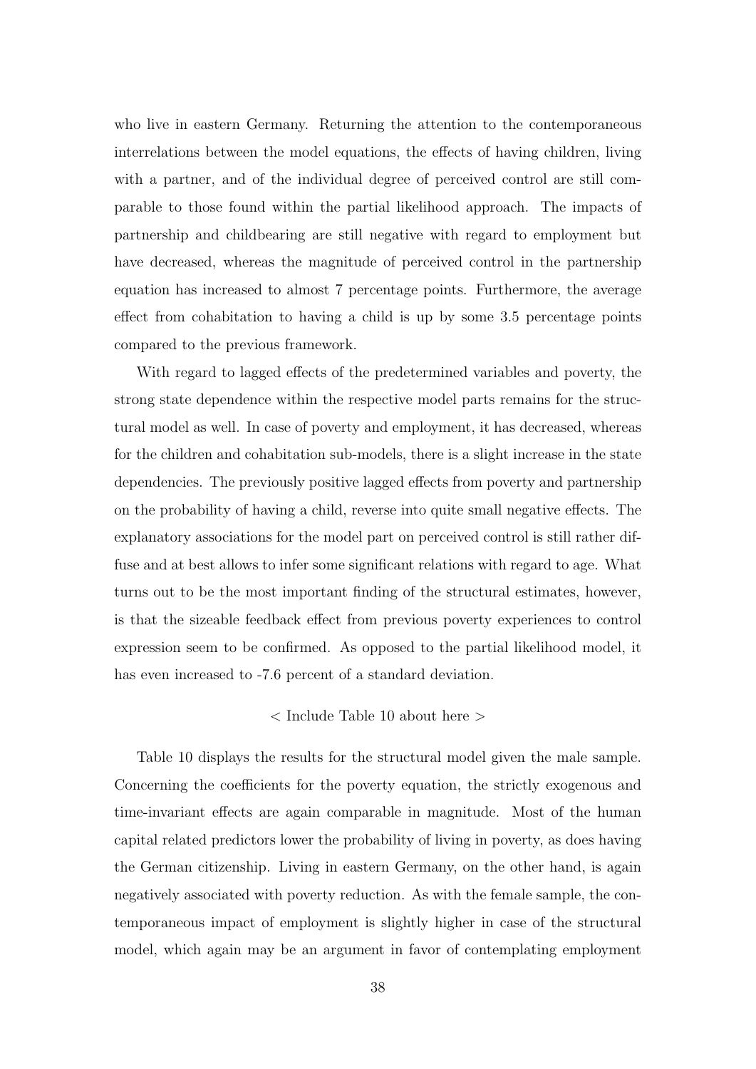who live in eastern Germany. Returning the attention to the contemporaneous interrelations between the model equations, the effects of having children, living with a partner, and of the individual degree of perceived control are still comparable to those found within the partial likelihood approach. The impacts of partnership and childbearing are still negative with regard to employment but have decreased, whereas the magnitude of perceived control in the partnership equation has increased to almost 7 percentage points. Furthermore, the average effect from cohabitation to having a child is up by some 3.5 percentage points compared to the previous framework.

With regard to lagged effects of the predetermined variables and poverty, the strong state dependence within the respective model parts remains for the structural model as well. In case of poverty and employment, it has decreased, whereas for the children and cohabitation sub-models, there is a slight increase in the state dependencies. The previously positive lagged effects from poverty and partnership on the probability of having a child, reverse into quite small negative effects. The explanatory associations for the model part on perceived control is still rather diffuse and at best allows to infer some significant relations with regard to age. What turns out to be the most important finding of the structural estimates, however, is that the sizeable feedback effect from previous poverty experiences to control expression seem to be confirmed. As opposed to the partial likelihood model, it has even increased to -7.6 percent of a standard deviation.

< Include Table 10 about here >

Table 10 displays the results for the structural model given the male sample. Concerning the coefficients for the poverty equation, the strictly exogenous and time-invariant effects are again comparable in magnitude. Most of the human capital related predictors lower the probability of living in poverty, as does having the German citizenship. Living in eastern Germany, on the other hand, is again negatively associated with poverty reduction. As with the female sample, the contemporaneous impact of employment is slightly higher in case of the structural model, which again may be an argument in favor of contemplating employment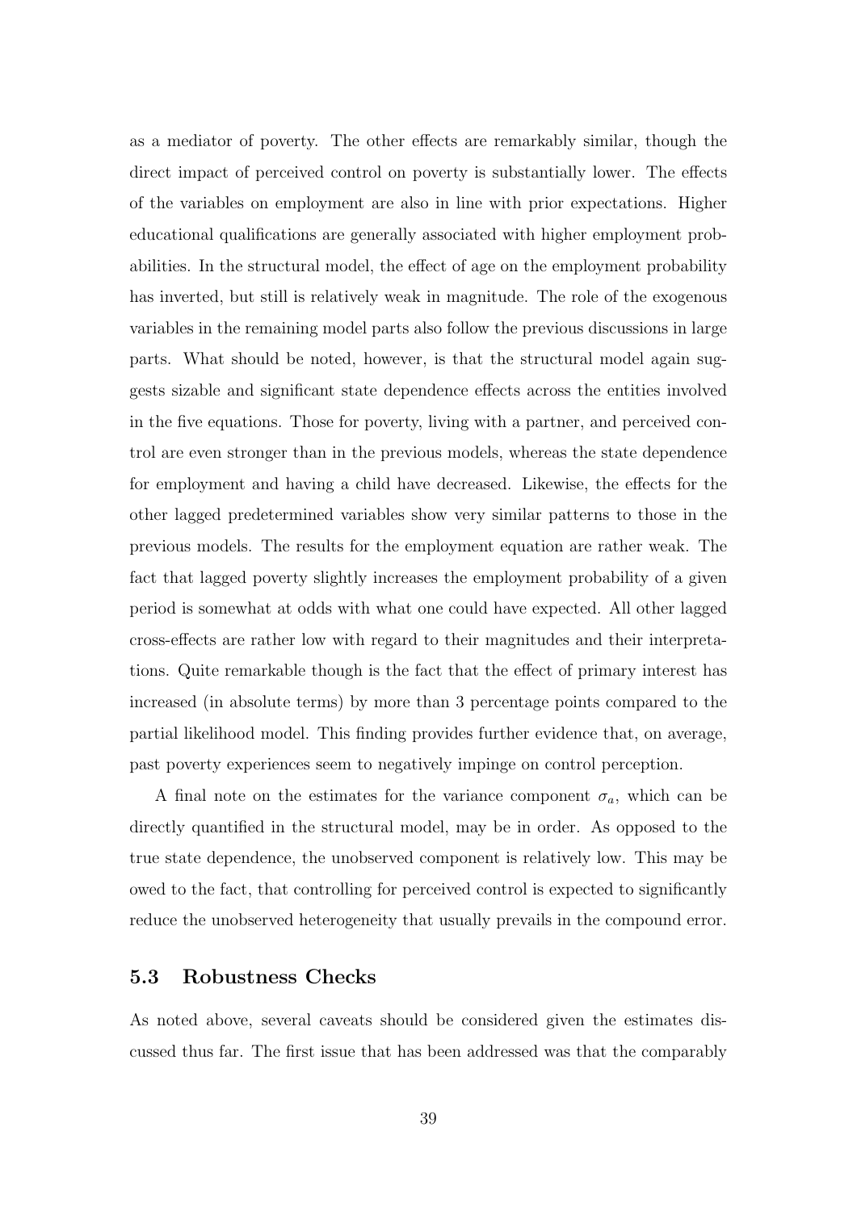as a mediator of poverty. The other effects are remarkably similar, though the direct impact of perceived control on poverty is substantially lower. The effects of the variables on employment are also in line with prior expectations. Higher educational qualifications are generally associated with higher employment probabilities. In the structural model, the effect of age on the employment probability has inverted, but still is relatively weak in magnitude. The role of the exogenous variables in the remaining model parts also follow the previous discussions in large parts. What should be noted, however, is that the structural model again suggests sizable and significant state dependence effects across the entities involved in the five equations. Those for poverty, living with a partner, and perceived control are even stronger than in the previous models, whereas the state dependence for employment and having a child have decreased. Likewise, the effects for the other lagged predetermined variables show very similar patterns to those in the previous models. The results for the employment equation are rather weak. The fact that lagged poverty slightly increases the employment probability of a given period is somewhat at odds with what one could have expected. All other lagged cross-effects are rather low with regard to their magnitudes and their interpretations. Quite remarkable though is the fact that the effect of primary interest has increased (in absolute terms) by more than 3 percentage points compared to the partial likelihood model. This finding provides further evidence that, on average, past poverty experiences seem to negatively impinge on control perception.

A final note on the estimates for the variance component $\sigma_a$, which can be directly quantified in the structural model, may be in order. As opposed to the true state dependence, the unobserved component is relatively low. This may be owed to the fact, that controlling for perceived control is expected to significantly reduce the unobserved heterogeneity that usually prevails in the compound error.

### 5.3 Robustness Checks

As noted above, several caveats should be considered given the estimates discussed thus far. The first issue that has been addressed was that the comparably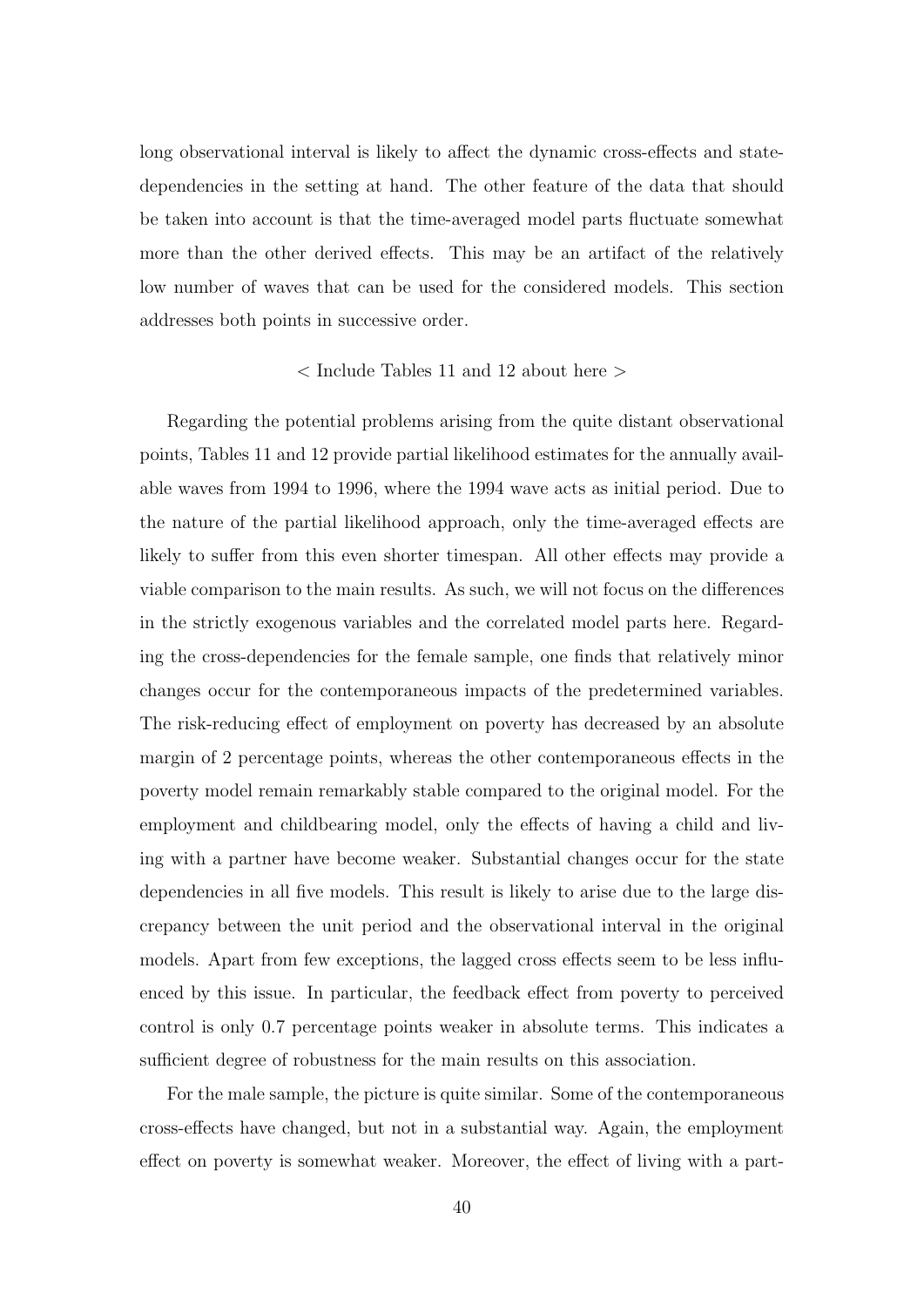long observational interval is likely to affect the dynamic cross-effects and state-dependencies in the setting at hand. The other feature of the data that should be taken into account is that the time-averaged model parts fluctuate somewhat more than the other derived effects. This may be an artifact of the relatively low number of waves that can be used for the considered models. This section addresses both points in successive order.

< Include Tables 11 and 12 about here >

Regarding the potential problems arising from the quite distant observational points, Tables 11 and 12 provide partial likelihood estimates for the annually available waves from 1994 to 1996, where the 1994 wave acts as initial period. Due to the nature of the partial likelihood approach, only the time-averaged effects are likely to suffer from this even shorter timespan. All other effects may provide a viable comparison to the main results. As such, we will not focus on the differences in the strictly exogenous variables and the correlated model parts here. Regarding the cross-dependencies for the female sample, one finds that relatively minor changes occur for the contemporaneous impacts of the predetermined variables. The risk-reducing effect of employment on poverty has decreased by an absolute margin of 2 percentage points, whereas the other contemporaneous effects in the poverty model remain remarkably stable compared to the original model. For the employment and childbearing model, only the effects of having a child and living with a partner have become weaker. Substantial changes occur for the state dependencies in all five models. This result is likely to arise due to the large discrepancy between the unit period and the observational interval in the original models. Apart from few exceptions, the lagged cross effects seem to be less influenced by this issue. In particular, the feedback effect from poverty to perceived control is only 0.7 percentage points weaker in absolute terms. This indicates a sufficient degree of robustness for the main results on this association.

For the male sample, the picture is quite similar. Some of the contemporaneous cross-effects have changed, but not in a substantial way. Again, the employment effect on poverty is somewhat weaker. Moreover, the effect of living with a part-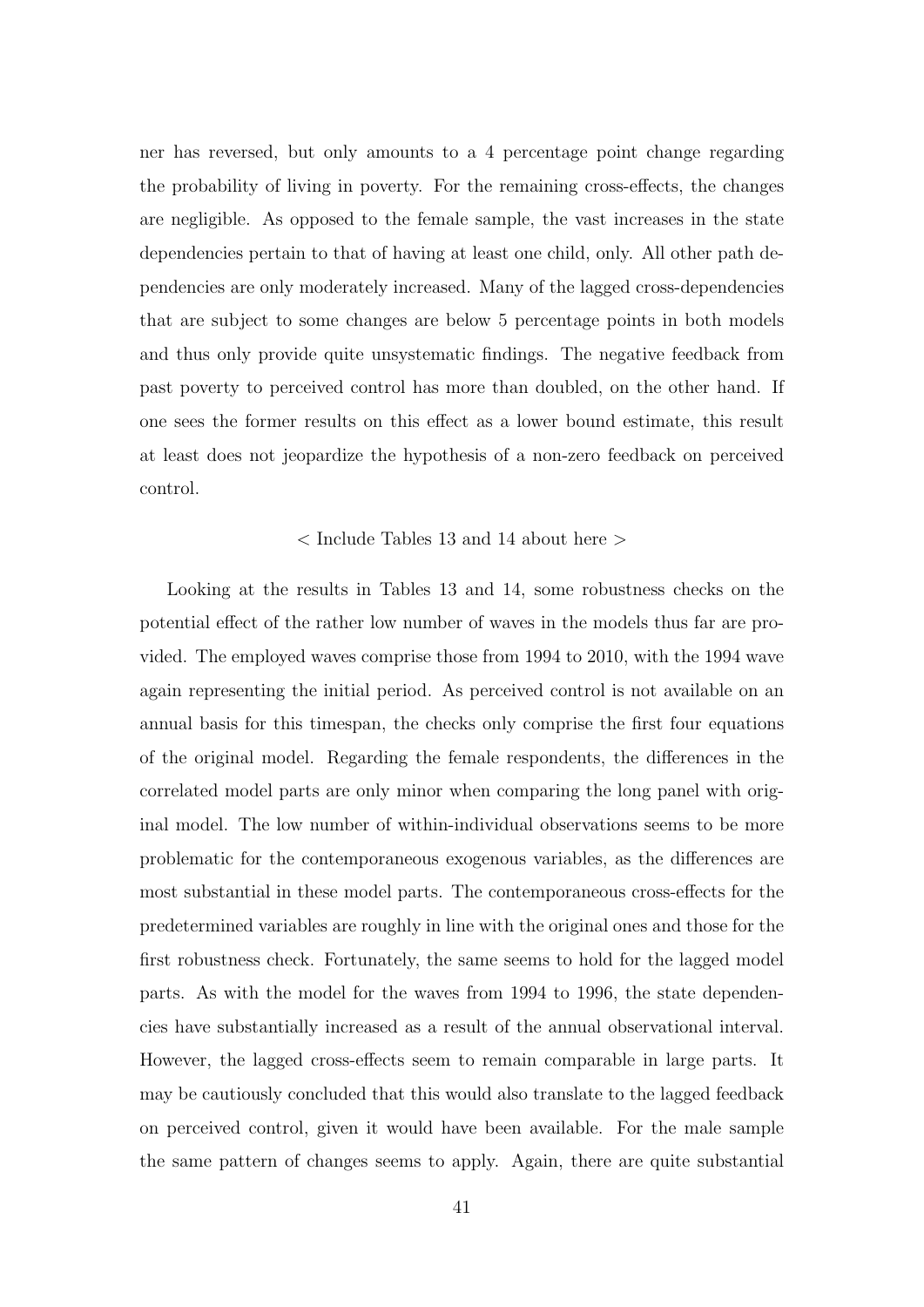ner has reversed, but only amounts to a 4 percentage point change regarding the probability of living in poverty. For the remaining cross-effects, the changes are negligible. As opposed to the female sample, the vast increases in the state dependencies pertain to that of having at least one child, only. All other path dependencies are only moderately increased. Many of the lagged cross-dependencies that are subject to some changes are below 5 percentage points in both models and thus only provide quite unsystematic findings. The negative feedback from past poverty to perceived control has more than doubled, on the other hand. If one sees the former results on this effect as a lower bound estimate, this result at least does not jeopardize the hypothesis of a non-zero feedback on perceived control.

< Include Tables 13 and 14 about here >

Looking at the results in Tables 13 and 14, some robustness checks on the potential effect of the rather low number of waves in the models thus far are provided. The employed waves comprise those from 1994 to 2010, with the 1994 wave again representing the initial period. As perceived control is not available on an annual basis for this timespan, the checks only comprise the first four equations of the original model. Regarding the female respondents, the differences in the correlated model parts are only minor when comparing the long panel with original model. The low number of within-individual observations seems to be more problematic for the contemporaneous exogenous variables, as the differences are most substantial in these model parts. The contemporaneous cross-effects for the predetermined variables are roughly in line with the original ones and those for the first robustness check. Fortunately, the same seems to hold for the lagged model parts. As with the model for the waves from 1994 to 1996, the state dependencies have substantially increased as a result of the annual observational interval. However, the lagged cross-effects seem to remain comparable in large parts. It may be cautiously concluded that this would also translate to the lagged feedback on perceived control, given it would have been available. For the male sample the same pattern of changes seems to apply. Again, there are quite substantial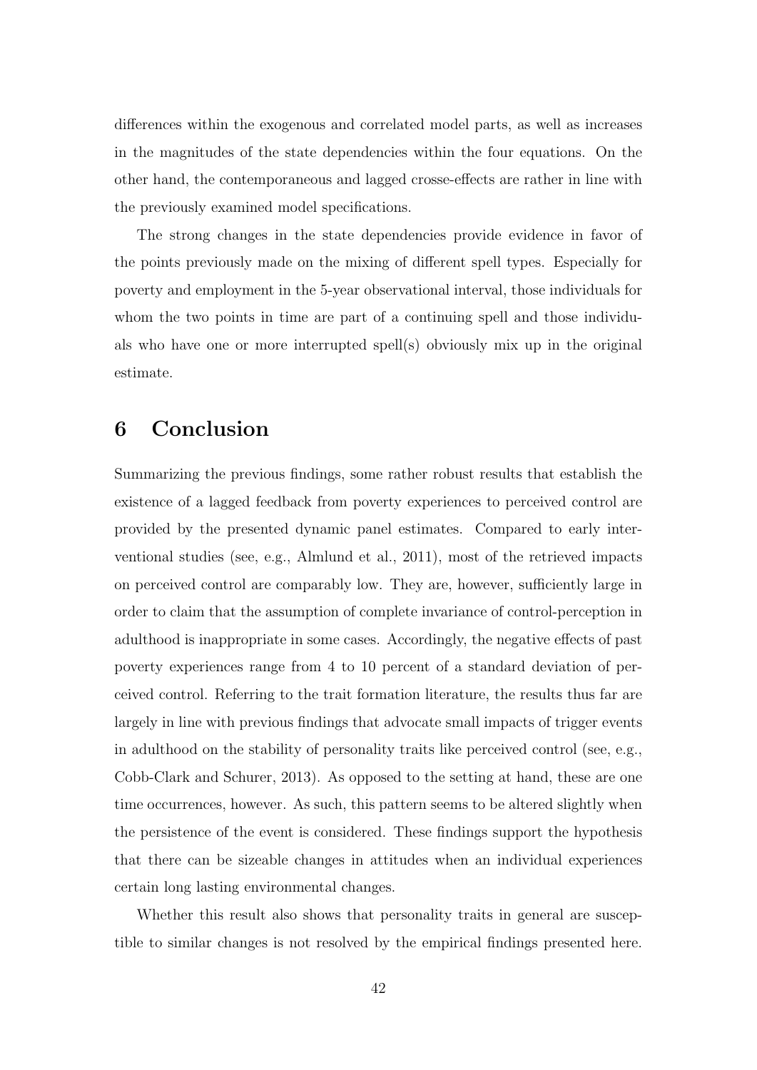differences within the exogenous and correlated model parts, as well as increases in the magnitudes of the state dependencies within the four equations. On the other hand, the contemporaneous and lagged crosse-effects are rather in line with the previously examined model specifications.

The strong changes in the state dependencies provide evidence in favor of the points previously made on the mixing of different spell types. Especially for poverty and employment in the 5-year observational interval, those individuals for whom the two points in time are part of a continuing spell and those individuals who have one or more interrupted spell(s) obviously mix up in the original estimate.

# 6 Conclusion

Summarizing the previous findings, some rather robust results that establish the existence of a lagged feedback from poverty experiences to perceived control are provided by the presented dynamic panel estimates. Compared to early interventional studies (see, e.g., Almlund et al., 2011), most of the retrieved impacts on perceived control are comparably low. They are, however, sufficiently large in order to claim that the assumption of complete invariance of control-perception in adulthood is inappropriate in some cases. Accordingly, the negative effects of past poverty experiences range from 4 to 10 percent of a standard deviation of perceived control. Referring to the trait formation literature, the results thus far are largely in line with previous findings that advocate small impacts of trigger events in adulthood on the stability of personality traits like perceived control (see, e.g., Cobb-Clark and Schurer, 2013). As opposed to the setting at hand, these are one time occurrences, however. As such, this pattern seems to be altered slightly when the persistence of the event is considered. These findings support the hypothesis that there can be sizeable changes in attitudes when an individual experiences certain long lasting environmental changes.

Whether this result also shows that personality traits in general are susceptible to similar changes is not resolved by the empirical findings presented here.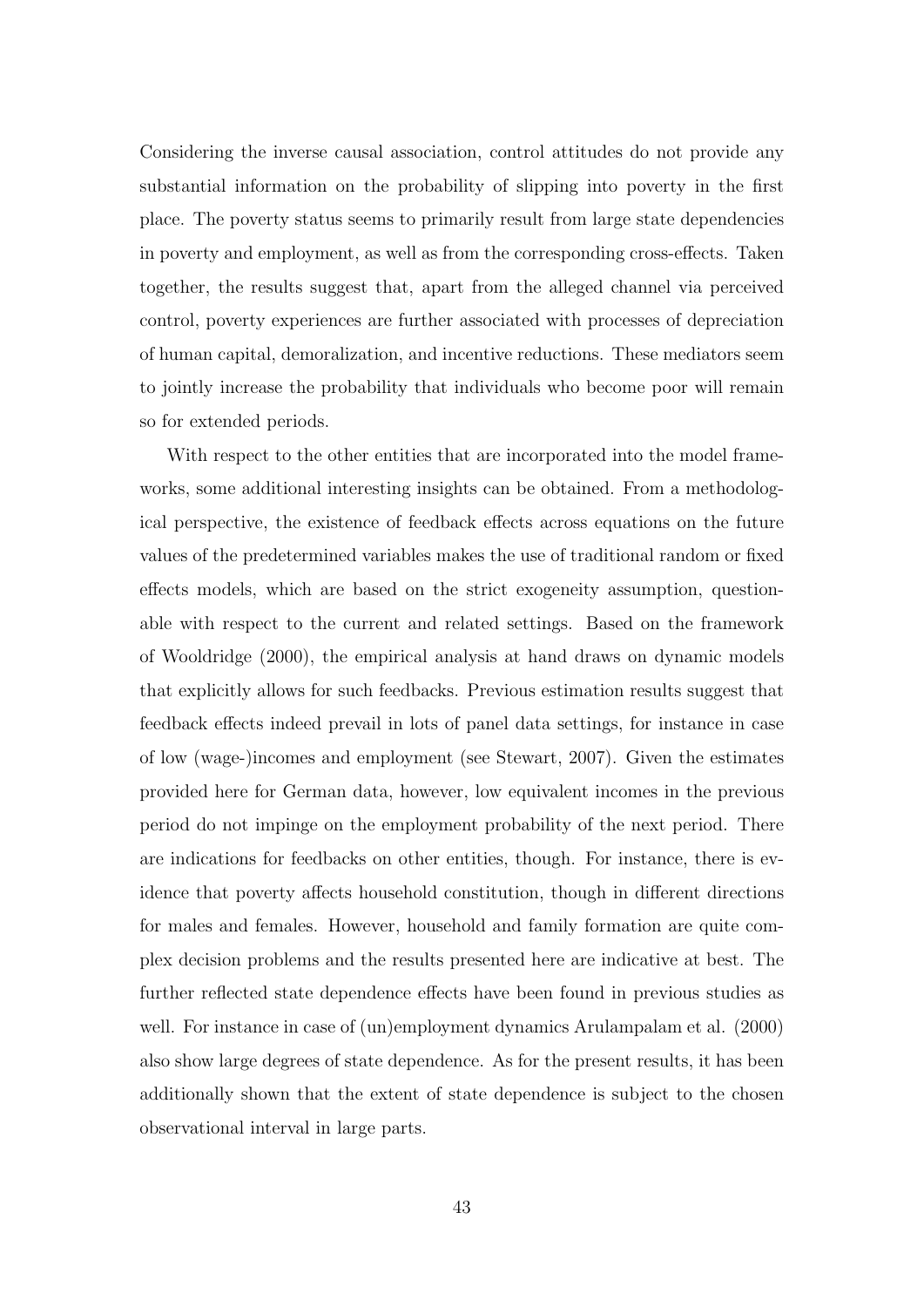Considering the inverse causal association, control attitudes do not provide any substantial information on the probability of slipping into poverty in the first place. The poverty status seems to primarily result from large state dependencies in poverty and employment, as well as from the corresponding cross-effects. Taken together, the results suggest that, apart from the alleged channel via perceived control, poverty experiences are further associated with processes of depreciation of human capital, demoralization, and incentive reductions. These mediators seem to jointly increase the probability that individuals who become poor will remain so for extended periods.

With respect to the other entities that are incorporated into the model frameworks, some additional interesting insights can be obtained. From a methodological perspective, the existence of feedback effects across equations on the future values of the predetermined variables makes the use of traditional random or fixed effects models, which are based on the strict exogeneity assumption, questionable with respect to the current and related settings. Based on the framework of Wooldridge (2000), the empirical analysis at hand draws on dynamic models that explicitly allows for such feedbacks. Previous estimation results suggest that feedback effects indeed prevail in lots of panel data settings, for instance in case of low (wage-)incomes and employment (see Stewart, 2007). Given the estimates provided here for German data, however, low equivalent incomes in the previous period do not impinge on the employment probability of the next period. There are indications for feedbacks on other entities, though. For instance, there is evidence that poverty affects household constitution, though in different directions for males and females. However, household and family formation are quite complex decision problems and the results presented here are indicative at best. The further reflected state dependence effects have been found in previous studies as well. For instance in case of (un)employment dynamics Arulampalam et al. (2000) also show large degrees of state dependence. As for the present results, it has been additionally shown that the extent of state dependence is subject to the chosen observational interval in large parts.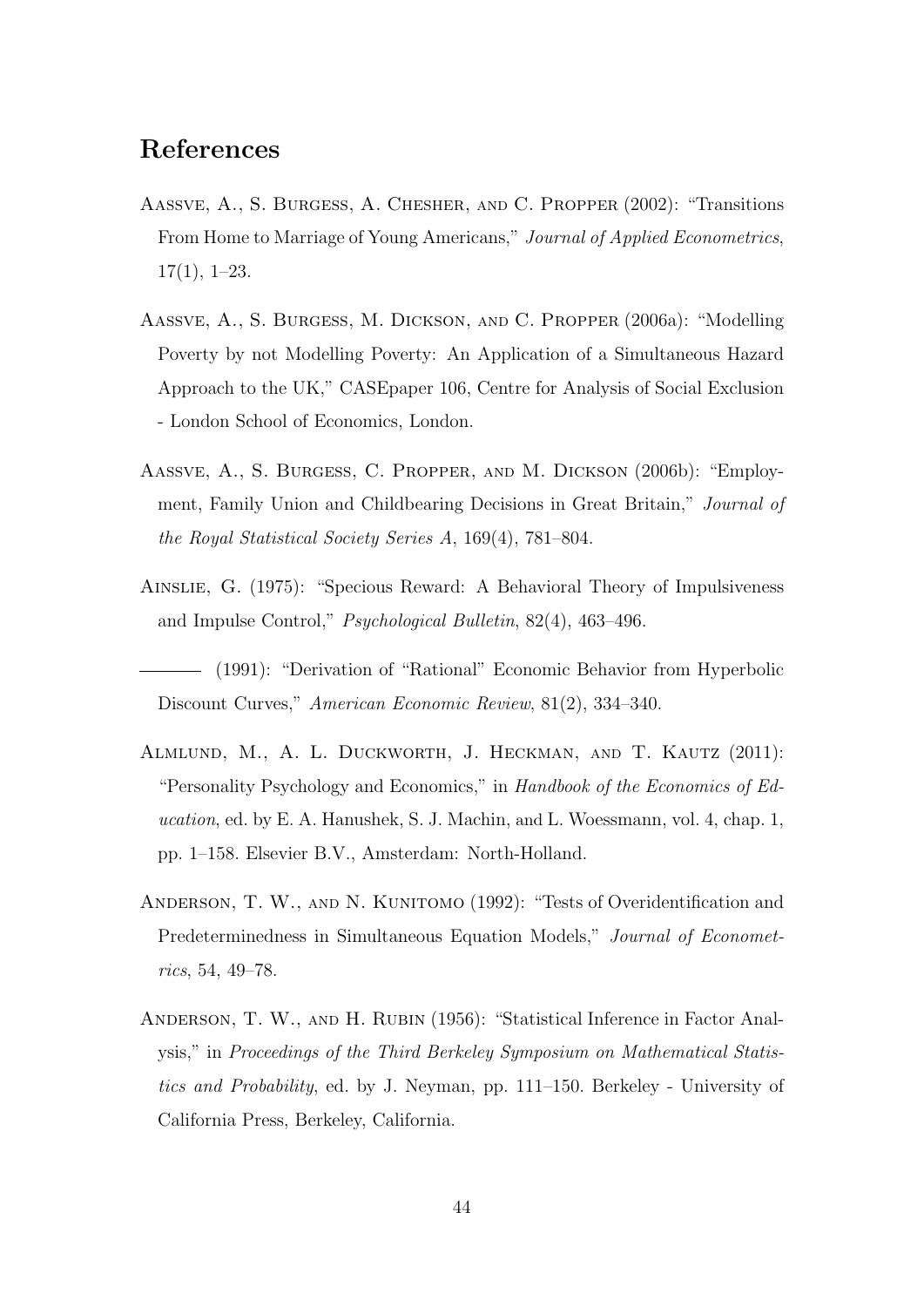# References

Aassve, A., S. Burgess, A. Chesher, and C. Propper (2002): "Transitions From Home to Marriage of Young Americans," *Journal of Applied Econometrics*, 17(1), 1–23.

Aassve, A., S. Burgess, M. Dickson, and C. Propper (2006a): "Modelling Poverty by not Modelling Poverty: An Application of a Simultaneous Hazard Approach to the UK," CASEpaper 106, Centre for Analysis of Social Exclusion - London School of Economics, London.

Aassve, A., S. Burgess, C. Propper, and M. Dickson (2006b): "Employment, Family Union and Childbearing Decisions in Great Britain," *Journal of the Royal Statistical Society Series A*, 169(4), 781–804.

Ainslie, G. (1975): "Specious Reward: A Behavioral Theory of Impulsiveness and Impulse Control," *Psychological Bulletin*, 82(4), 463–496.

——— (1991): "Derivation of "Rational" Economic Behavior from Hyperbolic Discount Curves," *American Economic Review*, 81(2), 334–340.

Almlund, M., A. L. Duckworth, J. Heckman, and T. Kautz (2011): "Personality Psychology and Economics," in *Handbook of the Economics of Education*, ed. by E. A. Hanushek, S. J. Machin, and L. Woessmann, vol. 4, chap. 1, pp. 1–158. Elsevier B.V., Amsterdam: North-Holland.

Anderson, T. W., and N. Kunitomo (1992): "Tests of Overidentification and Predeterminedness in Simultaneous Equation Models," *Journal of Econometrics*, 54, 49–78.

Anderson, T. W., and H. Rubin (1956): "Statistical Inference in Factor Analysis," in *Proceedings of the Third Berkeley Symposium on Mathematical Statistics and Probability*, ed. by J. Neyman, pp. 111–150. Berkeley - University of California Press, Berkeley, California.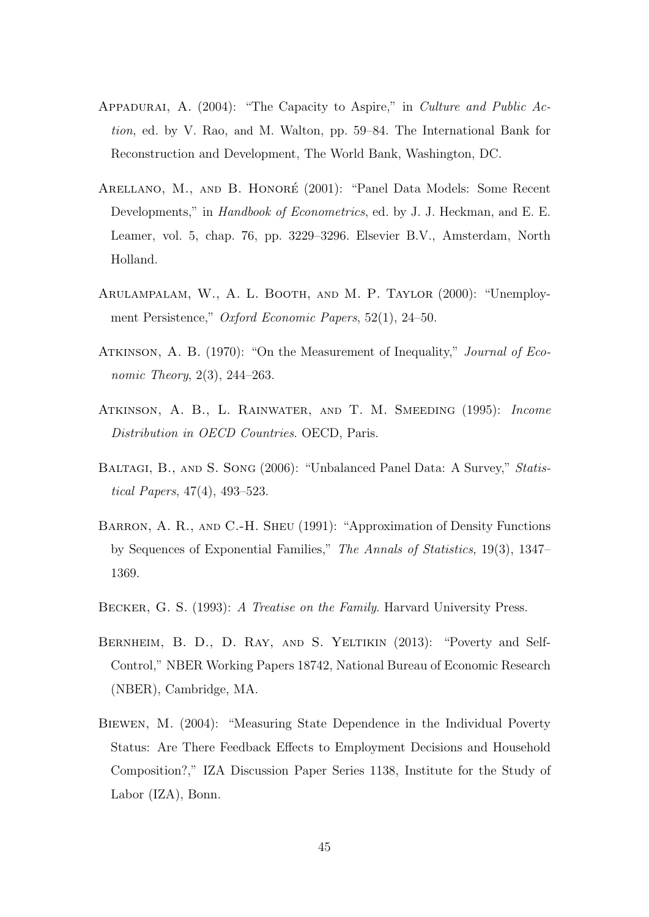Appadurai, A. (2004): "The Capacity to Aspire," in *Culture and Public Action*, ed. by V. Rao, and M. Walton, pp. 59–84. The International Bank for Reconstruction and Development, The World Bank, Washington, DC.

Arellano, M., and B. Honoré (2001): "Panel Data Models: Some Recent Developments," in *Handbook of Econometrics*, ed. by J. J. Heckman, and E. E. Leamer, vol. 5, chap. 76, pp. 3229–3296. Elsevier B.V., Amsterdam, North Holland.

Arulampalam, W., A. L. Booth, and M. P. Taylor (2000): "Unemployment Persistence," *Oxford Economic Papers*, 52(1), 24–50.

Atkinson, A. B. (1970): "On the Measurement of Inequality," *Journal of Economic Theory*, 2(3), 244–263.

Atkinson, A. B., L. Rainwater, and T. M. Smeeding (1995): *Income Distribution in OECD Countries*. OECD, Paris.

Baltagi, B., and S. Song (2006): "Unbalanced Panel Data: A Survey," *Statistical Papers*, 47(4), 493–523.

Barron, A. R., and C.-H. Sheu (1991): "Approximation of Density Functions by Sequences of Exponential Families," *The Annals of Statistics*, 19(3), 1347–1369.

Becker, G. S. (1993): *A Treatise on the Family*. Harvard University Press.

Bernheim, B. D., D. Ray, and S. Yeltikin (2013): "Poverty and Self-Control," NBER Working Papers 18742, National Bureau of Economic Research (NBER), Cambridge, MA.

Biewen, M. (2004): "Measuring State Dependence in the Individual Poverty Status: Are There Feedback Effects to Employment Decisions and Household Composition?," IZA Discussion Paper Series 1138, Institute for the Study of Labor (IZA), Bonn.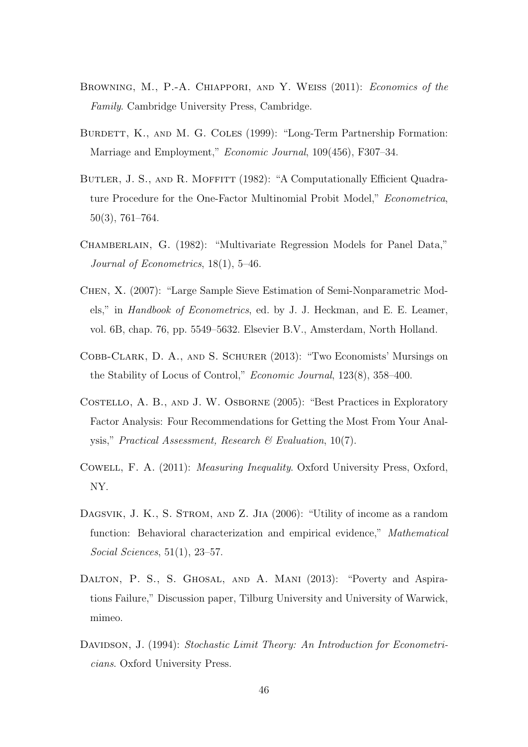Browning, M., P.-A. Chiappori, and Y. Weiss (2011): *Economics of the Family*. Cambridge University Press, Cambridge.

Burdett, K., and M. G. Coles (1999): "Long-Term Partnership Formation: Marriage and Employment," *Economic Journal*, 109(456), F307–34.

Butler, J. S., and R. Moffitt (1982): "A Computationally Efficient Quadrature Procedure for the One-Factor Multinomial Probit Model," *Econometrica*, 50(3), 761–764.

Chamberlain, G. (1982): "Multivariate Regression Models for Panel Data," *Journal of Econometrics*, 18(1), 5–46.

Chen, X. (2007): "Large Sample Sieve Estimation of Semi-Nonparametric Models," in *Handbook of Econometrics*, ed. by J. J. Heckman, and E. E. Leamer, vol. 6B, chap. 76, pp. 5549–5632. Elsevier B.V., Amsterdam, North Holland.

Cobb-Clark, D. A., and S. Schurer (2013): "Two Economists' Mursings on the Stability of Locus of Control," *Economic Journal*, 123(8), 358–400.

Costello, A. B., and J. W. Osborne (2005): "Best Practices in Exploratory Factor Analysis: Four Recommendations for Getting the Most From Your Analysis," *Practical Assessment, Research & Evaluation*, 10(7).

Cowell, F. A. (2011): *Measuring Inequality*. Oxford University Press, Oxford, NY.

Dagsvik, J. K., S. Strom, and Z. Jia (2006): "Utility of income as a random function: Behavioral characterization and empirical evidence," *Mathematical Social Sciences*, 51(1), 23–57.

Dalton, P. S., S. Ghosal, and A. Mani (2013): "Poverty and Aspirations Failure," Discussion paper, Tilburg University and University of Warwick, mimeo.

Davidson, J. (1994): *Stochastic Limit Theory: An Introduction for Econometricians*. Oxford University Press.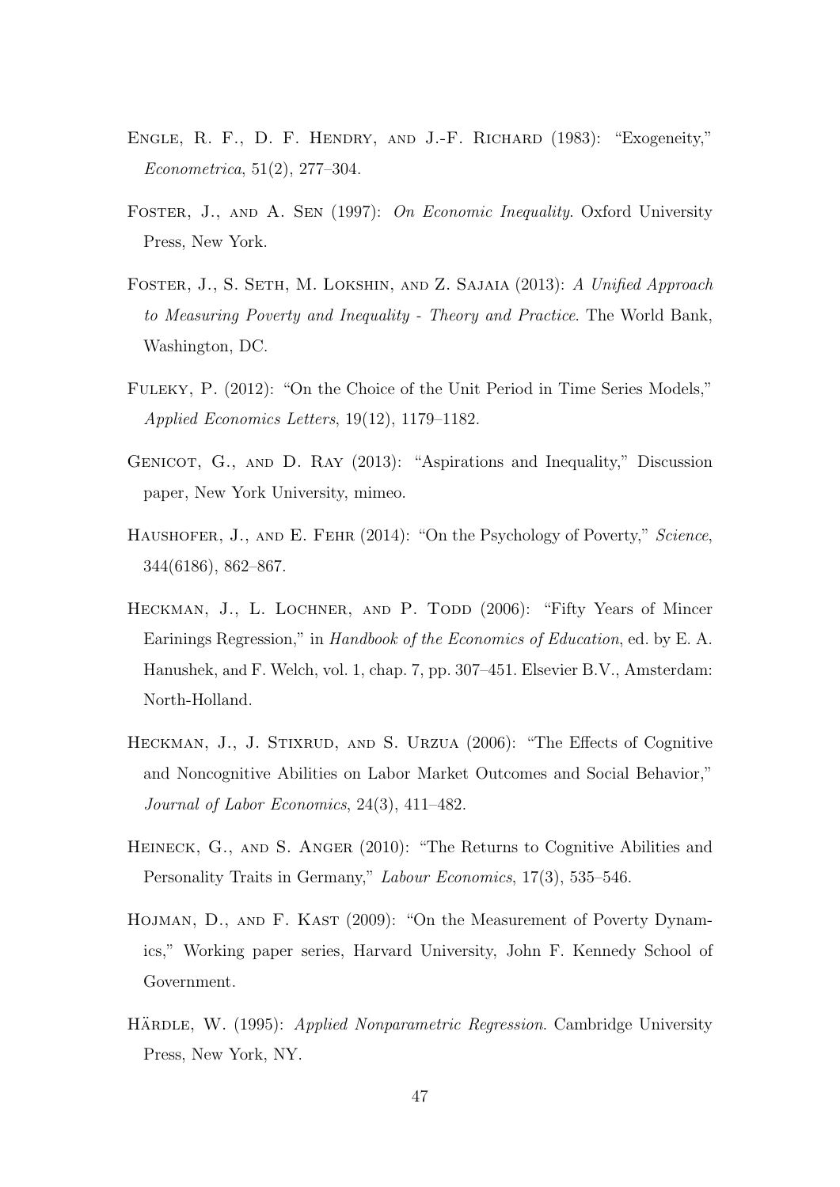Engle, R. F., D. F. Hendry, and J.-F. Richard (1983): "Exogeneity," *Econometrica*, 51(2), 277–304.

Foster, J., and A. Sen (1997): *On Economic Inequality*. Oxford University Press, New York.

Foster, J., S. Seth, M. Lokshin, and Z. Sajaia (2013): *A Unified Approach to Measuring Poverty and Inequality - Theory and Practice*. The World Bank, Washington, DC.

Fuleky, P. (2012): "On the Choice of the Unit Period in Time Series Models," *Applied Economics Letters*, 19(12), 1179–1182.

Genicot, G., and D. Ray (2013): "Aspirations and Inequality," Discussion paper, New York University, mimeo.

Haushofer, J., and E. Fehr (2014): "On the Psychology of Poverty," *Science*, 344(6186), 862–867.

Heckman, J., L. Lochner, and P. Todd (2006): "Fifty Years of Mincer Earinings Regression," in *Handbook of the Economics of Education*, ed. by E. A. Hanushek, and F. Welch, vol. 1, chap. 7, pp. 307–451. Elsevier B.V., Amsterdam: North-Holland.

Heckman, J., J. Stixrud, and S. Urzua (2006): "The Effects of Cognitive and Noncognitive Abilities on Labor Market Outcomes and Social Behavior," *Journal of Labor Economics*, 24(3), 411–482.

Heineck, G., and S. Anger (2010): "The Returns to Cognitive Abilities and Personality Traits in Germany," *Labour Economics*, 17(3), 535–546.

Hojman, D., and F. Kast (2009): "On the Measurement of Poverty Dynamics," Working paper series, Harvard University, John F. Kennedy School of Government.

Härdle, W. (1995): *Applied Nonparametric Regression*. Cambridge University Press, New York, NY.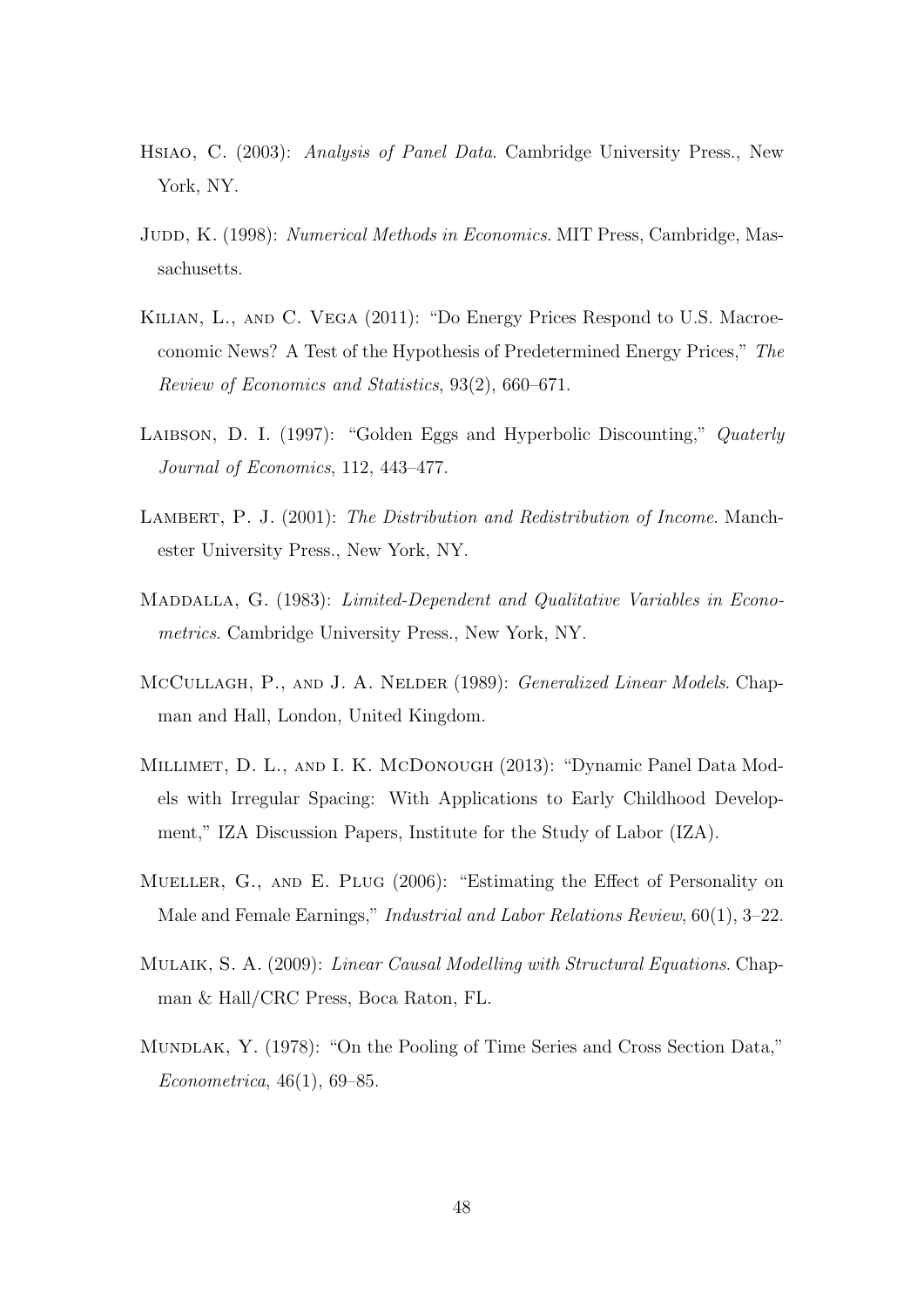Hsiao, C. (2003): *Analysis of Panel Data*. Cambridge University Press., New York, NY.

Judd, K. (1998): *Numerical Methods in Economics*. MIT Press, Cambridge, Massachusetts.

Kilian, L., and C. Vega (2011): "Do Energy Prices Respond to U.S. Macroeconomic News? A Test of the Hypothesis of Predetermined Energy Prices," *The Review of Economics and Statistics*, 93(2), 660–671.

Laibson, D. I. (1997): "Golden Eggs and Hyperbolic Discounting," *Quaterly Journal of Economics*, 112, 443–477.

Lambert, P. J. (2001): *The Distribution and Redistribution of Income*. Manchester University Press., New York, NY.

Maddalla, G. (1983): *Limited-Dependent and Qualitative Variables in Econometrics*. Cambridge University Press., New York, NY.

McCullagh, P., and J. A. Nelder (1989): *Generalized Linear Models*. Chapman and Hall, London, United Kingdom.

Millimet, D. L., and I. K. McDonough (2013): "Dynamic Panel Data Models with Irregular Spacing: With Applications to Early Childhood Development," IZA Discussion Papers, Institute for the Study of Labor (IZA).

Mueller, G., and E. Plug (2006): "Estimating the Effect of Personality on Male and Female Earnings," *Industrial and Labor Relations Review*, 60(1), 3–22.

Mulaik, S. A. (2009): *Linear Causal Modelling with Structural Equations*. Chapman & Hall/CRC Press, Boca Raton, FL.

Mundlak, Y. (1978): "On the Pooling of Time Series and Cross Section Data," *Econometrica*, 46(1), 69–85.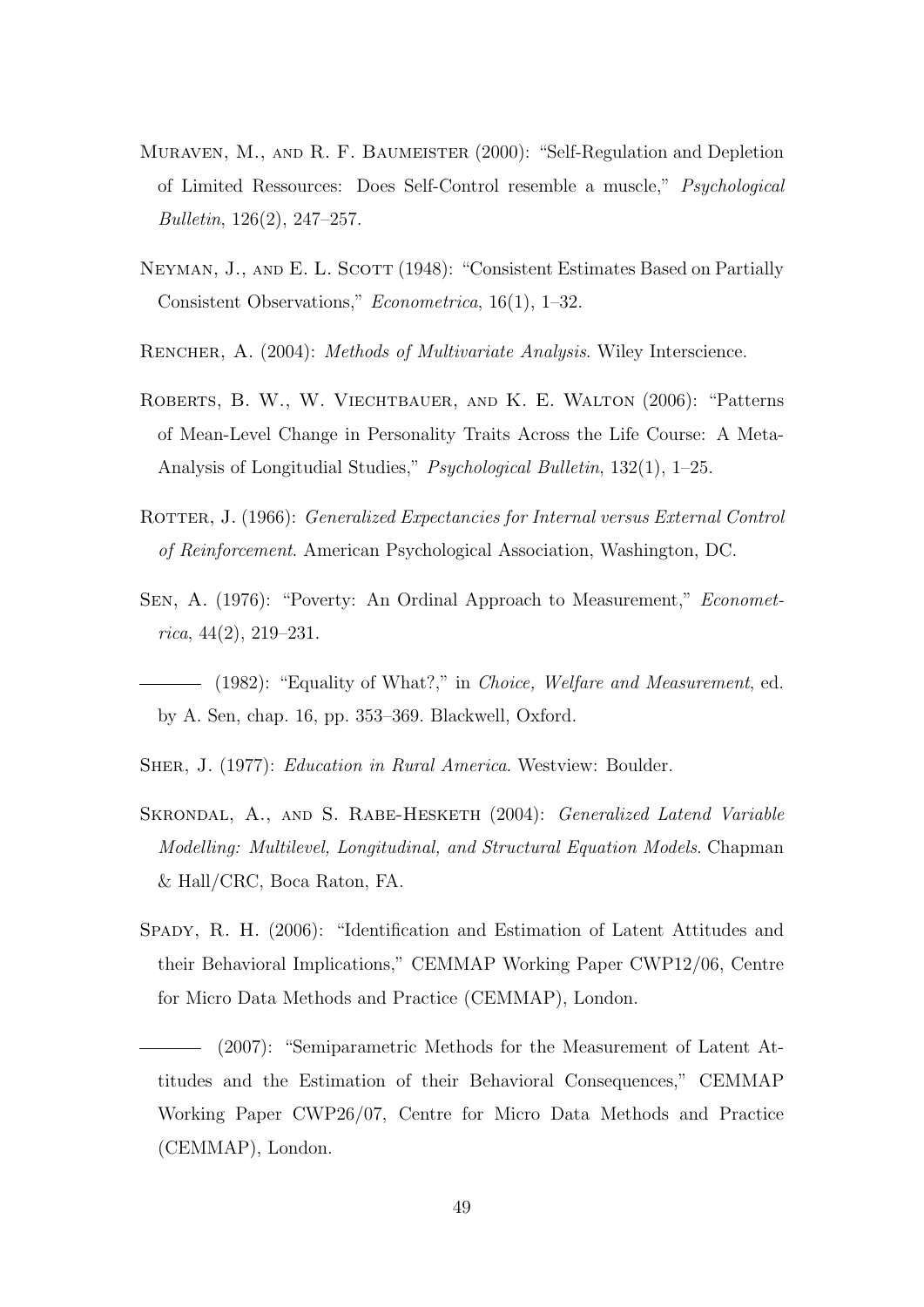Muraven, M., and R. F. Baumeister (2000): "Self-Regulation and Depletion of Limited Ressources: Does Self-Control resemble a muscle," *Psychological Bulletin*, 126(2), 247–257.

Neyman, J., and E. L. Scott (1948): "Consistent Estimates Based on Partially Consistent Observations," *Econometrica*, 16(1), 1–32.

Rencher, A. (2004): *Methods of Multivariate Analysis*. Wiley Interscience.

Roberts, B. W., W. Viechtbauer, and K. E. Walton (2006): "Patterns of Mean-Level Change in Personality Traits Across the Life Course: A Meta-Analysis of Longitudial Studies," *Psychological Bulletin*, 132(1), 1–25.

Rotter, J. (1966): *Generalized Expectancies for Internal versus External Control of Reinforcement*. American Psychological Association, Washington, DC.

Sen, A. (1976): "Poverty: An Ordinal Approach to Measurement," *Econometrica*, 44(2), 219–231.

——— (1982): "Equality of What?," in *Choice, Welfare and Measurement*, ed. by A. Sen, chap. 16, pp. 353–369. Blackwell, Oxford.

Sher, J. (1977): *Education in Rural America*. Westview: Boulder.

Skrondal, A., and S. Rabe-Hesketh (2004): *Generalized Latend Variable Modelling: Multilevel, Longitudinal, and Structural Equation Models*. Chapman & Hall/CRC, Boca Raton, FA.

Spady, R. H. (2006): "Identification and Estimation of Latent Attitudes and their Behavioral Implications," CEMMAP Working Paper CWP12/06, Centre for Micro Data Methods and Practice (CEMMAP), London.

——— (2007): "Semiparametric Methods for the Measurement of Latent Attitudes and the Estimation of their Behavioral Consequences," CEMMAP Working Paper CWP26/07, Centre for Micro Data Methods and Practice (CEMMAP), London.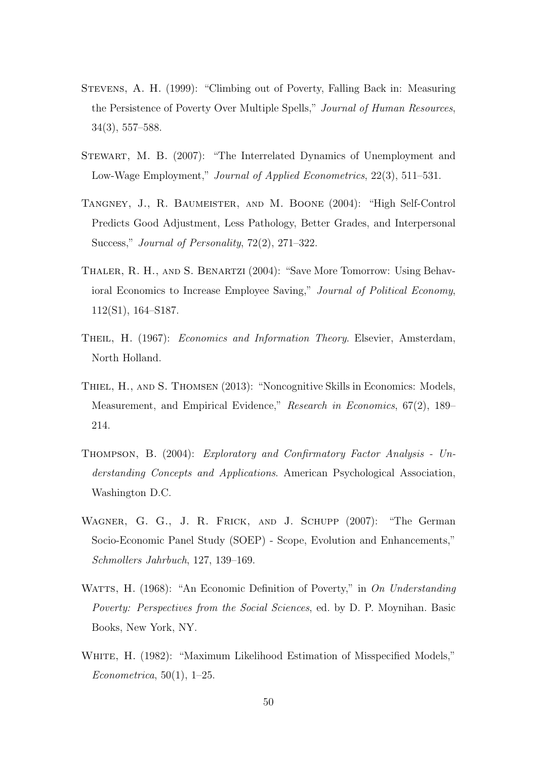Stevens, A. H. (1999): "Climbing out of Poverty, Falling Back in: Measuring the Persistence of Poverty Over Multiple Spells," *Journal of Human Resources*, 34(3), 557–588.

Stewart, M. B. (2007): "The Interrelated Dynamics of Unemployment and Low-Wage Employment," *Journal of Applied Econometrics*, 22(3), 511–531.

Tangney, J., R. Baumeister, and M. Boone (2004): "High Self-Control Predicts Good Adjustment, Less Pathology, Better Grades, and Interpersonal Success," *Journal of Personality*, 72(2), 271–322.

Thaler, R. H., and S. Benartzi (2004): "Save More Tomorrow: Using Behavioral Economics to Increase Employee Saving," *Journal of Political Economy*, 112(S1), 164–S187.

Theil, H. (1967): *Economics and Information Theory*. Elsevier, Amsterdam, North Holland.

Thiel, H., and S. Thomsen (2013): "Noncognitive Skills in Economics: Models, Measurement, and Empirical Evidence," *Research in Economics*, 67(2), 189–214.

Thompson, B. (2004): *Exploratory and Confirmatory Factor Analysis - Understanding Concepts and Applications*. American Psychological Association, Washington D.C.

Wagner, G. G., J. R. Frick, and J. Schupp (2007): "The German Socio-Economic Panel Study (SOEP) - Scope, Evolution and Enhancements," *Schmollers Jahrbuch*, 127, 139–169.

Watts, H. (1968): "An Economic Definition of Poverty," in *On Understanding Poverty: Perspectives from the Social Sciences*, ed. by D. P. Moynihan. Basic Books, New York, NY.

White, H. (1982): "Maximum Likelihood Estimation of Misspecified Models," *Econometrica*, 50(1), 1–25.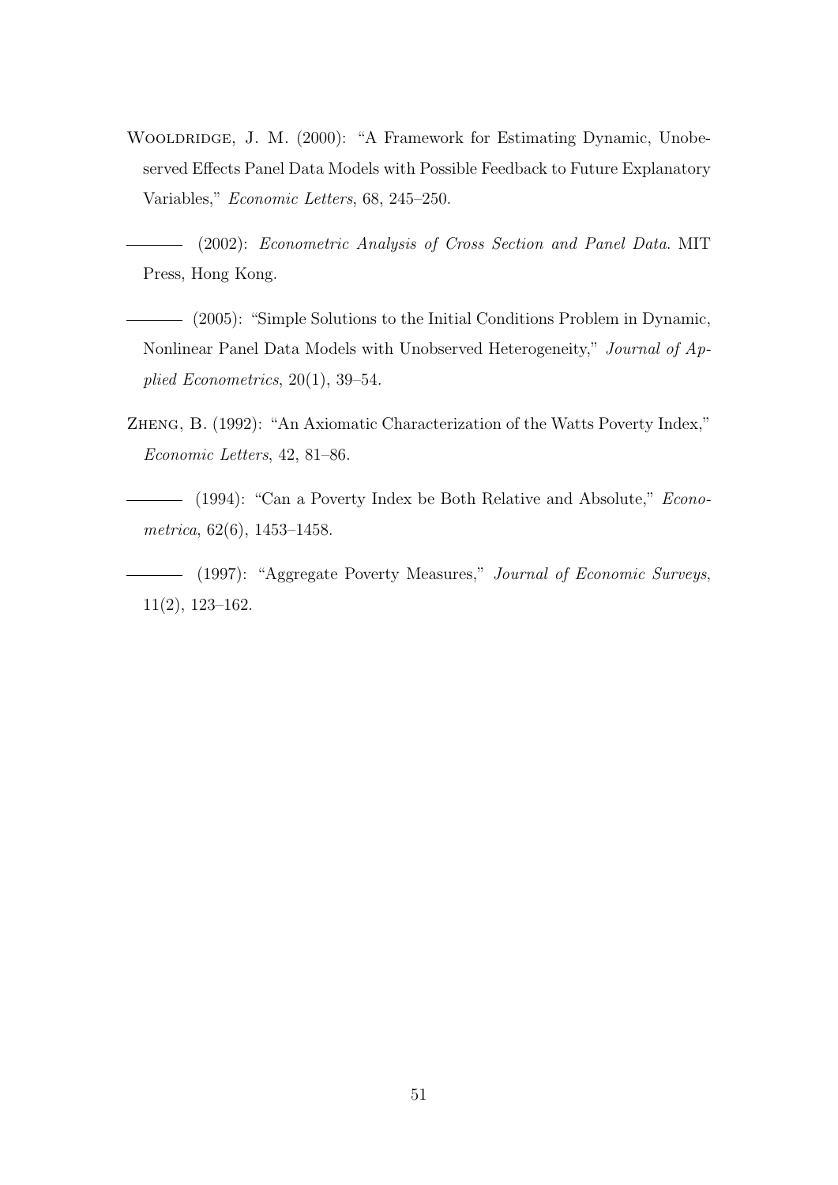Wooldridge, J. M. (2000): "A Framework for Estimating Dynamic, Unobeserved Effects Panel Data Models with Possible Feedback to Future Explanatory Variables," *Economic Letters*, 68, 245–250.

——— (2002): *Econometric Analysis of Cross Section and Panel Data*. MIT Press, Hong Kong.

——— (2005): "Simple Solutions to the Initial Conditions Problem in Dynamic, Nonlinear Panel Data Models with Unobserved Heterogeneity," *Journal of Applied Econometrics*, 20(1), 39–54.

Zheng, B. (1992): "An Axiomatic Characterization of the Watts Poverty Index," *Economic Letters*, 42, 81–86.

——— (1994): "Can a Poverty Index be Both Relative and Absolute," *Econometrica*, 62(6), 1453–1458.

——— (1997): "Aggregate Poverty Measures," *Journal of Economic Surveys*, 11(2), 123–162.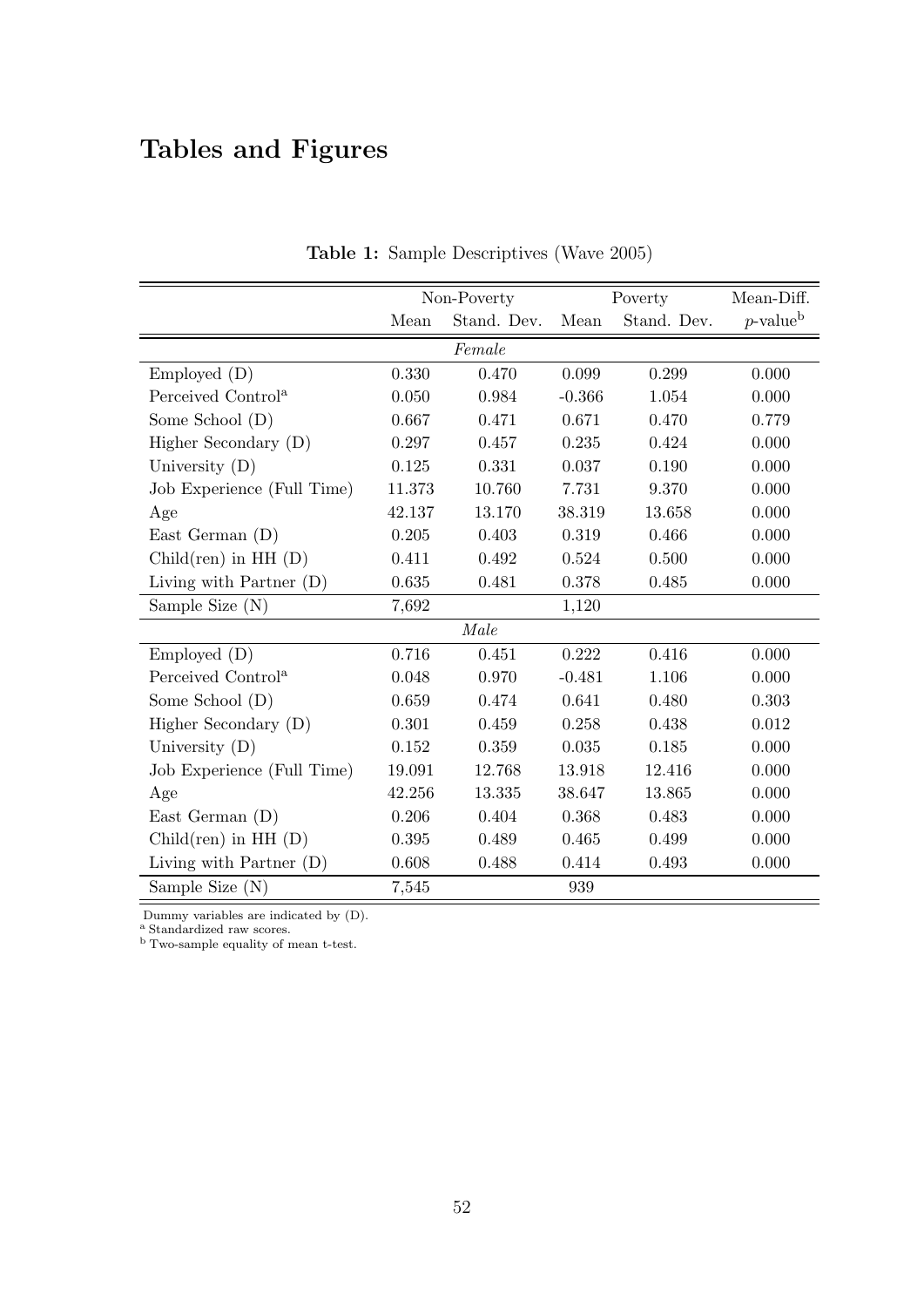# Tables and Figures

**Table 1:** Sample Descriptives (Wave 2005)

| | Non-Poverty | | Poverty | | Mean-Diff. |
|---|---|---|---|---|---|
| | Mean | Stand. Dev. | Mean | Stand. Dev. | *p*-value[b] |
| *Female* | | | | | |
| Employed (D) | 0.330 | 0.470 | 0.099 | 0.299 | 0.000 |
| Perceived Control[a] | 0.050 | 0.984 | -0.366 | 1.054 | 0.000 |
| Some School (D) | 0.667 | 0.471 | 0.671 | 0.470 | 0.779 |
| Higher Secondary (D) | 0.297 | 0.457 | 0.235 | 0.424 | 0.000 |
| University (D) | 0.125 | 0.331 | 0.037 | 0.190 | 0.000 |
| Job Experience (Full Time) | 11.373 | 10.760 | 7.731 | 9.370 | 0.000 |
| Age | 42.137 | 13.170 | 38.319 | 13.658 | 0.000 |
| East German (D) | 0.205 | 0.403 | 0.319 | 0.466 | 0.000 |
| Child(ren) in HH (D) | 0.411 | 0.492 | 0.524 | 0.500 | 0.000 |
| Living with Partner (D) | 0.635 | 0.481 | 0.378 | 0.485 | 0.000 |
| Sample Size (N) | 7,692 | | 1,120 | | |
| *Male* | | | | | |
| Employed (D) | 0.716 | 0.451 | 0.222 | 0.416 | 0.000 |
| Perceived Control[a] | 0.048 | 0.970 | -0.481 | 1.106 | 0.000 |
| Some School (D) | 0.659 | 0.474 | 0.641 | 0.480 | 0.303 |
| Higher Secondary (D) | 0.301 | 0.459 | 0.258 | 0.438 | 0.012 |
| University (D) | 0.152 | 0.359 | 0.035 | 0.185 | 0.000 |
| Job Experience (Full Time) | 19.091 | 12.768 | 13.918 | 12.416 | 0.000 |
| Age | 42.256 | 13.335 | 38.647 | 13.865 | 0.000 |
| East German (D) | 0.206 | 0.404 | 0.368 | 0.483 | 0.000 |
| Child(ren) in HH (D) | 0.395 | 0.489 | 0.465 | 0.499 | 0.000 |
| Living with Partner (D) | 0.608 | 0.488 | 0.414 | 0.493 | 0.000 |
| Sample Size (N) | 7,545 | | 939 | | |

Dummy variables are indicated by (D).
[a] Standardized raw scores.
[b] Two-sample equality of mean t-test.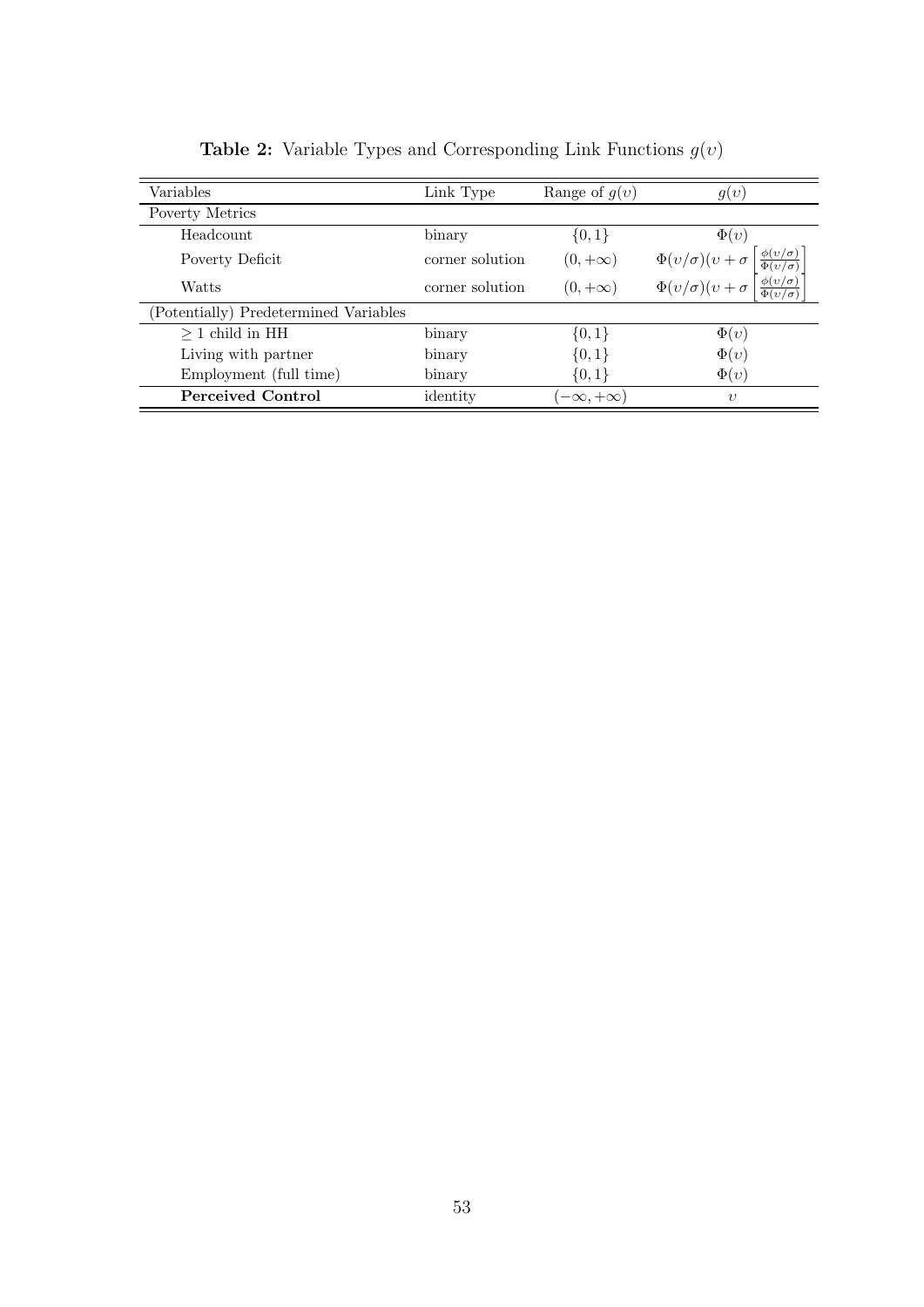**Table 2:** Variable Types and Corresponding Link Functions $g(\upsilon)$

| Variables | Link Type | Range of $g(\upsilon)$ | $g(\upsilon)$ |
|---|---|---|---|
| Poverty Metrics | | | |
| Headcount | binary | $\{0, 1\}$ | $\Phi(\upsilon)$ |
| Poverty Deficit | corner solution | $(0, +\infty)$ | $\Phi(\upsilon/\sigma)(\upsilon + \sigma \left[\frac{\phi(\upsilon/\sigma)}{\Phi(\upsilon/\sigma)}\right]$ |
| Watts | corner solution | $(0, +\infty)$ | $\Phi(\upsilon/\sigma)(\upsilon + \sigma \left[\frac{\phi(\upsilon/\sigma)}{\Phi(\upsilon/\sigma)}\right]$ |
| (Potentially) Predetermined Variables | | | |
| $\geq 1$ child in HH | binary | $\{0, 1\}$ | $\Phi(\upsilon)$ |
| Living with partner | binary | $\{0, 1\}$ | $\Phi(\upsilon)$ |
| Employment (full time) | binary | $\{0, 1\}$ | $\Phi(\upsilon)$ |
| **Perceived Control** | identity | $(-\infty, +\infty)$ | $\upsilon$ |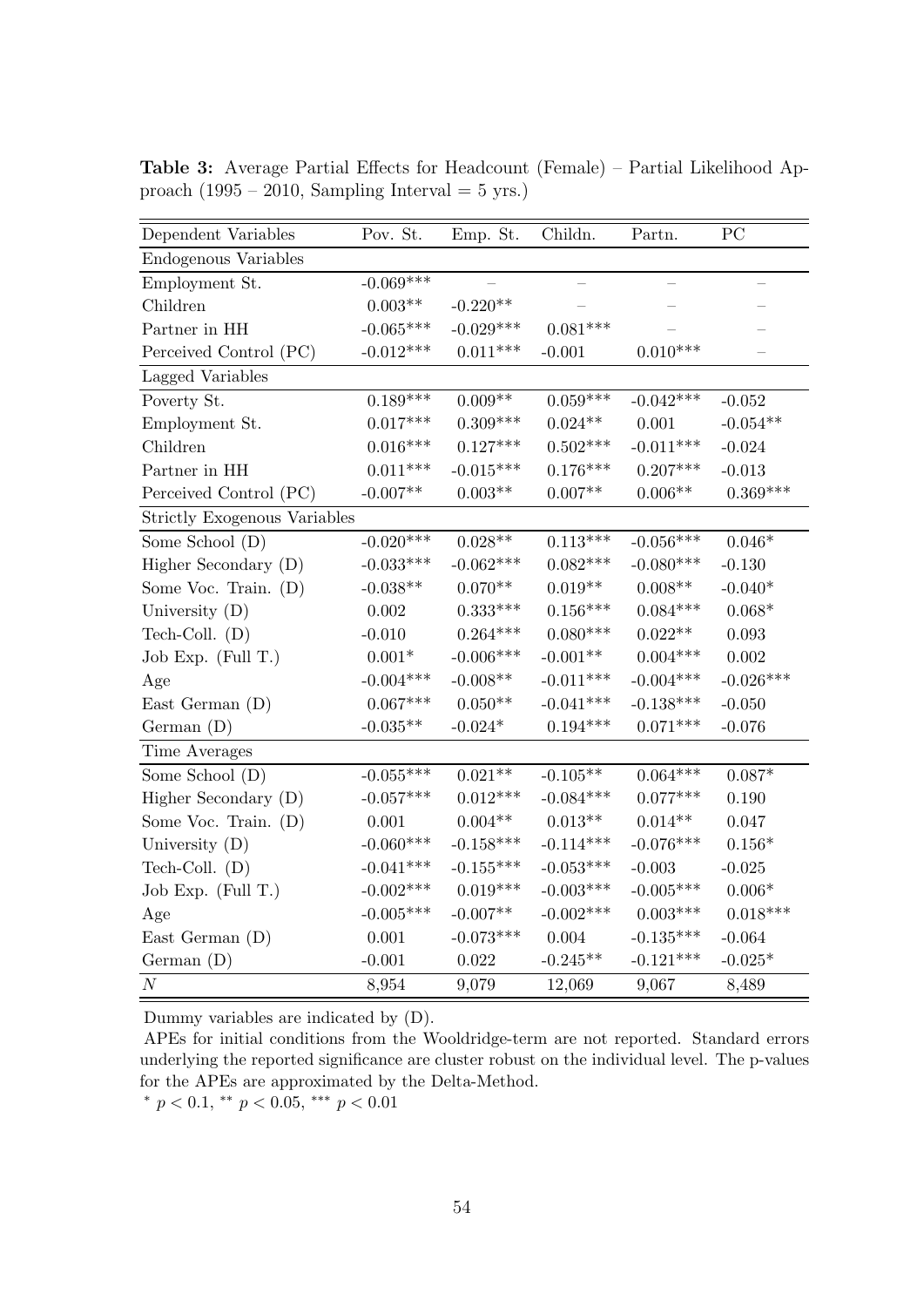**Table 3:** Average Partial Effects for Headcount (Female) – Partial Likelihood Approach (1995 – 2010, Sampling Interval = 5 yrs.)

| Dependent Variables | Pov. St. | Emp. St. | Childn. | Partn. | PC |
|---|---|---|---|---|---|
| **Endogenous Variables** | | | | | |
| Employment St. | -0.069*** | – | – | – | – |
| Children | 0.003** | -0.220** | – | – | – |
| Partner in HH | -0.065*** | -0.029*** | 0.081*** | – | – |
| Perceived Control (PC) | -0.012*** | 0.011*** | -0.001 | 0.010*** | – |
| **Lagged Variables** | | | | | |
| Poverty St. | 0.189*** | 0.009** | 0.059*** | -0.042*** | -0.052 |
| Employment St. | 0.017*** | 0.309*** | 0.024** | 0.001 | -0.054** |
| Children | 0.016*** | 0.127*** | 0.502*** | -0.011*** | -0.024 |
| Partner in HH | 0.011*** | -0.015*** | 0.176*** | 0.207*** | -0.013 |
| Perceived Control (PC) | -0.007** | 0.003** | 0.007** | 0.006** | 0.369*** |
| **Strictly Exogenous Variables** | | | | | |
| Some School (D) | -0.020*** | 0.028** | 0.113*** | -0.056*** | 0.046* |
| Higher Secondary (D) | -0.033*** | -0.062*** | 0.082*** | -0.080*** | -0.130 |
| Some Voc. Train. (D) | -0.038** | 0.070** | 0.019** | 0.008** | -0.040* |
| University (D) | 0.002 | 0.333*** | 0.156*** | 0.084*** | 0.068* |
| Tech-Coll. (D) | -0.010 | 0.264*** | 0.080*** | 0.022** | 0.093 |
| Job Exp. (Full T.) | 0.001* | -0.006*** | -0.001** | 0.004*** | 0.002 |
| Age | -0.004*** | -0.008** | -0.011*** | -0.004*** | -0.026*** |
| East German (D) | 0.067*** | 0.050** | -0.041*** | -0.138*** | -0.050 |
| German (D) | -0.035** | -0.024* | 0.194*** | 0.071*** | -0.076 |
| **Time Averages** | | | | | |
| Some School (D) | -0.055*** | 0.021** | -0.105** | 0.064*** | 0.087* |
| Higher Secondary (D) | -0.057*** | 0.012*** | -0.084*** | 0.077*** | 0.190 |
| Some Voc. Train. (D) | 0.001 | 0.004** | 0.013** | 0.014** | 0.047 |
| University (D) | -0.060*** | -0.158*** | -0.114*** | -0.076*** | 0.156* |
| Tech-Coll. (D) | -0.041*** | -0.155*** | -0.053*** | -0.003 | -0.025 |
| Job Exp. (Full T.) | -0.002*** | 0.019*** | -0.003*** | -0.005*** | 0.006* |
| Age | -0.005*** | -0.007** | -0.002*** | 0.003*** | 0.018*** |
| East German (D) | 0.001 | -0.073*** | 0.004 | -0.135*** | -0.064 |
| German (D) | -0.001 | 0.022 | -0.245** | -0.121*** | -0.025* |
| $N$ | 8,954 | 9,079 | 12,069 | 9,067 | 8,489 |

Dummy variables are indicated by (D).

APEs for initial conditions from the Wooldridge-term are not reported. Standard errors underlying the reported significance are cluster robust on the individual level. The p-values for the APEs are approximated by the Delta-Method.

* $p < 0.1$, ** $p < 0.05$, *** $p < 0.01$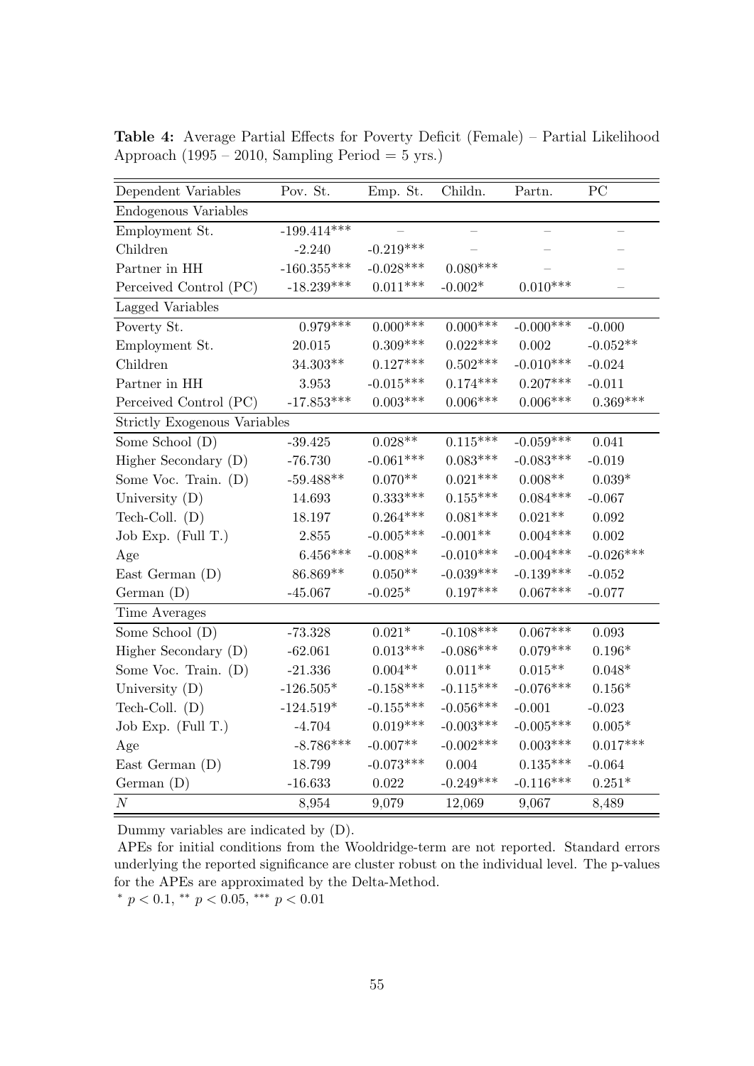**Table 4:** Average Partial Effects for Poverty Deficit (Female) – Partial Likelihood Approach (1995 – 2010, Sampling Period = 5 yrs.)

| Dependent Variables | Pov. St. | Emp. St. | Childn. | Partn. | PC |
|---|---|---|---|---|---|
| Endogenous Variables | | | | | |
| Employment St. | -199.414*** | – | – | – | – |
| Children | -2.240 | -0.219*** | – | – | – |
| Partner in HH | -160.355*** | -0.028*** | 0.080*** | – | – |
| Perceived Control (PC) | -18.239*** | 0.011*** | -0.002* | 0.010*** | – |
| Lagged Variables | | | | | |
| Poverty St. | 0.979*** | 0.000*** | 0.000*** | -0.000*** | -0.000 |
| Employment St. | 20.015 | 0.309*** | 0.022*** | 0.002 | -0.052** |
| Children | 34.303** | 0.127*** | 0.502*** | -0.010*** | -0.024 |
| Partner in HH | 3.953 | -0.015*** | 0.174*** | 0.207*** | -0.011 |
| Perceived Control (PC) | -17.853*** | 0.003*** | 0.006*** | 0.006*** | 0.369*** |
| Strictly Exogenous Variables | | | | | |
| Some School (D) | -39.425 | 0.028** | 0.115*** | -0.059*** | 0.041 |
| Higher Secondary (D) | -76.730 | -0.061*** | 0.083*** | -0.083*** | -0.019 |
| Some Voc. Train. (D) | -59.488** | 0.070** | 0.021*** | 0.008** | 0.039* |
| University (D) | 14.693 | 0.333*** | 0.155*** | 0.084*** | -0.067 |
| Tech-Coll. (D) | 18.197 | 0.264*** | 0.081*** | 0.021** | 0.092 |
| Job Exp. (Full T.) | 2.855 | -0.005*** | -0.001** | 0.004*** | 0.002 |
| Age | 6.456*** | -0.008** | -0.010*** | -0.004*** | -0.026*** |
| East German (D) | 86.869** | 0.050** | -0.039*** | -0.139*** | -0.052 |
| German (D) | -45.067 | -0.025* | 0.197*** | 0.067*** | -0.077 |
| Time Averages | | | | | |
| Some School (D) | -73.328 | 0.021* | -0.108*** | 0.067*** | 0.093 |
| Higher Secondary (D) | -62.061 | 0.013*** | -0.086*** | 0.079*** | 0.196* |
| Some Voc. Train. (D) | -21.336 | 0.004** | 0.011** | 0.015** | 0.048* |
| University (D) | -126.505* | -0.158*** | -0.115*** | -0.076*** | 0.156* |
| Tech-Coll. (D) | -124.519* | -0.155*** | -0.056*** | -0.001 | -0.023 |
| Job Exp. (Full T.) | -4.704 | 0.019*** | -0.003*** | -0.005*** | 0.005* |
| Age | -8.786*** | -0.007** | -0.002*** | 0.003*** | 0.017*** |
| East German (D) | 18.799 | -0.073*** | 0.004 | 0.135*** | -0.064 |
| German (D) | -16.633 | 0.022 | -0.249*** | -0.116*** | 0.251* |
| $N$ | 8,954 | 9,079 | 12,069 | 9,067 | 8,489 |

Dummy variables are indicated by (D).

APEs for initial conditions from the Wooldridge-term are not reported. Standard errors underlying the reported significance are cluster robust on the individual level. The p-values for the APEs are approximated by the Delta-Method.

$^{*}$ $p < 0.1$, $^{**}$ $p < 0.05$, $^{***}$ $p < 0.01$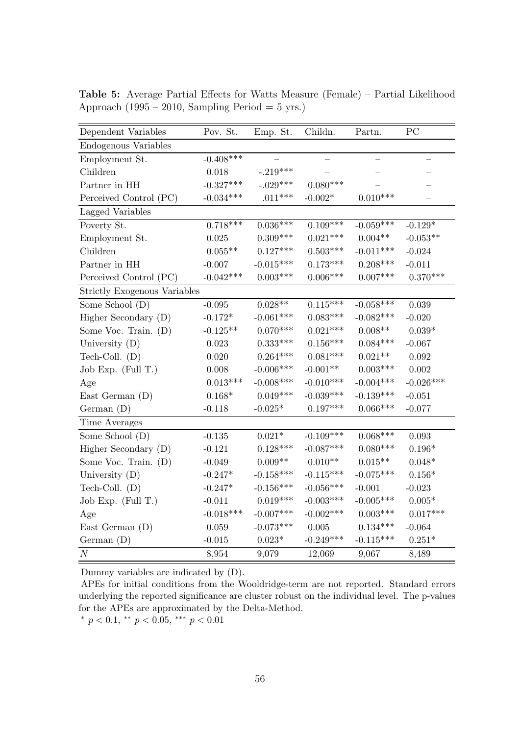**Table 5:** Average Partial Effects for Watts Measure (Female) – Partial Likelihood Approach (1995 – 2010, Sampling Period = 5 yrs.)

| Dependent Variables | Pov. St. | Emp. St. | Childn. | Partn. | PC |
|---|---|---|---|---|---|
| Endogenous Variables | | | | | |
| Employment St. | -0.408*** | – | – | – | – |
| Children | 0.018 | -.219*** | – | – | – |
| Partner in HH | -0.327*** | -.029*** | 0.080*** | – | – |
| Perceived Control (PC) | -0.034*** | .011*** | -0.002* | 0.010*** | – |
| Lagged Variables | | | | | |
| Poverty St. | 0.718*** | 0.036*** | 0.109*** | -0.059*** | -0.129* |
| Employment St. | 0.025 | 0.309*** | 0.021*** | 0.004** | -0.053** |
| Children | 0.055** | 0.127*** | 0.503*** | -0.011*** | -0.024 |
| Partner in HH | -0.007 | -0.015*** | 0.173*** | 0.208*** | -0.011 |
| Perceived Control (PC) | -0.042*** | 0.003*** | 0.006*** | 0.007*** | 0.370*** |
| Strictly Exogenous Variables | | | | | |
| Some School (D) | -0.095 | 0.028** | 0.115*** | -0.058*** | 0.039 |
| Higher Secondary (D) | -0.172* | -0.061*** | 0.083*** | -0.082*** | -0.020 |
| Some Voc. Train. (D) | -0.125** | 0.070*** | 0.021*** | 0.008** | 0.039* |
| University (D) | 0.023 | 0.333*** | 0.156*** | 0.084*** | -0.067 |
| Tech-Coll. (D) | 0.020 | 0.264*** | 0.081*** | 0.021** | 0.092 |
| Job Exp. (Full T.) | 0.008 | -0.006*** | -0.001** | 0.003*** | 0.002 |
| Age | 0.013*** | -0.008*** | -0.010*** | -0.004*** | -0.026*** |
| East German (D) | 0.168* | 0.049*** | -0.039*** | -0.139*** | -0.051 |
| German (D) | -0.118 | -0.025* | 0.197*** | 0.066*** | -0.077 |
| Time Averages | | | | | |
| Some School (D) | -0.135 | 0.021* | -0.109*** | 0.068*** | 0.093 |
| Higher Secondary (D) | -0.121 | 0.128*** | -0.087*** | 0.080*** | 0.196* |
| Some Voc. Train. (D) | -0.049 | 0.009** | 0.010** | 0.015** | 0.048* |
| University (D) | -0.247* | -0.158*** | -0.115*** | -0.075*** | 0.156* |
| Tech-Coll. (D) | -0.247* | -0.156*** | -0.056*** | -0.001 | -0.023 |
| Job Exp. (Full T.) | -0.011 | 0.019*** | -0.003*** | -0.005*** | 0.005* |
| Age | -0.018*** | -0.007*** | -0.002*** | 0.003*** | 0.017*** |
| East German (D) | 0.059 | -0.073*** | 0.005 | 0.134*** | -0.064 |
| German (D) | -0.015 | 0.023* | -0.249*** | -0.115*** | 0.251* |
| $N$ | 8,954 | 9,079 | 12,069 | 9,067 | 8,489 |

Dummy variables are indicated by (D).

APEs for initial conditions from the Wooldridge-term are not reported. Standard errors underlying the reported significance are cluster robust on the individual level. The p-values for the APEs are approximated by the Delta-Method.

* $p < 0.1$, ** $p < 0.05$, *** $p < 0.01$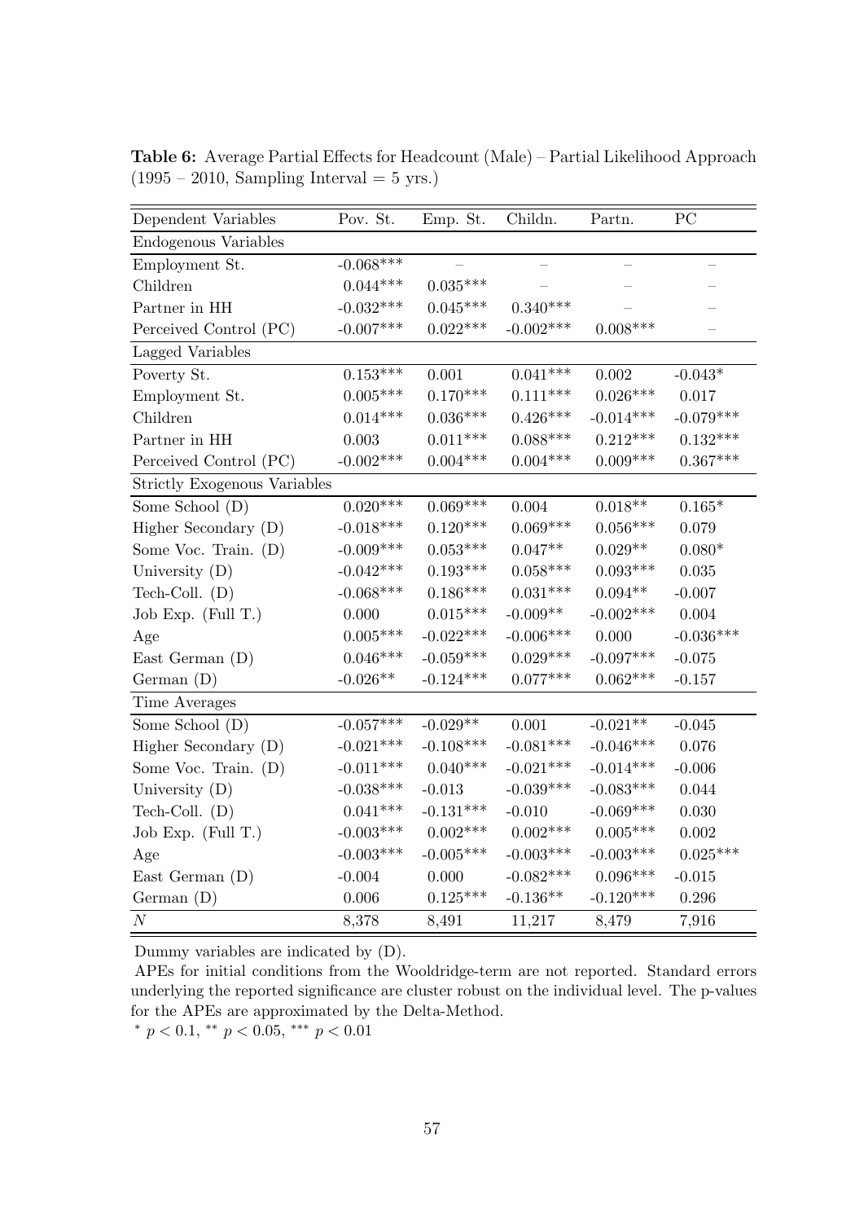**Table 6:** Average Partial Effects for Headcount (Male) – Partial Likelihood Approach (1995 – 2010, Sampling Interval = 5 yrs.)

| Dependent Variables | Pov. St. | Emp. St. | Childn. | Partn. | PC |
|---|---|---|---|---|---|
| **Endogenous Variables** | | | | | |
| Employment St. | -0.068*** | – | – | – | – |
| Children | 0.044*** | 0.035*** | – | – | – |
| Partner in HH | -0.032*** | 0.045*** | 0.340*** | – | – |
| Perceived Control (PC) | -0.007*** | 0.022*** | -0.002*** | 0.008*** | – |
| **Lagged Variables** | | | | | |
| Poverty St. | 0.153*** | 0.001 | 0.041*** | 0.002 | -0.043* |
| Employment St. | 0.005*** | 0.170*** | 0.111*** | 0.026*** | 0.017 |
| Children | 0.014*** | 0.036*** | 0.426*** | -0.014*** | -0.079*** |
| Partner in HH | 0.003 | 0.011*** | 0.088*** | 0.212*** | 0.132*** |
| Perceived Control (PC) | -0.002*** | 0.004*** | 0.004*** | 0.009*** | 0.367*** |
| **Strictly Exogenous Variables** | | | | | |
| Some School (D) | 0.020*** | 0.069*** | 0.004 | 0.018** | 0.165* |
| Higher Secondary (D) | -0.018*** | 0.120*** | 0.069*** | 0.056*** | 0.079 |
| Some Voc. Train. (D) | -0.009*** | 0.053*** | 0.047** | 0.029** | 0.080* |
| University (D) | -0.042*** | 0.193*** | 0.058*** | 0.093*** | 0.035 |
| Tech-Coll. (D) | -0.068*** | 0.186*** | 0.031*** | 0.094** | -0.007 |
| Job Exp. (Full T.) | 0.000 | 0.015*** | -0.009** | -0.002*** | 0.004 |
| Age | 0.005*** | -0.022*** | -0.006*** | 0.000 | -0.036*** |
| East German (D) | 0.046*** | -0.059*** | 0.029*** | -0.097*** | -0.075 |
| German (D) | -0.026** | -0.124*** | 0.077*** | 0.062*** | -0.157 |
| **Time Averages** | | | | | |
| Some School (D) | -0.057*** | -0.029** | 0.001 | -0.021** | -0.045 |
| Higher Secondary (D) | -0.021*** | -0.108*** | -0.081*** | -0.046*** | 0.076 |
| Some Voc. Train. (D) | -0.011*** | 0.040*** | -0.021*** | -0.014*** | -0.006 |
| University (D) | -0.038*** | -0.013 | -0.039*** | -0.083*** | 0.044 |
| Tech-Coll. (D) | 0.041*** | -0.131*** | -0.010 | -0.069*** | 0.030 |
| Job Exp. (Full T.) | -0.003*** | 0.002*** | 0.002*** | 0.005*** | 0.002 |
| Age | -0.003*** | -0.005*** | -0.003*** | -0.003*** | 0.025*** |
| East German (D) | -0.004 | 0.000 | -0.082*** | 0.096*** | -0.015 |
| German (D) | 0.006 | 0.125*** | -0.136** | -0.120*** | 0.296 |
| $N$ | 8,378 | 8,491 | 11,217 | 8,479 | 7,916 |

Dummy variables are indicated by (D).

APEs for initial conditions from the Wooldridge-term are not reported. Standard errors underlying the reported significance are cluster robust on the individual level. The p-values for the APEs are approximated by the Delta-Method.

* $p < 0.1$, ** $p < 0.05$, *** $p < 0.01$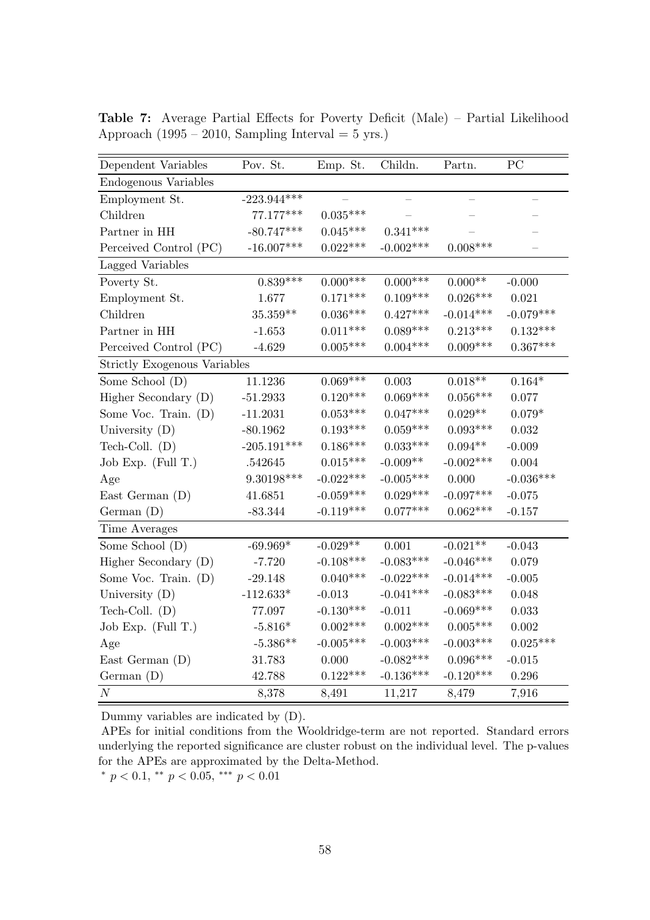**Table 7:** Average Partial Effects for Poverty Deficit (Male) – Partial Likelihood Approach (1995 – 2010, Sampling Interval = 5 yrs.)

| Dependent Variables | Pov. St. | Emp. St. | Childn. | Partn. | PC |
|---|---|---|---|---|---|
| Endogenous Variables | | | | | |
| Employment St. | -223.944*** | – | – | – | – |
| Children | 77.177*** | 0.035*** | – | – | – |
| Partner in HH | -80.747*** | 0.045*** | 0.341*** | – | – |
| Perceived Control (PC) | -16.007*** | 0.022*** | -0.002*** | 0.008*** | – |
| Lagged Variables | | | | | |
| Poverty St. | 0.839*** | 0.000*** | 0.000*** | 0.000** | -0.000 |
| Employment St. | 1.677 | 0.171*** | 0.109*** | 0.026*** | 0.021 |
| Children | 35.359** | 0.036*** | 0.427*** | -0.014*** | -0.079*** |
| Partner in HH | -1.653 | 0.011*** | 0.089*** | 0.213*** | 0.132*** |
| Perceived Control (PC) | -4.629 | 0.005*** | 0.004*** | 0.009*** | 0.367*** |
| Strictly Exogenous Variables | | | | | |
| Some School (D) | 11.1236 | 0.069*** | 0.003 | 0.018** | 0.164* |
| Higher Secondary (D) | -51.2933 | 0.120*** | 0.069*** | 0.056*** | 0.077 |
| Some Voc. Train. (D) | -11.2031 | 0.053*** | 0.047*** | 0.029** | 0.079* |
| University (D) | -80.1962 | 0.193*** | 0.059*** | 0.093*** | 0.032 |
| Tech-Coll. (D) | -205.191*** | 0.186*** | 0.033*** | 0.094** | -0.009 |
| Job Exp. (Full T.) | .542645 | 0.015*** | -0.009** | -0.002*** | 0.004 |
| Age | 9.30198*** | -0.022*** | -0.005*** | 0.000 | -0.036*** |
| East German (D) | 41.6851 | -0.059*** | 0.029*** | -0.097*** | -0.075 |
| German (D) | -83.344 | -0.119*** | 0.077*** | 0.062*** | -0.157 |
| Time Averages | | | | | |
| Some School (D) | -69.969* | -0.029** | 0.001 | -0.021** | -0.043 |
| Higher Secondary (D) | -7.720 | -0.108*** | -0.083*** | -0.046*** | 0.079 |
| Some Voc. Train. (D) | -29.148 | 0.040*** | -0.022*** | -0.014*** | -0.005 |
| University (D) | -112.633* | -0.013 | -0.041*** | -0.083*** | 0.048 |
| Tech-Coll. (D) | 77.097 | -0.130*** | -0.011 | -0.069*** | 0.033 |
| Job Exp. (Full T.) | -5.816* | 0.002*** | 0.002*** | 0.005*** | 0.002 |
| Age | -5.386** | -0.005*** | -0.003*** | -0.003*** | 0.025*** |
| East German (D) | 31.783 | 0.000 | -0.082*** | 0.096*** | -0.015 |
| German (D) | 42.788 | 0.122*** | -0.136*** | -0.120*** | 0.296 |
| $N$ | 8,378 | 8,491 | 11,217 | 8,479 | 7,916 |

Dummy variables are indicated by (D).

APEs for initial conditions from the Wooldridge-term are not reported. Standard errors underlying the reported significance are cluster robust on the individual level. The p-values for the APEs are approximated by the Delta-Method.

* $p < 0.1$, ** $p < 0.05$, *** $p < 0.01$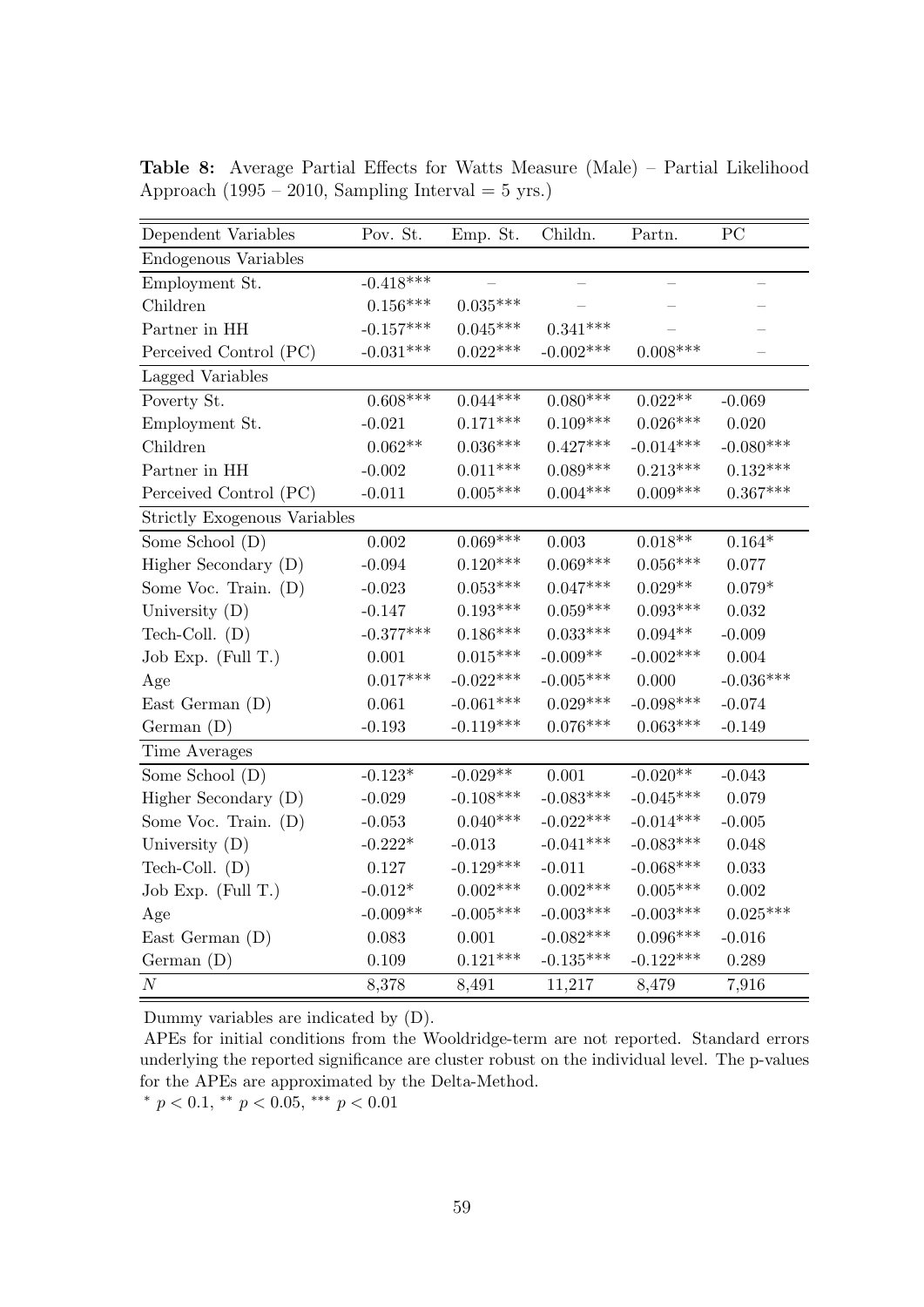**Table 8:** Average Partial Effects for Watts Measure (Male) – Partial Likelihood Approach (1995 – 2010, Sampling Interval = 5 yrs.)

| Dependent Variables | Pov. St. | Emp. St. | Childn. | Partn. | PC |
|---|---|---|---|---|---|
| Endogenous Variables | | | | | |
| Employment St. | -0.418*** | – | – | – | – |
| Children | 0.156*** | 0.035*** | – | – | – |
| Partner in HH | -0.157*** | 0.045*** | 0.341*** | – | – |
| Perceived Control (PC) | -0.031*** | 0.022*** | -0.002*** | 0.008*** | – |
| Lagged Variables | | | | | |
| Poverty St. | 0.608*** | 0.044*** | 0.080*** | 0.022** | -0.069 |
| Employment St. | -0.021 | 0.171*** | 0.109*** | 0.026*** | 0.020 |
| Children | 0.062** | 0.036*** | 0.427*** | -0.014*** | -0.080*** |
| Partner in HH | -0.002 | 0.011*** | 0.089*** | 0.213*** | 0.132*** |
| Perceived Control (PC) | -0.011 | 0.005*** | 0.004*** | 0.009*** | 0.367*** |
| Strictly Exogenous Variables | | | | | |
| Some School (D) | 0.002 | 0.069*** | 0.003 | 0.018** | 0.164* |
| Higher Secondary (D) | -0.094 | 0.120*** | 0.069*** | 0.056*** | 0.077 |
| Some Voc. Train. (D) | -0.023 | 0.053*** | 0.047*** | 0.029** | 0.079* |
| University (D) | -0.147 | 0.193*** | 0.059*** | 0.093*** | 0.032 |
| Tech-Coll. (D) | -0.377*** | 0.186*** | 0.033*** | 0.094** | -0.009 |
| Job Exp. (Full T.) | 0.001 | 0.015*** | -0.009** | -0.002*** | 0.004 |
| Age | 0.017*** | -0.022*** | -0.005*** | 0.000 | -0.036*** |
| East German (D) | 0.061 | -0.061*** | 0.029*** | -0.098*** | -0.074 |
| German (D) | -0.193 | -0.119*** | 0.076*** | 0.063*** | -0.149 |
| Time Averages | | | | | |
| Some School (D) | -0.123* | -0.029** | 0.001 | -0.020** | -0.043 |
| Higher Secondary (D) | -0.029 | -0.108*** | -0.083*** | -0.045*** | 0.079 |
| Some Voc. Train. (D) | -0.053 | 0.040*** | -0.022*** | -0.014*** | -0.005 |
| University (D) | -0.222* | -0.013 | -0.041*** | -0.083*** | 0.048 |
| Tech-Coll. (D) | 0.127 | -0.129*** | -0.011 | -0.068*** | 0.033 |
| Job Exp. (Full T.) | -0.012* | 0.002*** | 0.002*** | 0.005*** | 0.002 |
| Age | -0.009** | -0.005*** | -0.003*** | -0.003*** | 0.025*** |
| East German (D) | 0.083 | 0.001 | -0.082*** | 0.096*** | -0.016 |
| German (D) | 0.109 | 0.121*** | -0.135*** | -0.122*** | 0.289 |
| $N$ | 8,378 | 8,491 | 11,217 | 8,479 | 7,916 |

Dummy variables are indicated by (D).

APEs for initial conditions from the Wooldridge-term are not reported. Standard errors underlying the reported significance are cluster robust on the individual level. The p-values for the APEs are approximated by the Delta-Method.

$^{*}$ $p < 0.1$, $^{**}$ $p < 0.05$, $^{***}$ $p < 0.01$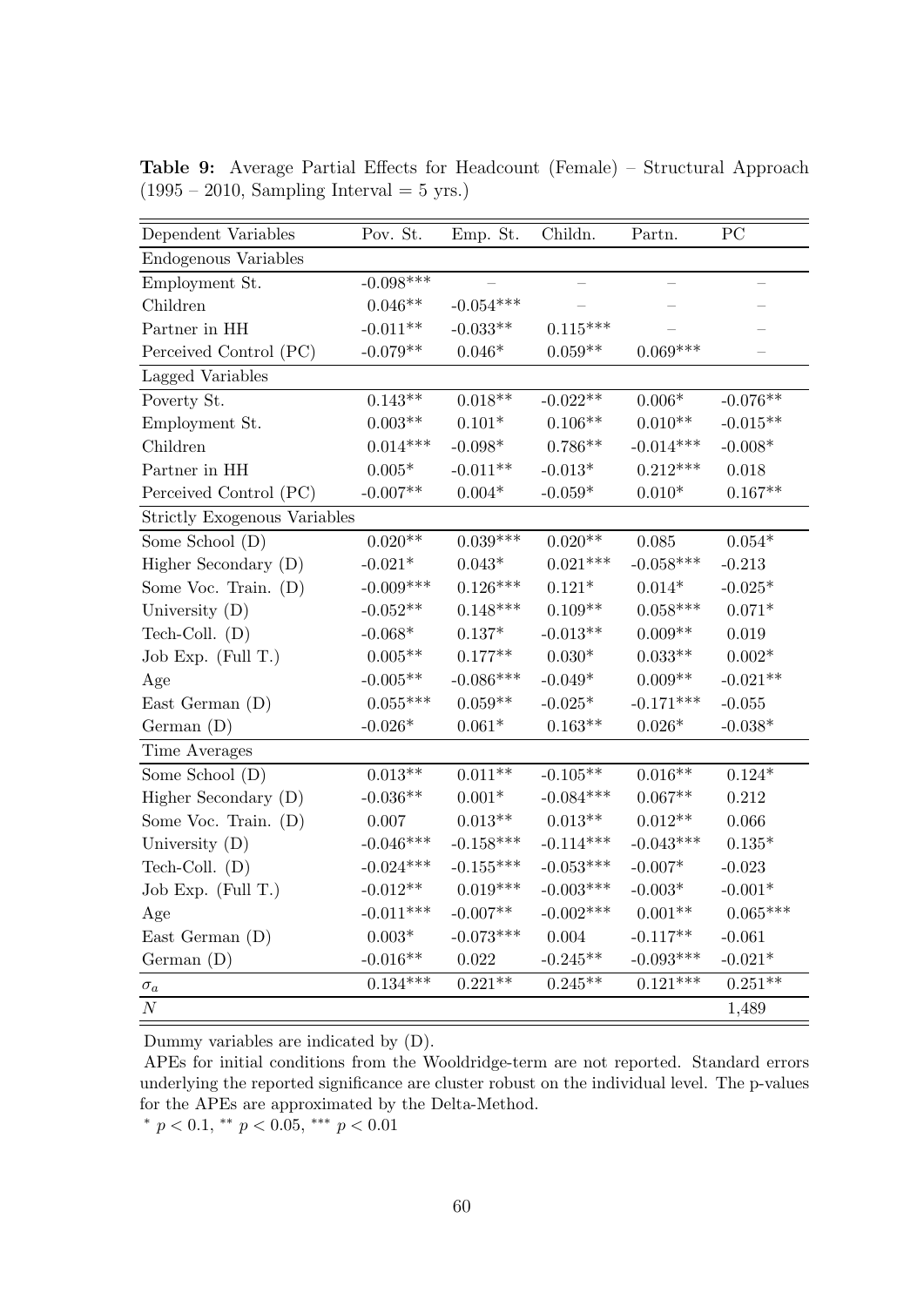**Table 9:** Average Partial Effects for Headcount (Female) – Structural Approach (1995 – 2010, Sampling Interval = 5 yrs.)

| Dependent Variables | Pov. St. | Emp. St. | Childn. | Partn. | PC |
|---|---|---|---|---|---|
| Endogenous Variables | | | | | |
| Employment St. | -0.098*** | – | – | – | – |
| Children | 0.046** | -0.054*** | – | – | – |
| Partner in HH | -0.011** | -0.033** | 0.115*** | – | – |
| Perceived Control (PC) | -0.079** | 0.046* | 0.059** | 0.069*** | – |
| Lagged Variables | | | | | |
| Poverty St. | 0.143** | 0.018** | -0.022** | 0.006* | -0.076** |
| Employment St. | 0.003** | 0.101* | 0.106** | 0.010** | -0.015** |
| Children | 0.014*** | -0.098* | 0.786** | -0.014*** | -0.008* |
| Partner in HH | 0.005* | -0.011** | -0.013* | 0.212*** | 0.018 |
| Perceived Control (PC) | -0.007** | 0.004* | -0.059* | 0.010* | 0.167** |
| Strictly Exogenous Variables | | | | | |
| Some School (D) | 0.020** | 0.039*** | 0.020** | 0.085 | 0.054* |
| Higher Secondary (D) | -0.021* | 0.043* | 0.021*** | -0.058*** | -0.213 |
| Some Voc. Train. (D) | -0.009*** | 0.126*** | 0.121* | 0.014* | -0.025* |
| University (D) | -0.052** | 0.148*** | 0.109** | 0.058*** | 0.071* |
| Tech-Coll. (D) | -0.068* | 0.137* | -0.013** | 0.009** | 0.019 |
| Job Exp. (Full T.) | 0.005** | 0.177** | 0.030* | 0.033** | 0.002* |
| Age | -0.005** | -0.086*** | -0.049* | 0.009** | -0.021** |
| East German (D) | 0.055*** | 0.059** | -0.025* | -0.171*** | -0.055 |
| German (D) | -0.026* | 0.061* | 0.163** | 0.026* | -0.038* |
| Time Averages | | | | | |
| Some School (D) | 0.013** | 0.011** | -0.105** | 0.016** | 0.124* |
| Higher Secondary (D) | -0.036** | 0.001* | -0.084*** | 0.067** | 0.212 |
| Some Voc. Train. (D) | 0.007 | 0.013** | 0.013** | 0.012** | 0.066 |
| University (D) | -0.046*** | -0.158*** | -0.114*** | -0.043*** | 0.135* |
| Tech-Coll. (D) | -0.024*** | -0.155*** | -0.053*** | -0.007* | -0.023 |
| Job Exp. (Full T.) | -0.012** | 0.019*** | -0.003*** | -0.003* | -0.001* |
| Age | -0.011*** | -0.007** | -0.002*** | 0.001** | 0.065*** |
| East German (D) | 0.003* | -0.073*** | 0.004 | -0.117** | -0.061 |
| German (D) | -0.016** | 0.022 | -0.245** | -0.093*** | -0.021* |
| $\sigma_a$ | 0.134*** | 0.221** | 0.245** | 0.121*** | 0.251** |
| $N$ | | | | | 1,489 |

Dummy variables are indicated by (D).

APEs for initial conditions from the Wooldridge-term are not reported. Standard errors underlying the reported significance are cluster robust on the individual level. The p-values for the APEs are approximated by the Delta-Method.

* $p < 0.1$, ** $p < 0.05$, *** $p < 0.01$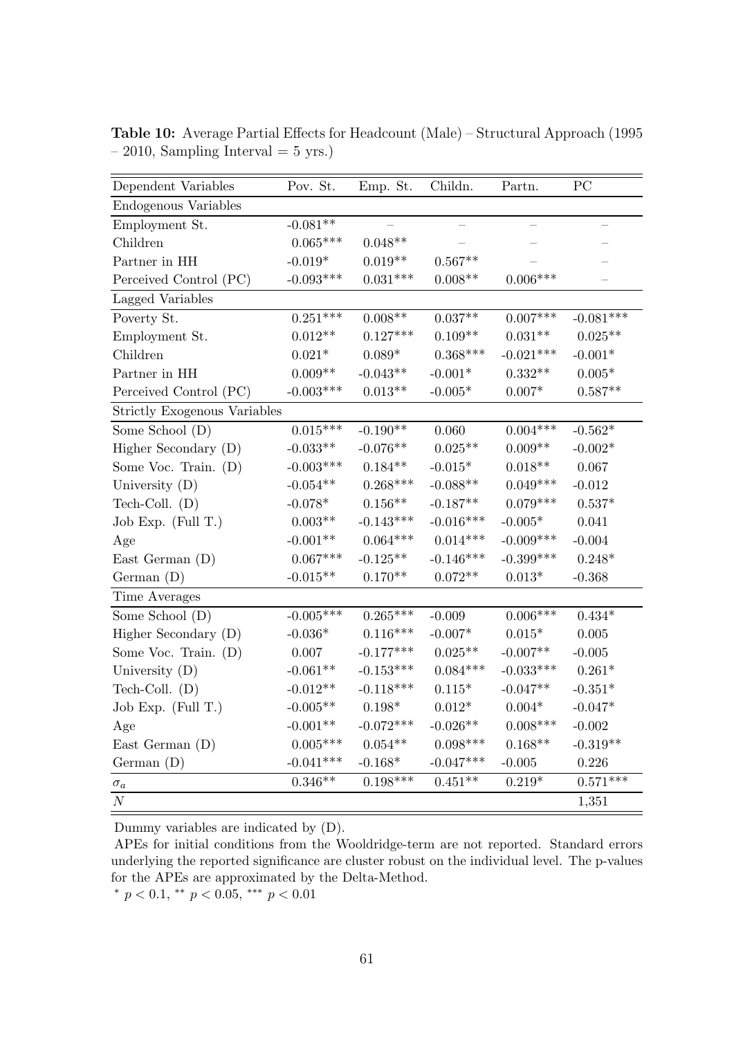**Table 10:** Average Partial Effects for Headcount (Male) – Structural Approach (1995 – 2010, Sampling Interval = 5 yrs.)

| Dependent Variables | Pov. St. | Emp. St. | Childn. | Partn. | PC |
|---|---|---|---|---|---|
| Endogenous Variables | | | | | |
| Employment St. | -0.081** | – | – | – | – |
| Children | 0.065*** | 0.048** | – | – | – |
| Partner in HH | -0.019* | 0.019** | 0.567** | – | – |
| Perceived Control (PC) | -0.093*** | 0.031*** | 0.008** | 0.006*** | – |
| Lagged Variables | | | | | |
| Poverty St. | 0.251*** | 0.008** | 0.037** | 0.007*** | -0.081*** |
| Employment St. | 0.012** | 0.127*** | 0.109** | 0.031** | 0.025** |
| Children | 0.021* | 0.089* | 0.368*** | -0.021*** | -0.001* |
| Partner in HH | 0.009** | -0.043** | -0.001* | 0.332** | 0.005* |
| Perceived Control (PC) | -0.003*** | 0.013** | -0.005* | 0.007* | 0.587** |
| Strictly Exogenous Variables | | | | | |
| Some School (D) | 0.015*** | -0.190** | 0.060 | 0.004*** | -0.562* |
| Higher Secondary (D) | -0.033** | -0.076** | 0.025** | 0.009** | -0.002* |
| Some Voc. Train. (D) | -0.003*** | 0.184** | -0.015* | 0.018** | 0.067 |
| University (D) | -0.054** | 0.268*** | -0.088** | 0.049*** | -0.012 |
| Tech-Coll. (D) | -0.078* | 0.156** | -0.187** | 0.079*** | 0.537* |
| Job Exp. (Full T.) | 0.003** | -0.143*** | -0.016*** | -0.005* | 0.041 |
| Age | -0.001** | 0.064*** | 0.014*** | -0.009*** | -0.004 |
| East German (D) | 0.067*** | -0.125** | -0.146*** | -0.399*** | 0.248* |
| German (D) | -0.015** | 0.170** | 0.072** | 0.013* | -0.368 |
| Time Averages | | | | | |
| Some School (D) | -0.005*** | 0.265*** | -0.009 | 0.006*** | 0.434* |
| Higher Secondary (D) | -0.036* | 0.116*** | -0.007* | 0.015* | 0.005 |
| Some Voc. Train. (D) | 0.007 | -0.177*** | 0.025** | -0.007** | -0.005 |
| University (D) | -0.061** | -0.153*** | 0.084*** | -0.033*** | 0.261* |
| Tech-Coll. (D) | -0.012** | -0.118*** | 0.115* | -0.047** | -0.351* |
| Job Exp. (Full T.) | -0.005** | 0.198* | 0.012* | 0.004* | -0.047* |
| Age | -0.001** | -0.072*** | -0.026** | 0.008*** | -0.002 |
| East German (D) | 0.005*** | 0.054** | 0.098*** | 0.168** | -0.319** |
| German (D) | -0.041*** | -0.168* | -0.047*** | -0.005 | 0.226 |
| $\sigma_a$ | 0.346** | 0.198*** | 0.451** | 0.219* | 0.571*** |
| $N$ | | | | | 1,351 |

Dummy variables are indicated by (D).

APEs for initial conditions from the Wooldridge-term are not reported. Standard errors underlying the reported significance are cluster robust on the individual level. The p-values for the APEs are approximated by the Delta-Method.

* $p < 0.1$, ** $p < 0.05$, *** $p < 0.01$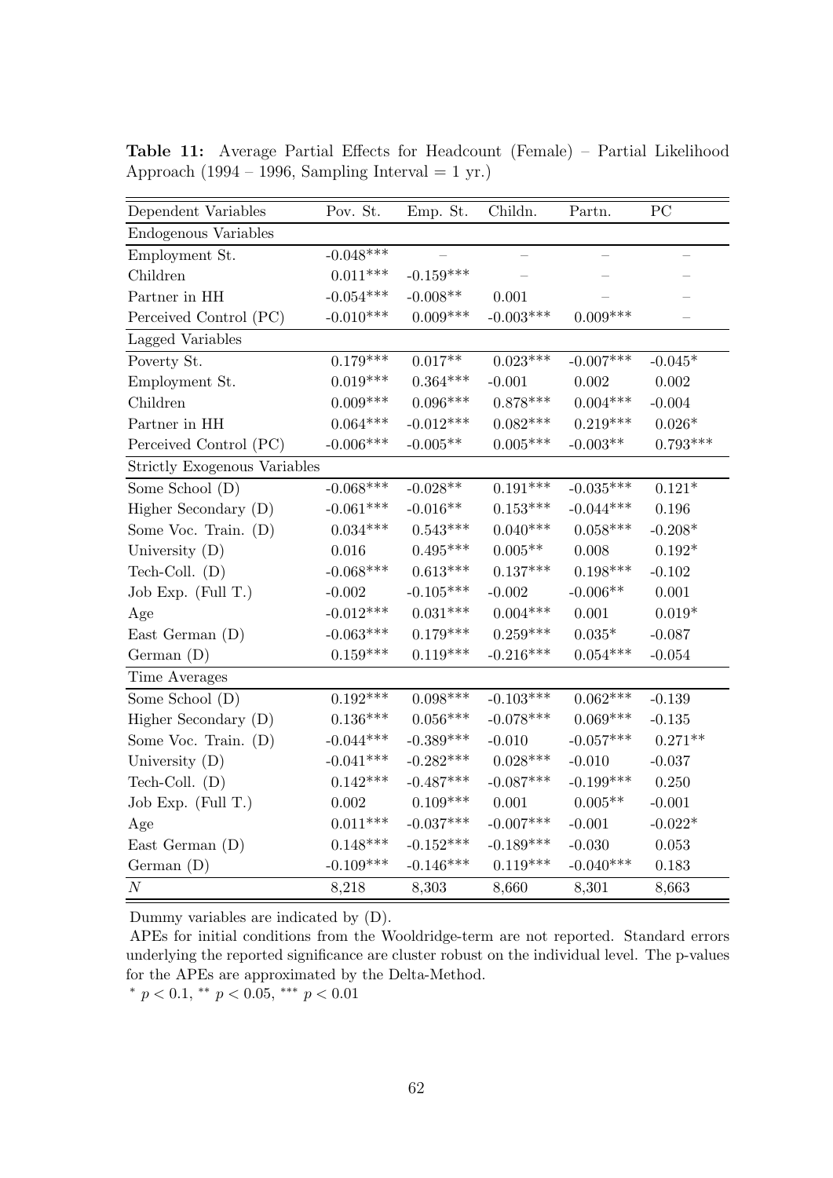**Table 11:** Average Partial Effects for Headcount (Female) – Partial Likelihood Approach (1994 – 1996, Sampling Interval = 1 yr.)

| Dependent Variables | Pov. St. | Emp. St. | Childn. | Partn. | PC |
|---|---|---|---|---|---|
| Endogenous Variables | | | | | |
| Employment St. | -0.048*** | – | – | – | – |
| Children | 0.011*** | -0.159*** | – | – | – |
| Partner in HH | -0.054*** | -0.008** | 0.001 | – | – |
| Perceived Control (PC) | -0.010*** | 0.009*** | -0.003*** | 0.009*** | – |
| Lagged Variables | | | | | |
| Poverty St. | 0.179*** | 0.017** | 0.023*** | -0.007*** | -0.045* |
| Employment St. | 0.019*** | 0.364*** | -0.001 | 0.002 | 0.002 |
| Children | 0.009*** | 0.096*** | 0.878*** | 0.004*** | -0.004 |
| Partner in HH | 0.064*** | -0.012*** | 0.082*** | 0.219*** | 0.026* |
| Perceived Control (PC) | -0.006*** | -0.005** | 0.005*** | -0.003** | 0.793*** |
| Strictly Exogenous Variables | | | | | |
| Some School (D) | -0.068*** | -0.028** | 0.191*** | -0.035*** | 0.121* |
| Higher Secondary (D) | -0.061*** | -0.016** | 0.153*** | -0.044*** | 0.196 |
| Some Voc. Train. (D) | 0.034*** | 0.543*** | 0.040*** | 0.058*** | -0.208* |
| University (D) | 0.016 | 0.495*** | 0.005** | 0.008 | 0.192* |
| Tech-Coll. (D) | -0.068*** | 0.613*** | 0.137*** | 0.198*** | -0.102 |
| Job Exp. (Full T.) | -0.002 | -0.105*** | -0.002 | -0.006** | 0.001 |
| Age | -0.012*** | 0.031*** | 0.004*** | 0.001 | 0.019* |
| East German (D) | -0.063*** | 0.179*** | 0.259*** | 0.035* | -0.087 |
| German (D) | 0.159*** | 0.119*** | -0.216*** | 0.054*** | -0.054 |
| Time Averages | | | | | |
| Some School (D) | 0.192*** | 0.098*** | -0.103*** | 0.062*** | -0.139 |
| Higher Secondary (D) | 0.136*** | 0.056*** | -0.078*** | 0.069*** | -0.135 |
| Some Voc. Train. (D) | -0.044*** | -0.389*** | -0.010 | -0.057*** | 0.271** |
| University (D) | -0.041*** | -0.282*** | 0.028*** | -0.010 | -0.037 |
| Tech-Coll. (D) | 0.142*** | -0.487*** | -0.087*** | -0.199*** | 0.250 |
| Job Exp. (Full T.) | 0.002 | 0.109*** | 0.001 | 0.005** | -0.001 |
| Age | 0.011*** | -0.037*** | -0.007*** | -0.001 | -0.022* |
| East German (D) | 0.148*** | -0.152*** | -0.189*** | -0.030 | 0.053 |
| German (D) | -0.109*** | -0.146*** | 0.119*** | -0.040*** | 0.183 |
| $N$ | 8,218 | 8,303 | 8,660 | 8,301 | 8,663 |

Dummy variables are indicated by (D).

APEs for initial conditions from the Wooldridge-term are not reported. Standard errors underlying the reported significance are cluster robust on the individual level. The p-values for the APEs are approximated by the Delta-Method.

\* $p < 0.1$, ** $p < 0.05$, *** $p < 0.01$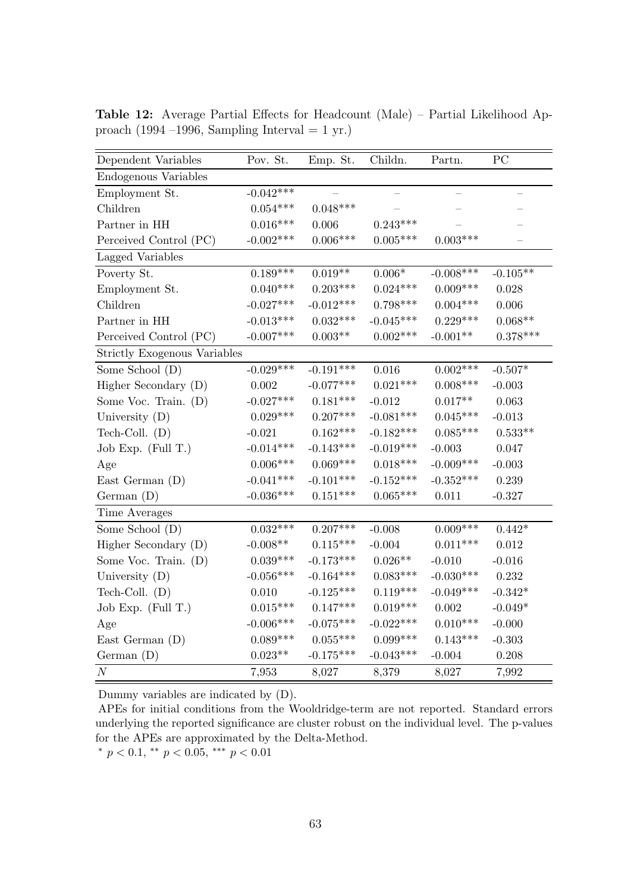**Table 12:** Average Partial Effects for Headcount (Male) – Partial Likelihood Approach (1994 –1996, Sampling Interval = 1 yr.)

| Dependent Variables | Pov. St. | Emp. St. | Childn. | Partn. | PC |
|---|---|---|---|---|---|
| Endogenous Variables | | | | | |
| Employment St. | -0.042*** | – | – | – | – |
| Children | 0.054*** | 0.048*** | – | – | – |
| Partner in HH | 0.016*** | 0.006 | 0.243*** | – | – |
| Perceived Control (PC) | -0.002*** | 0.006*** | 0.005*** | 0.003*** | – |
| Lagged Variables | | | | | |
| Poverty St. | 0.189*** | 0.019** | 0.006* | -0.008*** | -0.105** |
| Employment St. | 0.040*** | 0.203*** | 0.024*** | 0.009*** | 0.028 |
| Children | -0.027*** | -0.012*** | 0.798*** | 0.004*** | 0.006 |
| Partner in HH | -0.013*** | 0.032*** | -0.045*** | 0.229*** | 0.068** |
| Perceived Control (PC) | -0.007*** | 0.003** | 0.002*** | -0.001** | 0.378*** |
| Strictly Exogenous Variables | | | | | |
| Some School (D) | -0.029*** | -0.191*** | 0.016 | 0.002*** | -0.507* |
| Higher Secondary (D) | 0.002 | -0.077*** | 0.021*** | 0.008*** | -0.003 |
| Some Voc. Train. (D) | -0.027*** | 0.181*** | -0.012 | 0.017** | 0.063 |
| University (D) | 0.029*** | 0.207*** | -0.081*** | 0.045*** | -0.013 |
| Tech-Coll. (D) | -0.021 | 0.162*** | -0.182*** | 0.085*** | 0.533** |
| Job Exp. (Full T.) | -0.014*** | -0.143*** | -0.019*** | -0.003 | 0.047 |
| Age | 0.006*** | 0.069*** | 0.018*** | -0.009*** | -0.003 |
| East German (D) | -0.041*** | -0.101*** | -0.152*** | -0.352*** | 0.239 |
| German (D) | -0.036*** | 0.151*** | 0.065*** | 0.011 | -0.327 |
| Time Averages | | | | | |
| Some School (D) | 0.032*** | 0.207*** | -0.008 | 0.009*** | 0.442* |
| Higher Secondary (D) | -0.008** | 0.115*** | -0.004 | 0.011*** | 0.012 |
| Some Voc. Train. (D) | 0.039*** | -0.173*** | 0.026** | -0.010 | -0.016 |
| University (D) | -0.056*** | -0.164*** | 0.083*** | -0.030*** | 0.232 |
| Tech-Coll. (D) | 0.010 | -0.125*** | 0.119*** | -0.049*** | -0.342* |
| Job Exp. (Full T.) | 0.015*** | 0.147*** | 0.019*** | 0.002 | -0.049* |
| Age | -0.006*** | -0.075*** | -0.022*** | 0.010*** | -0.000 |
| East German (D) | 0.089*** | 0.055*** | 0.099*** | 0.143*** | -0.303 |
| German (D) | 0.023** | -0.175*** | -0.043*** | -0.004 | 0.208 |
| $N$ | 7,953 | 8,027 | 8,379 | 8,027 | 7,992 |

Dummy variables are indicated by (D).

APEs for initial conditions from the Wooldridge-term are not reported. Standard errors underlying the reported significance are cluster robust on the individual level. The p-values for the APEs are approximated by the Delta-Method.

$^{*}$ $p < 0.1$, $^{**}$ $p < 0.05$, $^{***}$ $p < 0.01$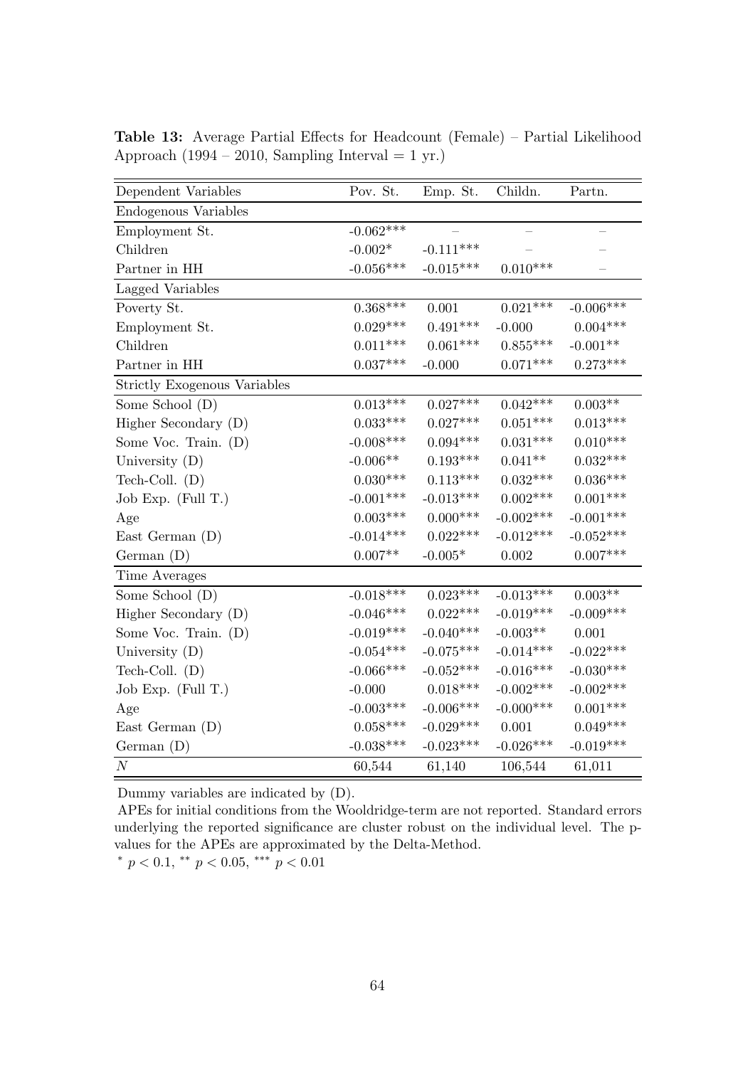**Table 13:** Average Partial Effects for Headcount (Female) – Partial Likelihood Approach (1994 – 2010, Sampling Interval = 1 yr.)

| Dependent Variables | Pov. St. | Emp. St. | Childn. | Partn. |
|---|---|---|---|---|
| Endogenous Variables | | | | |
| Employment St. | -0.062*** | – | – | – |
| Children | -0.002* | -0.111*** | – | – |
| Partner in HH | -0.056*** | -0.015*** | 0.010*** | – |
| Lagged Variables | | | | |
| Poverty St. | 0.368*** | 0.001 | 0.021*** | -0.006*** |
| Employment St. | 0.029*** | 0.491*** | -0.000 | 0.004*** |
| Children | 0.011*** | 0.061*** | 0.855*** | -0.001** |
| Partner in HH | 0.037*** | -0.000 | 0.071*** | 0.273*** |
| Strictly Exogenous Variables | | | | |
| Some School (D) | 0.013*** | 0.027*** | 0.042*** | 0.003** |
| Higher Secondary (D) | 0.033*** | 0.027*** | 0.051*** | 0.013*** |
| Some Voc. Train. (D) | -0.008*** | 0.094*** | 0.031*** | 0.010*** |
| University (D) | -0.006** | 0.193*** | 0.041** | 0.032*** |
| Tech-Coll. (D) | 0.030*** | 0.113*** | 0.032*** | 0.036*** |
| Job Exp. (Full T.) | -0.001*** | -0.013*** | 0.002*** | 0.001*** |
| Age | 0.003*** | 0.000*** | -0.002*** | -0.001*** |
| East German (D) | -0.014*** | 0.022*** | -0.012*** | -0.052*** |
| German (D) | 0.007** | -0.005* | 0.002 | 0.007*** |
| Time Averages | | | | |
| Some School (D) | -0.018*** | 0.023*** | -0.013*** | 0.003** |
| Higher Secondary (D) | -0.046*** | 0.022*** | -0.019*** | -0.009*** |
| Some Voc. Train. (D) | -0.019*** | -0.040*** | -0.003** | 0.001 |
| University (D) | -0.054*** | -0.075*** | -0.014*** | -0.022*** |
| Tech-Coll. (D) | -0.066*** | -0.052*** | -0.016*** | -0.030*** |
| Job Exp. (Full T.) | -0.000 | 0.018*** | -0.002*** | -0.002*** |
| Age | -0.003*** | -0.006*** | -0.000*** | 0.001*** |
| East German (D) | 0.058*** | -0.029*** | 0.001 | 0.049*** |
| German (D) | -0.038*** | -0.023*** | -0.026*** | -0.019*** |
| $N$ | 60,544 | 61,140 | 106,544 | 61,011 |

Dummy variables are indicated by (D).

APEs for initial conditions from the Wooldridge-term are not reported. Standard errors underlying the reported significance are cluster robust on the individual level. The p-values for the APEs are approximated by the Delta-Method.

$^{*}$ $p < 0.1$, $^{**}$ $p < 0.05$, $^{***}$ $p < 0.01$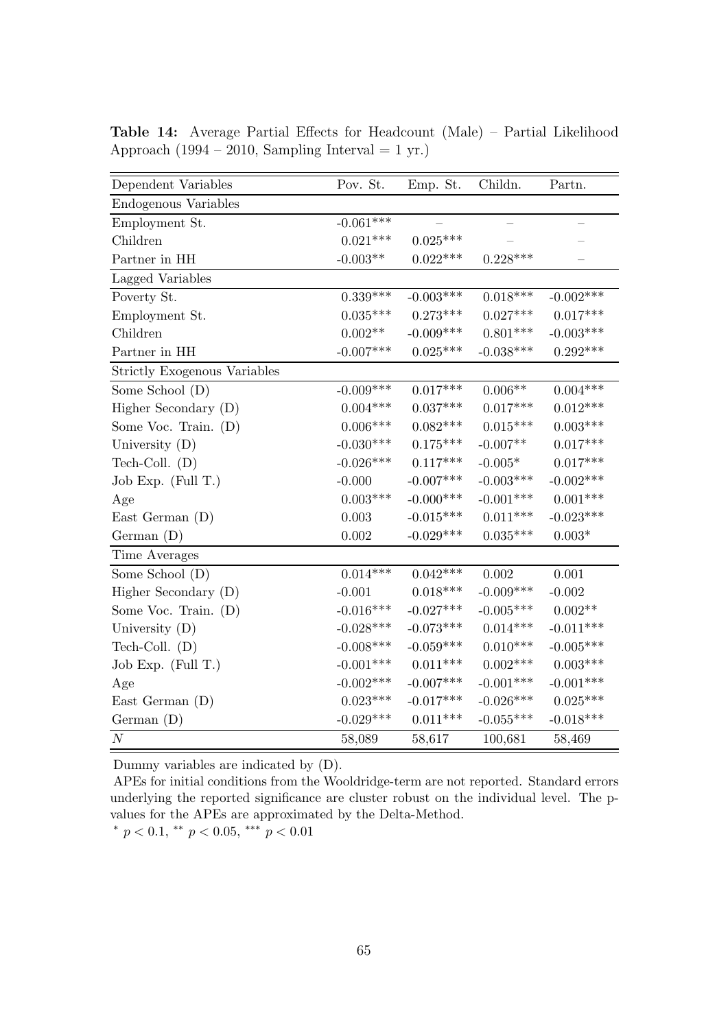**Table 14:** Average Partial Effects for Headcount (Male) – Partial Likelihood Approach (1994 – 2010, Sampling Interval = 1 yr.)

| Dependent Variables | Pov. St. | Emp. St. | Childn. | Partn. |
|---|---|---|---|---|
| Endogenous Variables | | | | |
| Employment St. | -0.061*** | – | – | – |
| Children | 0.021*** | 0.025*** | – | – |
| Partner in HH | -0.003** | 0.022*** | 0.228*** | – |
| Lagged Variables | | | | |
| Poverty St. | 0.339*** | -0.003*** | 0.018*** | -0.002*** |
| Employment St. | 0.035*** | 0.273*** | 0.027*** | 0.017*** |
| Children | 0.002** | -0.009*** | 0.801*** | -0.003*** |
| Partner in HH | -0.007*** | 0.025*** | -0.038*** | 0.292*** |
| Strictly Exogenous Variables | | | | |
| Some School (D) | -0.009*** | 0.017*** | 0.006** | 0.004*** |
| Higher Secondary (D) | 0.004*** | 0.037*** | 0.017*** | 0.012*** |
| Some Voc. Train. (D) | 0.006*** | 0.082*** | 0.015*** | 0.003*** |
| University (D) | -0.030*** | 0.175*** | -0.007** | 0.017*** |
| Tech-Coll. (D) | -0.026*** | 0.117*** | -0.005* | 0.017*** |
| Job Exp. (Full T.) | -0.000 | -0.007*** | -0.003*** | -0.002*** |
| Age | 0.003*** | -0.000*** | -0.001*** | 0.001*** |
| East German (D) | 0.003 | -0.015*** | 0.011*** | -0.023*** |
| German (D) | 0.002 | -0.029*** | 0.035*** | 0.003* |
| Time Averages | | | | |
| Some School (D) | 0.014*** | 0.042*** | 0.002 | 0.001 |
| Higher Secondary (D) | -0.001 | 0.018*** | -0.009*** | -0.002 |
| Some Voc. Train. (D) | -0.016*** | -0.027*** | -0.005*** | 0.002** |
| University (D) | -0.028*** | -0.073*** | 0.014*** | -0.011*** |
| Tech-Coll. (D) | -0.008*** | -0.059*** | 0.010*** | -0.005*** |
| Job Exp. (Full T.) | -0.001*** | 0.011*** | 0.002*** | 0.003*** |
| Age | -0.002*** | -0.007*** | -0.001*** | -0.001*** |
| East German (D) | 0.023*** | -0.017*** | -0.026*** | 0.025*** |
| German (D) | -0.029*** | 0.011*** | -0.055*** | -0.018*** |
| $N$ | 58,089 | 58,617 | 100,681 | 58,469 |

Dummy variables are indicated by (D).

APEs for initial conditions from the Wooldridge-term are not reported. Standard errors underlying the reported significance are cluster robust on the individual level. The p-values for the APEs are approximated by the Delta-Method.

$^{*}$ $p < 0.1$, $^{**}$ $p < 0.05$, $^{***}$ $p < 0.01$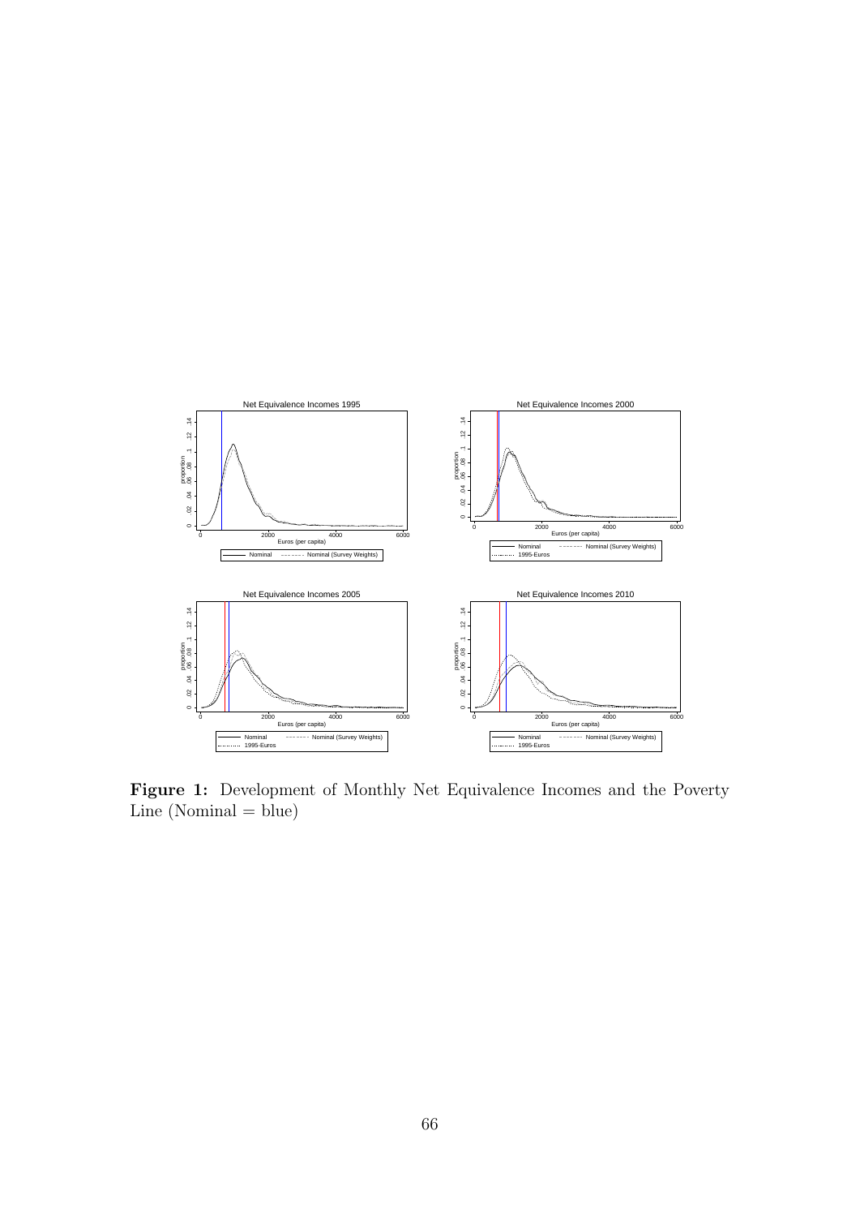**Figure 1:** Development of Monthly Net Equivalence Incomes and the Poverty Line (Nominal = blue)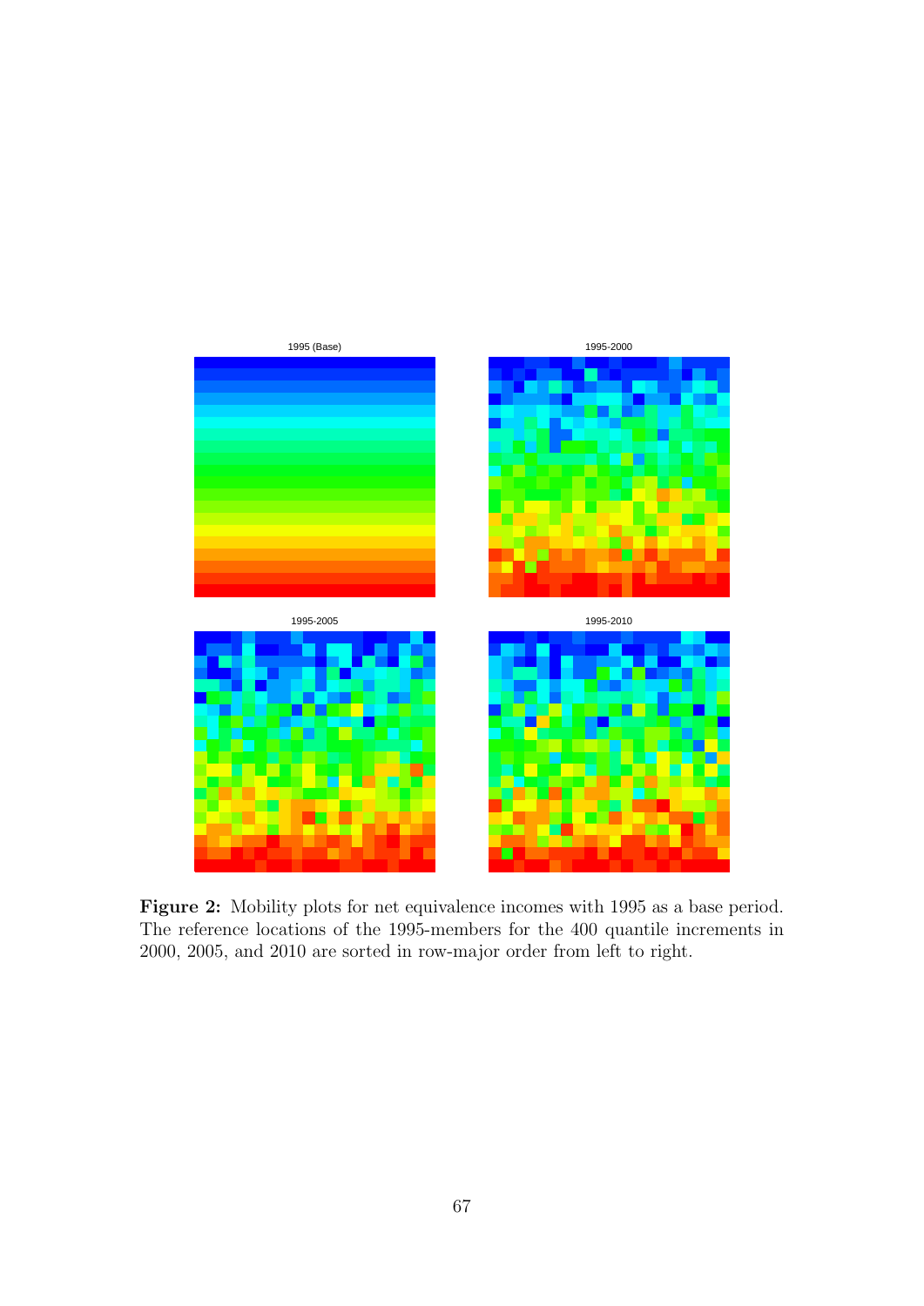1995 (Base)

1995-2000

1995-2005

1995-2010

**Figure 2:** Mobility plots for net equivalence incomes with 1995 as a base period. The reference locations of the 1995-members for the 400 quantile increments in 2000, 2005, and 2010 are sorted in row-major order from left to right.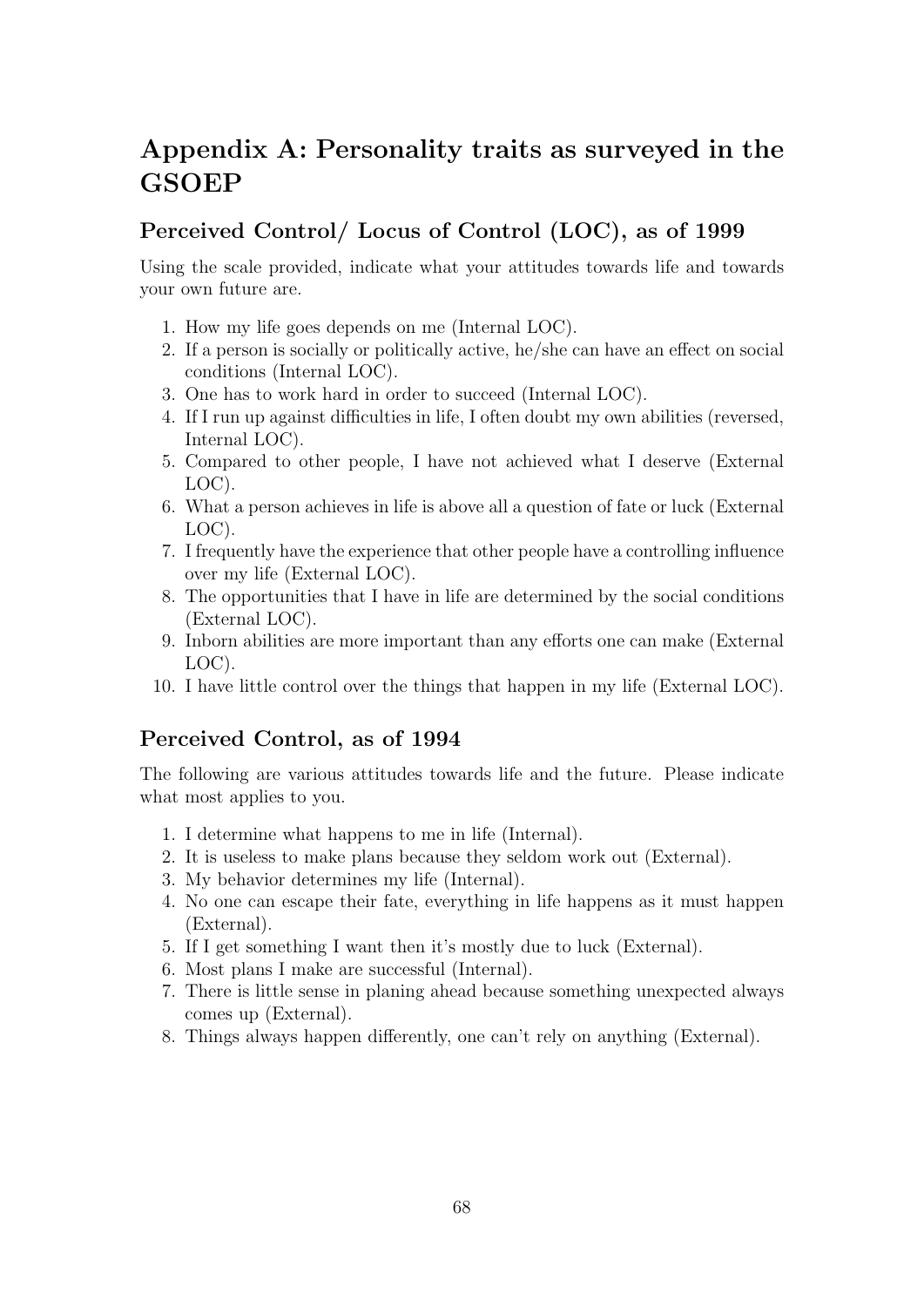# Appendix A: Personality traits as surveyed in the GSOEP

## Perceived Control/ Locus of Control (LOC), as of 1999

Using the scale provided, indicate what your attitudes towards life and towards your own future are.

1. How my life goes depends on me (Internal LOC).
2. If a person is socially or politically active, he/she can have an effect on social conditions (Internal LOC).
3. One has to work hard in order to succeed (Internal LOC).
4. If I run up against difficulties in life, I often doubt my own abilities (reversed, Internal LOC).
5. Compared to other people, I have not achieved what I deserve (External LOC).
6. What a person achieves in life is above all a question of fate or luck (External LOC).
7. I frequently have the experience that other people have a controlling influence over my life (External LOC).
8. The opportunities that I have in life are determined by the social conditions (External LOC).
9. Inborn abilities are more important than any efforts one can make (External LOC).
10. I have little control over the things that happen in my life (External LOC).

## Perceived Control, as of 1994

The following are various attitudes towards life and the future. Please indicate what most applies to you.

1. I determine what happens to me in life (Internal).
2. It is useless to make plans because they seldom work out (External).
3. My behavior determines my life (Internal).
4. No one can escape their fate, everything in life happens as it must happen (External).
5. If I get something I want then it's mostly due to luck (External).
6. Most plans I make are successful (Internal).
7. There is little sense in planing ahead because something unexpected always comes up (External).
8. Things always happen differently, one can't rely on anything (External).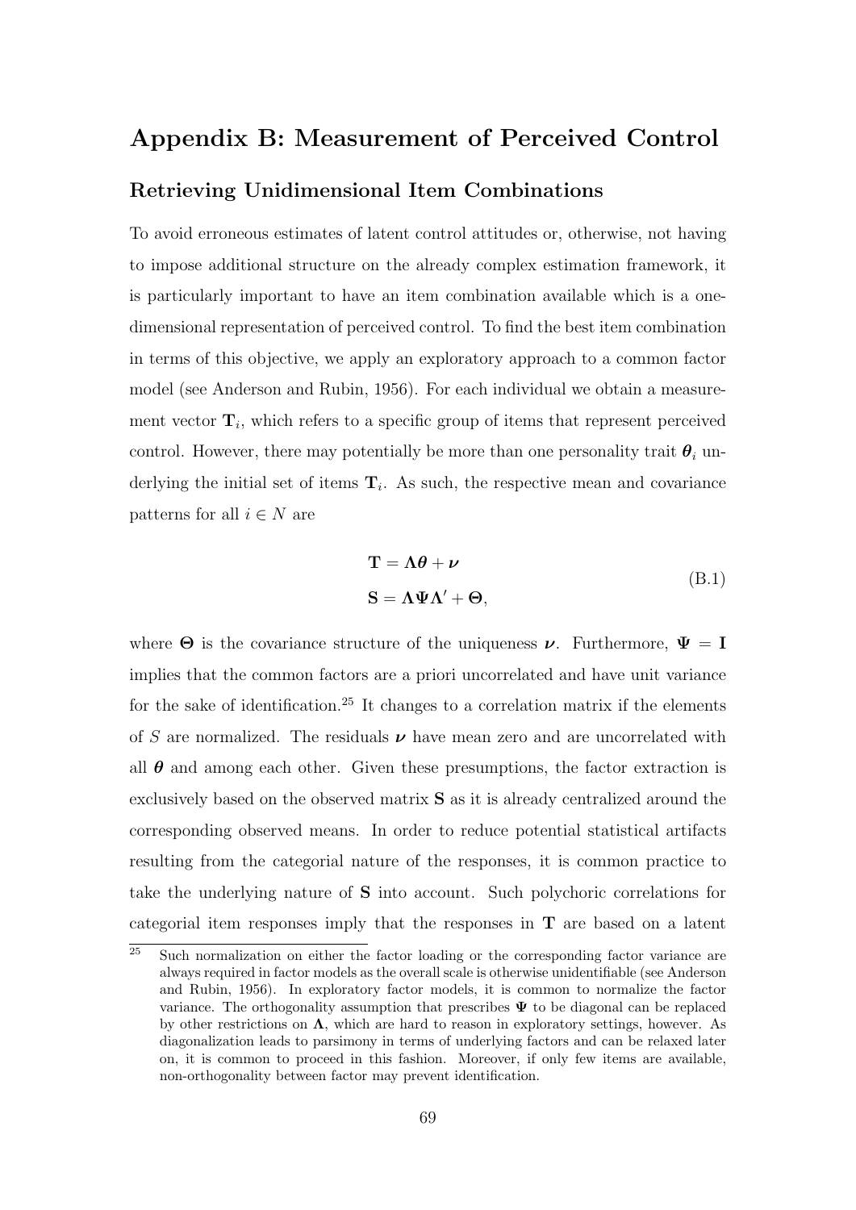# Appendix B: Measurement of Perceived Control

## Retrieving Unidimensional Item Combinations

To avoid erroneous estimates of latent control attitudes or, otherwise, not having to impose additional structure on the already complex estimation framework, it is particularly important to have an item combination available which is a one-dimensional representation of perceived control. To find the best item combination in terms of this objective, we apply an exploratory approach to a common factor model (see Anderson and Rubin, 1956). For each individual we obtain a measurement vector $\mathbf{T}_i$, which refers to a specific group of items that represent perceived control. However, there may potentially be more than one personality trait $\boldsymbol{\theta}_i$ underlying the initial set of items $\mathbf{T}_i$. As such, the respective mean and covariance patterns for all $i \in N$ are

$$
\begin{aligned}
\mathbf{T} &= \mathbf{\Lambda}\boldsymbol{\theta} + \boldsymbol{\nu} \\
\mathbf{S} &= \mathbf{\Lambda}\mathbf{\Psi}\mathbf{\Lambda}' + \mathbf{\Theta},
\end{aligned}
\tag{B.1}
$$

where $\mathbf{\Theta}$ is the covariance structure of the uniqueness $\boldsymbol{\nu}$. Furthermore, $\mathbf{\Psi} = \mathbf{I}$ implies that the common factors are a priori uncorrelated and have unit variance for the sake of identification.[25] It changes to a correlation matrix if the elements of $S$ are normalized. The residuals $\boldsymbol{\nu}$ have mean zero and are uncorrelated with all $\boldsymbol{\theta}$ and among each other. Given these presumptions, the factor extraction is exclusively based on the observed matrix $\mathbf{S}$ as it is already centralized around the corresponding observed means. In order to reduce potential statistical artifacts resulting from the categorial nature of the responses, it is common practice to take the underlying nature of $\mathbf{S}$ into account. Such polychoric correlations for categorial item responses imply that the responses in $\mathbf{T}$ are based on a latent

[25] Such normalization on either the factor loading or the corresponding factor variance are always required in factor models as the overall scale is otherwise unidentifiable (see Anderson and Rubin, 1956). In exploratory factor models, it is common to normalize the factor variance. The orthogonality assumption that prescribes $\mathbf{\Psi}$ to be diagonal can be replaced by other restrictions on $\mathbf{\Lambda}$, which are hard to reason in exploratory settings, however. As diagonalization leads to parsimony in terms of underlying factors and can be relaxed later on, it is common to proceed in this fashion. Moreover, if only few items are available, non-orthogonality between factor may prevent identification.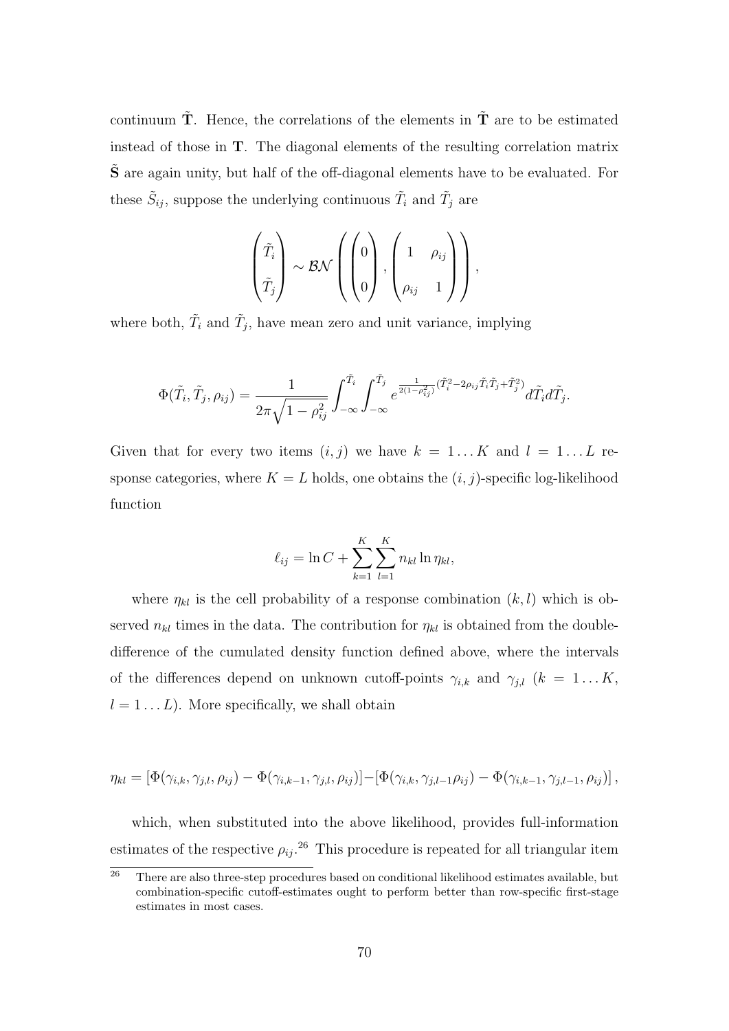continuum $\tilde{\mathbf{T}}$. Hence, the correlations of the elements in $\tilde{\mathbf{T}}$ are to be estimated instead of those in $\mathbf{T}$. The diagonal elements of the resulting correlation matrix $\tilde{\mathbf{S}}$ are again unity, but half of the off-diagonal elements have to be evaluated. For these $\tilde{S}_{ij}$, suppose the underlying continuous $\tilde{T}_i$ and $\tilde{T}_j$ are

$$\begin{pmatrix} \tilde{T}_i \\ \tilde{T}_j \end{pmatrix} \sim \mathcal{BN} \left( \begin{pmatrix} 0 \\ 0 \end{pmatrix}, \begin{pmatrix} 1 & \rho_{ij} \\ \rho_{ij} & 1 \end{pmatrix} \right),$$

where both, $\tilde{T}_i$ and $\tilde{T}_j$, have mean zero and unit variance, implying

$$\Phi(\tilde{T}_i, \tilde{T}_j, \rho_{ij}) = \frac{1}{2\pi\sqrt{1-\rho_{ij}^2}} \int_{-\infty}^{\tilde{T}_i} \int_{-\infty}^{\tilde{T}_j} e^{\frac{1}{2(1-\rho_{ij}^2)}(\tilde{T}_i^2 - 2\rho_{ij}\tilde{T}_i\tilde{T}_j + \tilde{T}_j^2)} d\tilde{T}_i d\tilde{T}_j.$$

Given that for every two items $(i, j)$ we have $k = 1 \dots K$ and $l = 1 \dots L$ response categories, where $K = L$ holds, one obtains the $(i, j)$-specific log-likelihood function

$$\ell_{ij} = \ln C + \sum_{k=1}^{K} \sum_{l=1}^{K} n_{kl} \ln \eta_{kl},$$

where $\eta_{kl}$ is the cell probability of a response combination $(k, l)$ which is observed $n_{kl}$ times in the data. The contribution for $\eta_{kl}$ is obtained from the double-difference of the cumulated density function defined above, where the intervals of the differences depend on unknown cutoff-points $\gamma_{i,k}$ and $\gamma_{j,l}$ ($k = 1 \dots K$, $l = 1 \dots L$). More specifically, we shall obtain

$$\eta_{kl} = [\Phi(\gamma_{i,k}, \gamma_{j,l}, \rho_{ij}) - \Phi(\gamma_{i,k-1}, \gamma_{j,l}, \rho_{ij})] - [\Phi(\gamma_{i,k}, \gamma_{j,l-1}\rho_{ij}) - \Phi(\gamma_{i,k-1}, \gamma_{j,l-1}, \rho_{ij})],$$

which, when substituted into the above likelihood, provides full-information estimates of the respective $\rho_{ij}$.[26] This procedure is repeated for all triangular item

[26] There are also three-step procedures based on conditional likelihood estimates available, but combination-specific cutoff-estimates ought to perform better than row-specific first-stage estimates in most cases.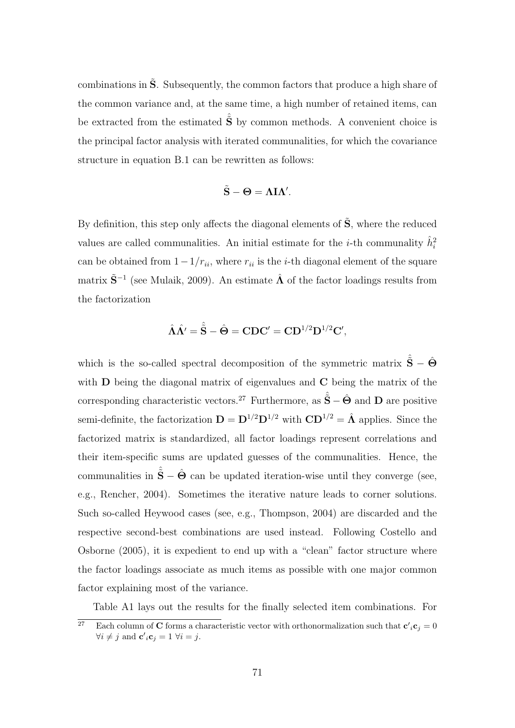combinations in $\tilde{\mathbf{S}}$. Subsequently, the common factors that produce a high share of the common variance and, at the same time, a high number of retained items, can be extracted from the estimated $\hat{\tilde{\mathbf{S}}}$ by common methods. A convenient choice is the principal factor analysis with iterated communalities, for which the covariance structure in equation B.1 can be rewritten as follows:

$$\tilde{\mathbf{S}} - \mathbf{\Theta} = \mathbf{\Lambda} \mathbf{I} \mathbf{\Lambda}'.$$

By definition, this step only affects the diagonal elements of $\tilde{\mathbf{S}}$, where the reduced values are called communalities. An initial estimate for the $i$-th communality $\hat{h}_i^2$ can be obtained from $1 - 1/r_{ii}$, where $r_{ii}$ is the $i$-th diagonal element of the square matrix $\tilde{\mathbf{S}}^{-1}$ (see Mulaik, 2009). An estimate $\hat{\mathbf{\Lambda}}$ of the factor loadings results from the factorization

$$\hat{\mathbf{\Lambda}} \hat{\mathbf{\Lambda}}' = \hat{\tilde{\mathbf{S}}} - \hat{\mathbf{\Theta}} = \mathbf{C} \mathbf{D} \mathbf{C}' = \mathbf{C} \mathbf{D}^{1/2} \mathbf{D}^{1/2} \mathbf{C}',$$

which is the so-called spectral decomposition of the symmetric matrix $\hat{\tilde{\mathbf{S}}} - \hat{\mathbf{\Theta}}$ with $\mathbf{D}$ being the diagonal matrix of eigenvalues and $\mathbf{C}$ being the matrix of the corresponding characteristic vectors.[27] Furthermore, as $\hat{\tilde{\mathbf{S}}} - \hat{\mathbf{\Theta}}$ and $\mathbf{D}$ are positive semi-definite, the factorization $\mathbf{D} = \mathbf{D}^{1/2} \mathbf{D}^{1/2}$ with $\mathbf{C} \mathbf{D}^{1/2} = \hat{\mathbf{\Lambda}}$ applies. Since the factorized matrix is standardized, all factor loadings represent correlations and their item-specific sums are updated guesses of the communalities. Hence, the communalities in $\hat{\tilde{\mathbf{S}}} - \hat{\mathbf{\Theta}}$ can be updated iteration-wise until they converge (see, e.g., Rencher, 2004). Sometimes the iterative nature leads to corner solutions. Such so-called Heywood cases (see, e.g., Thompson, 2004) are discarded and the respective second-best combinations are used instead. Following Costello and Osborne (2005), it is expedient to end up with a "clean" factor structure where the factor loadings associate as much items as possible with one major common factor explaining most of the variance.

Table A1 lays out the results for the finally selected item combinations. For

[27] Each column of $\mathbf{C}$ forms a characteristic vector with orthonormalization such that $\mathbf{c}'_i \mathbf{c}_j = 0$ $\forall i \neq j$ and $\mathbf{c}'_i \mathbf{c}_j = 1$ $\forall i = j$.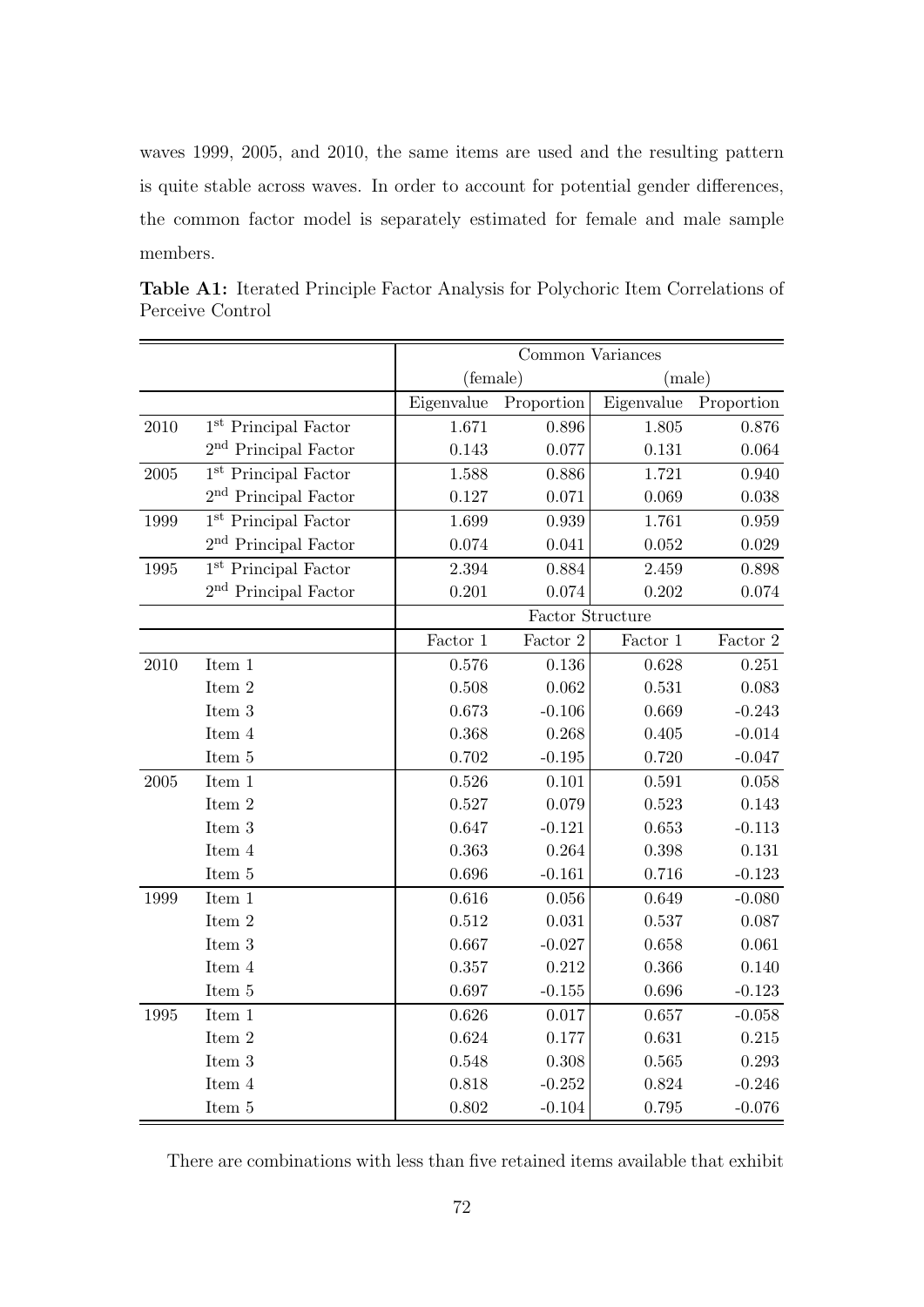waves 1999, 2005, and 2010, the same items are used and the resulting pattern is quite stable across waves. In order to account for potential gender differences, the common factor model is separately estimated for female and male sample members.

**Table A1:** Iterated Principle Factor Analysis for Polychoric Item Correlations of Perceive Control

| | | Common Variances | | | |
|---|---|---|---|---|---|
| | | (female) | | (male) | |
| | | Eigenvalue | Proportion | Eigenvalue | Proportion |
| 2010 | 1st Principal Factor | 1.671 | 0.896 | 1.805 | 0.876 |
| | 2nd Principal Factor | 0.143 | 0.077 | 0.131 | 0.064 |
| 2005 | 1st Principal Factor | 1.588 | 0.886 | 1.721 | 0.940 |
| | 2nd Principal Factor | 0.127 | 0.071 | 0.069 | 0.038 |
| 1999 | 1st Principal Factor | 1.699 | 0.939 | 1.761 | 0.959 |
| | 2nd Principal Factor | 0.074 | 0.041 | 0.052 | 0.029 |
| 1995 | 1st Principal Factor | 2.394 | 0.884 | 2.459 | 0.898 |
| | 2nd Principal Factor | 0.201 | 0.074 | 0.202 | 0.074 |
| | | Factor Structure | | | |
| | | Factor 1 | Factor 2 | Factor 1 | Factor 2 |
| 2010 | Item 1 | 0.576 | 0.136 | 0.628 | 0.251 |
| | Item 2 | 0.508 | 0.062 | 0.531 | 0.083 |
| | Item 3 | 0.673 | -0.106 | 0.669 | -0.243 |
| | Item 4 | 0.368 | 0.268 | 0.405 | -0.014 |
| | Item 5 | 0.702 | -0.195 | 0.720 | -0.047 |
| 2005 | Item 1 | 0.526 | 0.101 | 0.591 | 0.058 |
| | Item 2 | 0.527 | 0.079 | 0.523 | 0.143 |
| | Item 3 | 0.647 | -0.121 | 0.653 | -0.113 |
| | Item 4 | 0.363 | 0.264 | 0.398 | 0.131 |
| | Item 5 | 0.696 | -0.161 | 0.716 | -0.123 |
| 1999 | Item 1 | 0.616 | 0.056 | 0.649 | -0.080 |
| | Item 2 | 0.512 | 0.031 | 0.537 | 0.087 |
| | Item 3 | 0.667 | -0.027 | 0.658 | 0.061 |
| | Item 4 | 0.357 | 0.212 | 0.366 | 0.140 |
| | Item 5 | 0.697 | -0.155 | 0.696 | -0.123 |
| 1995 | Item 1 | 0.626 | 0.017 | 0.657 | -0.058 |
| | Item 2 | 0.624 | 0.177 | 0.631 | 0.215 |
| | Item 3 | 0.548 | 0.308 | 0.565 | 0.293 |
| | Item 4 | 0.818 | -0.252 | 0.824 | -0.246 |
| | Item 5 | 0.802 | -0.104 | 0.795 | -0.076 |

There are combinations with less than five retained items available that exhibit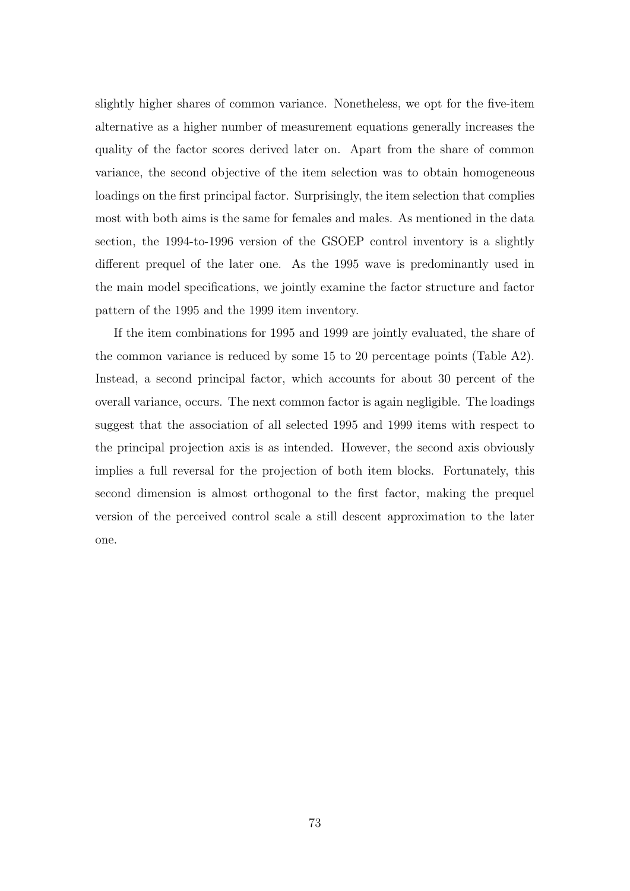slightly higher shares of common variance. Nonetheless, we opt for the five-item alternative as a higher number of measurement equations generally increases the quality of the factor scores derived later on. Apart from the share of common variance, the second objective of the item selection was to obtain homogeneous loadings on the first principal factor. Surprisingly, the item selection that complies most with both aims is the same for females and males. As mentioned in the data section, the 1994-to-1996 version of the GSOEP control inventory is a slightly different prequel of the later one. As the 1995 wave is predominantly used in the main model specifications, we jointly examine the factor structure and factor pattern of the 1995 and the 1999 item inventory.

If the item combinations for 1995 and 1999 are jointly evaluated, the share of the common variance is reduced by some 15 to 20 percentage points (Table A2). Instead, a second principal factor, which accounts for about 30 percent of the overall variance, occurs. The next common factor is again negligible. The loadings suggest that the association of all selected 1995 and 1999 items with respect to the principal projection axis is as intended. However, the second axis obviously implies a full reversal for the projection of both item blocks. Fortunately, this second dimension is almost orthogonal to the first factor, making the prequel version of the perceived control scale a still descent approximation to the later one.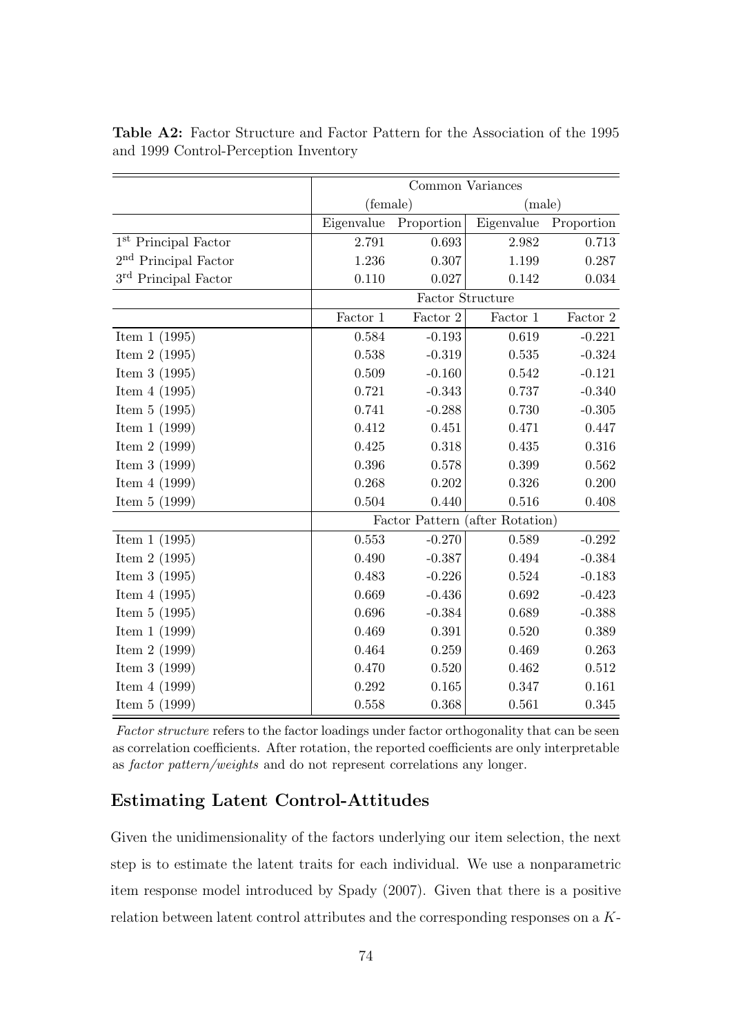**Table A2:** Factor Structure and Factor Pattern for the Association of the 1995 and 1999 Control-Perception Inventory

| | Common Variances | | | |
|---|---|---|---|---|
| | (female) | | (male) | |
| | Eigenvalue | Proportion | Eigenvalue | Proportion |
| 1st Principal Factor | 2.791 | 0.693 | 2.982 | 0.713 |
| 2nd Principal Factor | 1.236 | 0.307 | 1.199 | 0.287 |
| 3rd Principal Factor | 0.110 | 0.027 | 0.142 | 0.034 |
| | Factor Structure | | | |
| | Factor 1 | Factor 2 | Factor 1 | Factor 2 |
| Item 1 (1995) | 0.584 | -0.193 | 0.619 | -0.221 |
| Item 2 (1995) | 0.538 | -0.319 | 0.535 | -0.324 |
| Item 3 (1995) | 0.509 | -0.160 | 0.542 | -0.121 |
| Item 4 (1995) | 0.721 | -0.343 | 0.737 | -0.340 |
| Item 5 (1995) | 0.741 | -0.288 | 0.730 | -0.305 |
| Item 1 (1999) | 0.412 | 0.451 | 0.471 | 0.447 |
| Item 2 (1999) | 0.425 | 0.318 | 0.435 | 0.316 |
| Item 3 (1999) | 0.396 | 0.578 | 0.399 | 0.562 |
| Item 4 (1999) | 0.268 | 0.202 | 0.326 | 0.200 |
| Item 5 (1999) | 0.504 | 0.440 | 0.516 | 0.408 |
| | Factor Pattern (after Rotation) | | | |
| Item 1 (1995) | 0.553 | -0.270 | 0.589 | -0.292 |
| Item 2 (1995) | 0.490 | -0.387 | 0.494 | -0.384 |
| Item 3 (1995) | 0.483 | -0.226 | 0.524 | -0.183 |
| Item 4 (1995) | 0.669 | -0.436 | 0.692 | -0.423 |
| Item 5 (1995) | 0.696 | -0.384 | 0.689 | -0.388 |
| Item 1 (1999) | 0.469 | 0.391 | 0.520 | 0.389 |
| Item 2 (1999) | 0.464 | 0.259 | 0.469 | 0.263 |
| Item 3 (1999) | 0.470 | 0.520 | 0.462 | 0.512 |
| Item 4 (1999) | 0.292 | 0.165 | 0.347 | 0.161 |
| Item 5 (1999) | 0.558 | 0.368 | 0.561 | 0.345 |

*Factor structure* refers to the factor loadings under factor orthogonality that can be seen as correlation coefficients. After rotation, the reported coefficients are only interpretable as *factor pattern/weights* and do not represent correlations any longer.

## Estimating Latent Control-Attitudes

Given the unidimensionality of the factors underlying our item selection, the next step is to estimate the latent traits for each individual. We use a nonparametric item response model introduced by Spady (2007). Given that there is a positive relation between latent control attributes and the corresponding responses on a $K$-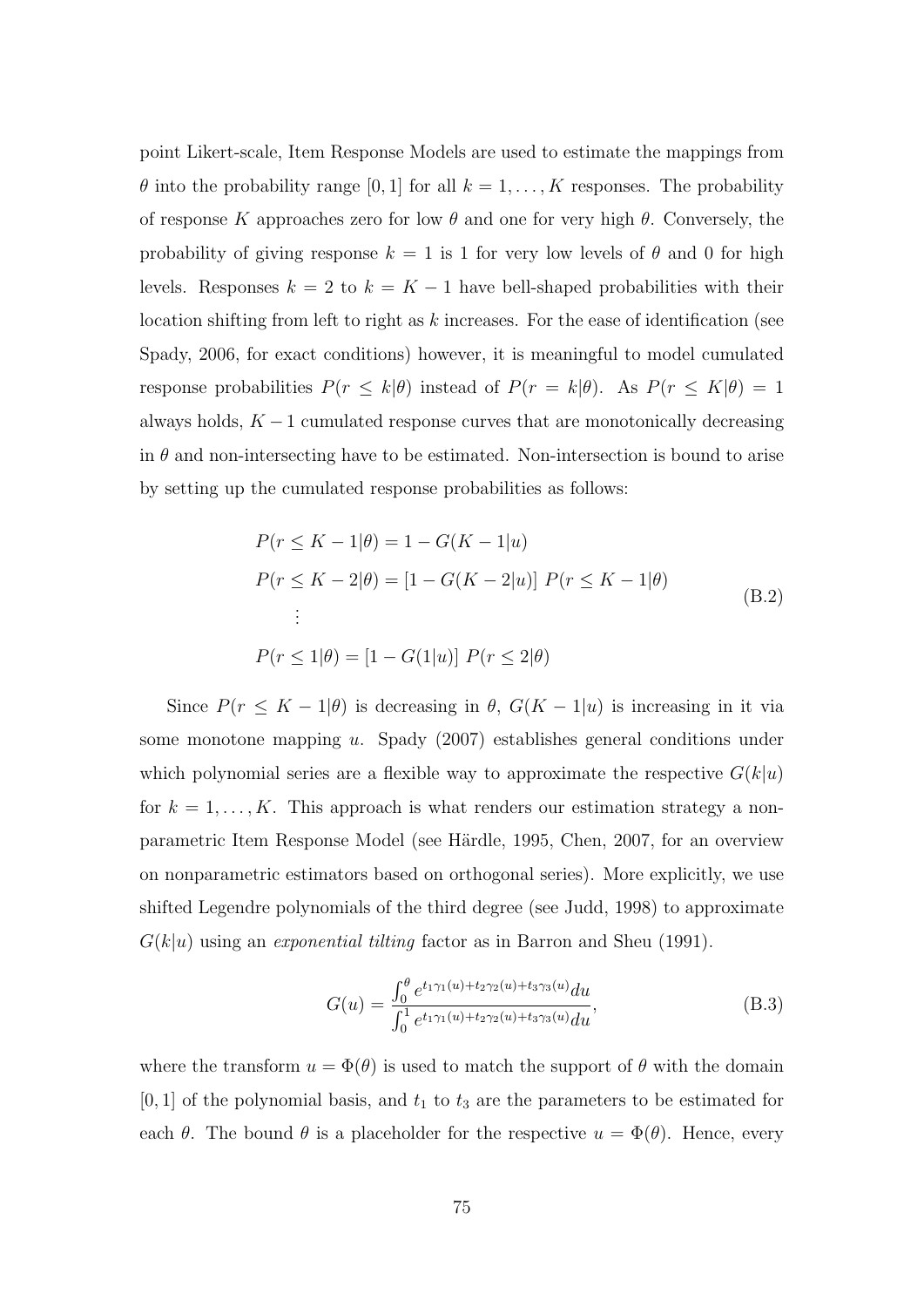point Likert-scale, Item Response Models are used to estimate the mappings from $\theta$ into the probability range $[0, 1]$ for all $k = 1, \ldots, K$ responses. The probability of response $K$ approaches zero for low $\theta$ and one for very high $\theta$. Conversely, the probability of giving response $k = 1$ is 1 for very low levels of $\theta$ and 0 for high levels. Responses $k = 2$ to $k = K - 1$ have bell-shaped probabilities with their location shifting from left to right as $k$ increases. For the ease of identification (see Spady, 2006, for exact conditions) however, it is meaningful to model cumulated response probabilities $P(r \leq k|\theta)$ instead of $P(r = k|\theta)$. As $P(r \leq K|\theta) = 1$ always holds, $K - 1$ cumulated response curves that are monotonically decreasing in $\theta$ and non-intersecting have to be estimated. Non-intersection is bound to arise by setting up the cumulated response probabilities as follows:

$$
\begin{aligned}
P(r \leq K-1|\theta) &= 1 - G(K-1|u) \\
P(r \leq K-2|\theta) &= [1 - G(K-2|u)] \; P(r \leq K-1|\theta) \\
&\vdots \\
P(r \leq 1|\theta) &= [1 - G(1|u)] \; P(r \leq 2|\theta)
\end{aligned}
\tag{B.2}
$$

Since $P(r \leq K-1|\theta)$ is decreasing in $\theta$, $G(K-1|u)$ is increasing in it via some monotone mapping $u$. Spady (2007) establishes general conditions under which polynomial series are a flexible way to approximate the respective $G(k|u)$ for $k = 1, \ldots, K$. This approach is what renders our estimation strategy a non-parametric Item Response Model (see Härdle, 1995, Chen, 2007, for an overview on nonparametric estimators based on orthogonal series). More explicitly, we use shifted Legendre polynomials of the third degree (see Judd, 1998) to approximate $G(k|u)$ using an *exponential tilting* factor as in Barron and Sheu (1991).

$$
G(u) = \frac{\int_0^\theta e^{t_1\gamma_1(u)+t_2\gamma_2(u)+t_3\gamma_3(u)}du}{\int_0^1 e^{t_1\gamma_1(u)+t_2\gamma_2(u)+t_3\gamma_3(u)}du},
\tag{B.3}
$$

where the transform $u = \Phi(\theta)$ is used to match the support of $\theta$ with the domain $[0, 1]$ of the polynomial basis, and $t_1$ to $t_3$ are the parameters to be estimated for each $\theta$. The bound $\theta$ is a placeholder for the respective $u = \Phi(\theta)$. Hence, every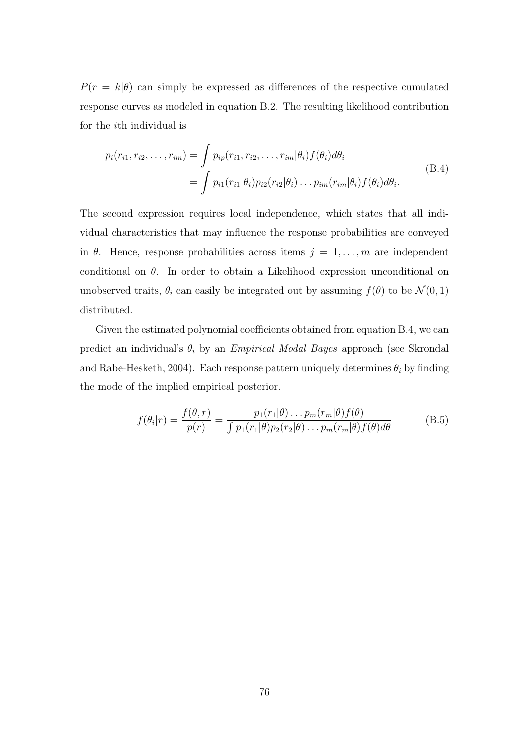$P(r = k|\theta)$ can simply be expressed as differences of the respective cumulated response curves as modeled in equation B.2. The resulting likelihood contribution for the $i$th individual is

$$
\begin{aligned}
p_i(r_{i1}, r_{i2}, \ldots, r_{im}) &= \int p_{ip}(r_{i1}, r_{i2}, \ldots, r_{im}|\theta_i) f(\theta_i) d\theta_i \\
&= \int p_{i1}(r_{i1}|\theta_i) p_{i2}(r_{i2}|\theta_i) \ldots p_{im}(r_{im}|\theta_i) f(\theta_i) d\theta_i.
\end{aligned}
\tag{B.4}
$$

The second expression requires local independence, which states that all individual characteristics that may influence the response probabilities are conveyed in $\theta$. Hence, response probabilities across items $j = 1, \ldots, m$ are independent conditional on $\theta$. In order to obtain a Likelihood expression unconditional on unobserved traits, $\theta_i$ can easily be integrated out by assuming $f(\theta)$ to be $\mathcal{N}(0, 1)$ distributed.

Given the estimated polynomial coefficients obtained from equation B.4, we can predict an individual's $\theta_i$ by an *Empirical Modal Bayes* approach (see Skrondal and Rabe-Hesketh, 2004). Each response pattern uniquely determines $\theta_i$ by finding the mode of the implied empirical posterior.

$$
f(\theta_i|r) = \frac{f(\theta, r)}{p(r)} = \frac{p_1(r_1|\theta) \ldots p_m(r_m|\theta) f(\theta)}{\int p_1(r_1|\theta) p_2(r_2|\theta) \ldots p_m(r_m|\theta) f(\theta) d\theta}
\tag{B.5}
$$